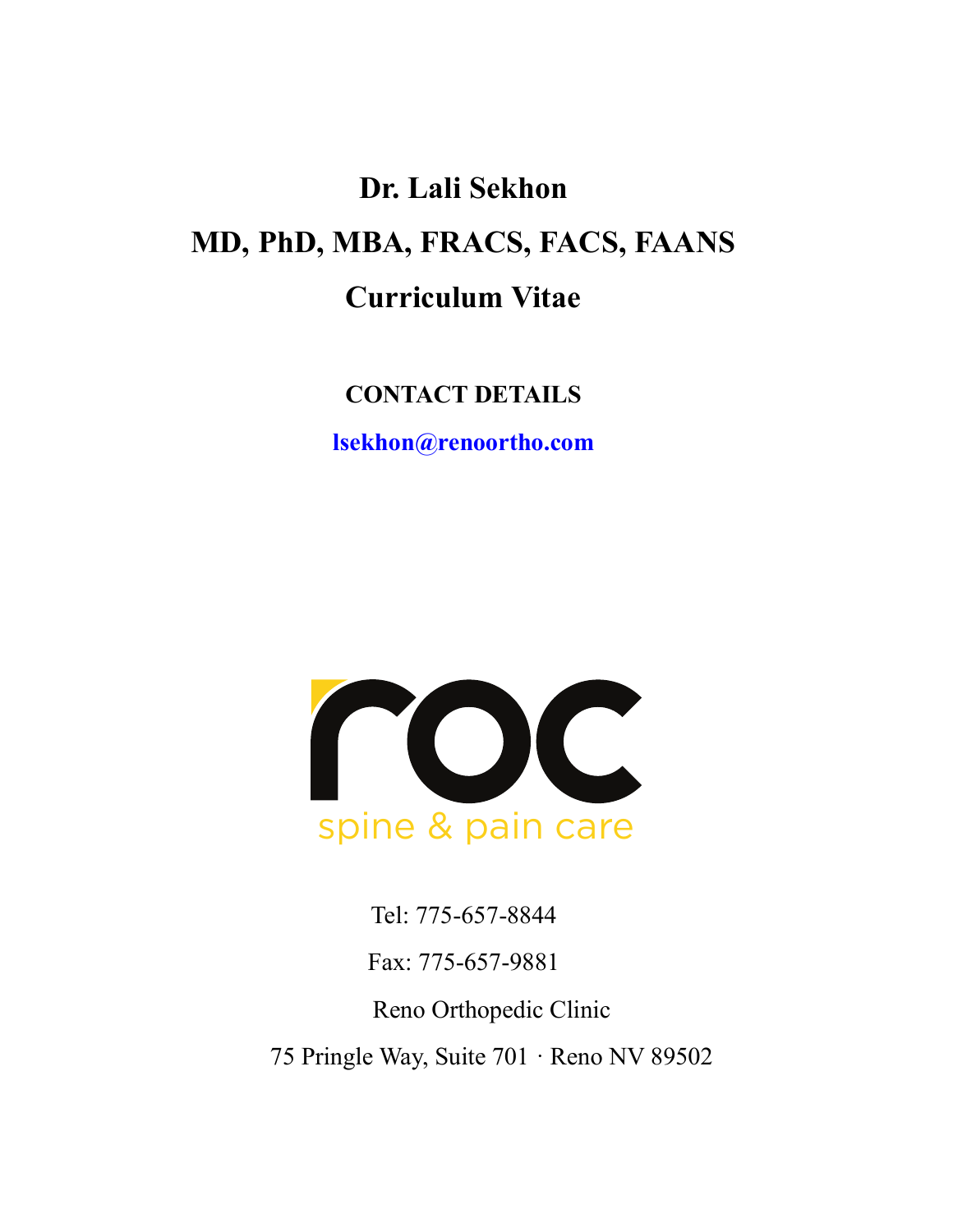# Dr. Lali Sekhon

# MD, PhD, MBA, FRACS, FACS, FAANS

# Curriculum Vitae

**CONTACT DETAILS**

**lsekhon@renoortho.com**

roc

spine & pain care

Tel: 775-657-8844

Fax: 775-657-9881

Reno Orthopedic Clinic

75 Pringle Way, Suite 701 · Reno NV 89502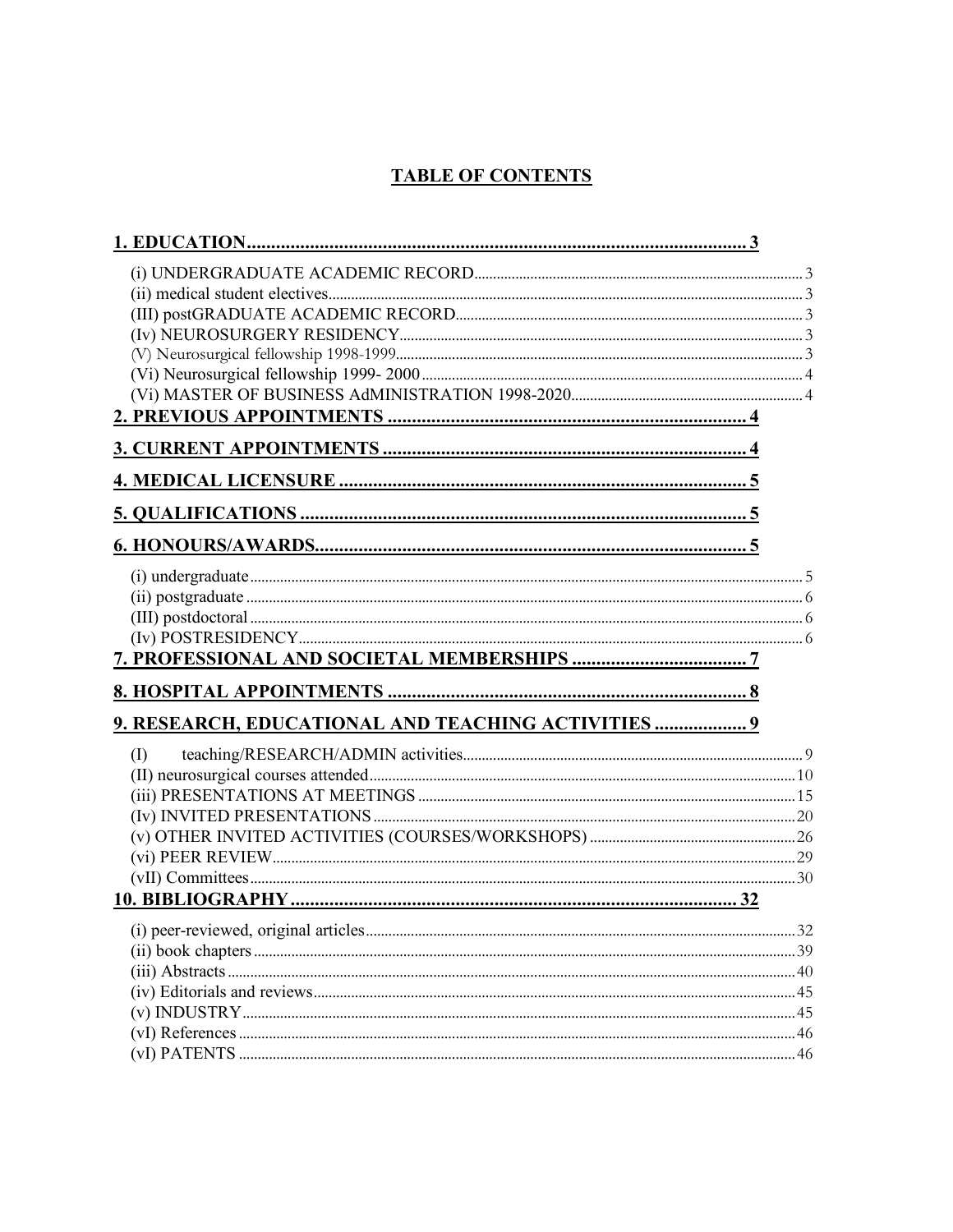# TABLE OF CONTENTS

**1. EDUCATION ..... 3**

- (i) UNDERGRADUATE ACADEMIC RECORD ..... 3
- (ii) medical student electives ..... 3
- (III) postGRADUATE ACADEMIC RECORD ..... 3
- (Iv) NEUROSURGERY RESIDENCY ..... 3
- (V) Neurosurgical fellowship 1998-1999 ..... 3
- (Vi) Neurosurgical fellowship 1999- 2000 ..... 4
- (Vi) MASTER OF BUSINESS AdMINISTRATION 1998-2020 ..... 4

**2. PREVIOUS APPOINTMENTS ..... 4**

**3. CURRENT APPOINTMENTS ..... 4**

**4. MEDICAL LICENSURE ..... 5**

**5. QUALIFICATIONS ..... 5**

**6. HONOURS/AWARDS ..... 5**

- (i) undergraduate ..... 5
- (ii) postgraduate ..... 6
- (III) postdoctoral ..... 6
- (Iv) POSTRESIDENCY ..... 6

**7. PROFESSIONAL AND SOCIETAL MEMBERSHIPS ..... 7**

**8. HOSPITAL APPOINTMENTS ..... 8**

**9. RESEARCH, EDUCATIONAL AND TEACHING ACTIVITIES ..... 9**

- (I) teaching/RESEARCH/ADMIN activities ..... 9
- (II) neurosurgical courses attended ..... 10
- (iii) PRESENTATIONS AT MEETINGS ..... 15
- (Iv) INVITED PRESENTATIONS ..... 20
- (v) OTHER INVITED ACTIVITIES (COURSES/WORKSHOPS) ..... 26
- (vi) PEER REVIEW ..... 29
- (vII) Committees ..... 30

**10. BIBLIOGRAPHY ..... 32**

- (i) peer-reviewed, original articles ..... 32
- (ii) book chapters ..... 39
- (iii) Abstracts ..... 40
- (iv) Editorials and reviews ..... 45
- (v) INDUSTRY ..... 45
- (vI) References ..... 46
- (vI) PATENTS ..... 46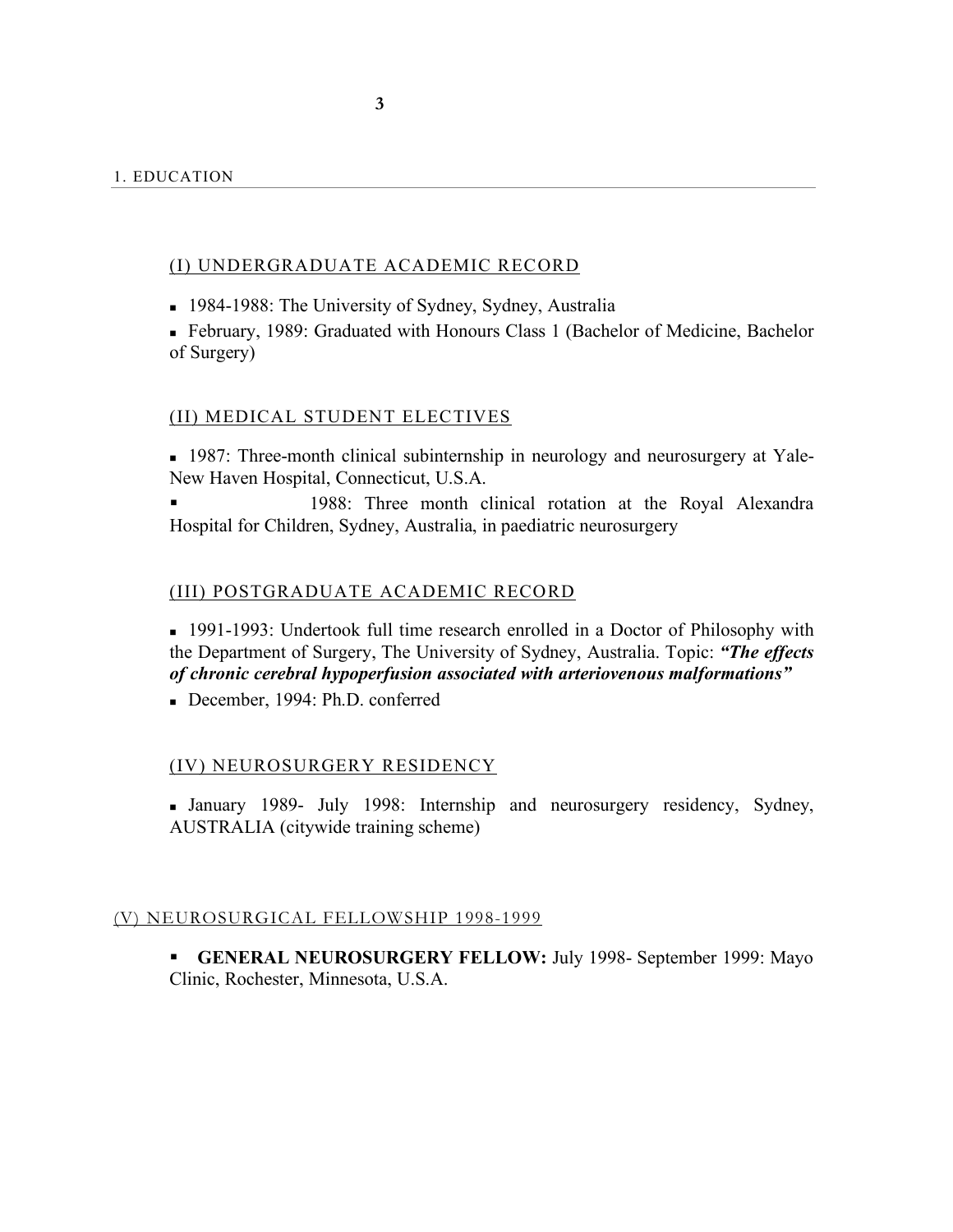## 1. EDUCATION

### (I) UNDERGRADUATE ACADEMIC RECORD

- 1984-1988: The University of Sydney, Sydney, Australia
- February, 1989: Graduated with Honours Class 1 (Bachelor of Medicine, Bachelor of Surgery)

### (II) MEDICAL STUDENT ELECTIVES

- 1987: Three-month clinical subinternship in neurology and neurosurgery at Yale-New Haven Hospital, Connecticut, U.S.A.
- 1988: Three month clinical rotation at the Royal Alexandra Hospital for Children, Sydney, Australia, in paediatric neurosurgery

### (III) POSTGRADUATE ACADEMIC RECORD

- 1991-1993: Undertook full time research enrolled in a Doctor of Philosophy with the Department of Surgery, The University of Sydney, Australia. Topic: ***"The effects of chronic cerebral hypoperfusion associated with arteriovenous malformations"***
- December, 1994: Ph.D. conferred

### (IV) NEUROSURGERY RESIDENCY

- January 1989- July 1998: Internship and neurosurgery residency, Sydney, AUSTRALIA (citywide training scheme)

### (V) NEUROSURGICAL FELLOWSHIP 1998-1999

- **GENERAL NEUROSURGERY FELLOW:** July 1998- September 1999: Mayo Clinic, Rochester, Minnesota, U.S.A.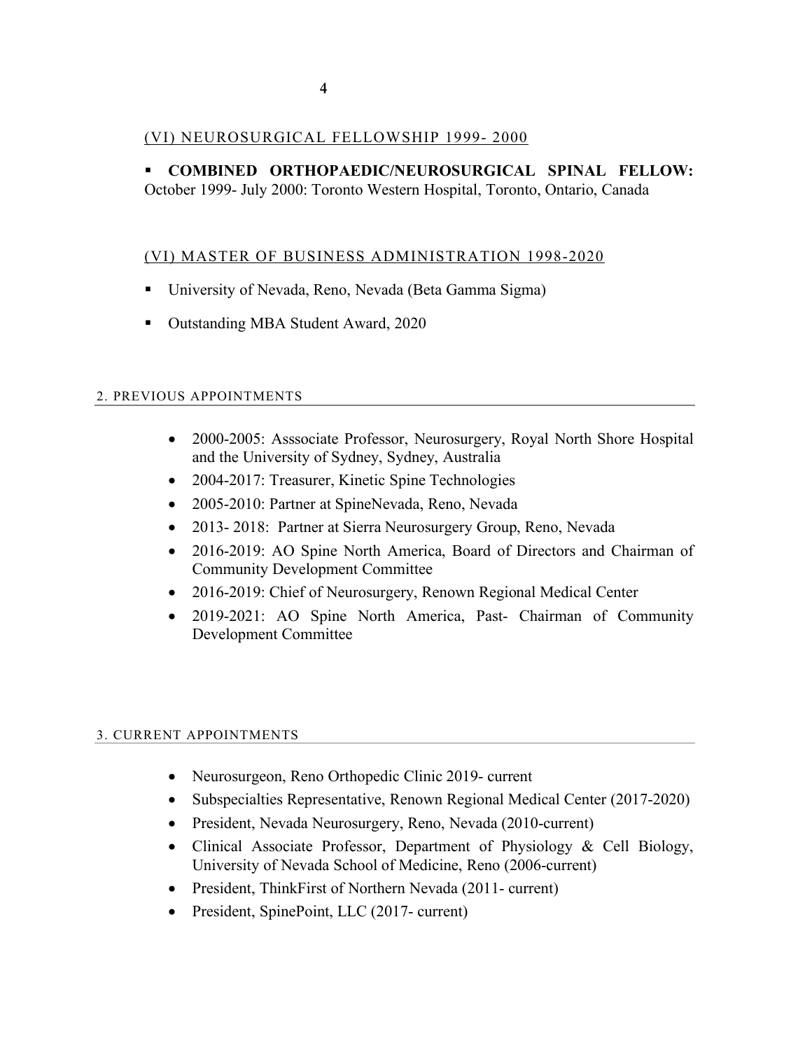### (VI) NEUROSURGICAL FELLOWSHIP 1999- 2000

- **COMBINED ORTHOPAEDIC/NEUROSURGICAL SPINAL FELLOW:** October 1999- July 2000: Toronto Western Hospital, Toronto, Ontario, Canada

### (VI) MASTER OF BUSINESS ADMINISTRATION 1998-2020

- University of Nevada, Reno, Nevada (Beta Gamma Sigma)
- Outstanding MBA Student Award, 2020

## 2. PREVIOUS APPOINTMENTS

- 2000-2005: Asssociate Professor, Neurosurgery, Royal North Shore Hospital and the University of Sydney, Sydney, Australia
- 2004-2017: Treasurer, Kinetic Spine Technologies
- 2005-2010: Partner at SpineNevada, Reno, Nevada
- 2013- 2018: Partner at Sierra Neurosurgery Group, Reno, Nevada
- 2016-2019: AO Spine North America, Board of Directors and Chairman of Community Development Committee
- 2016-2019: Chief of Neurosurgery, Renown Regional Medical Center
- 2019-2021: AO Spine North America, Past- Chairman of Community Development Committee

## 3. CURRENT APPOINTMENTS

- Neurosurgeon, Reno Orthopedic Clinic 2019- current
- Subspecialties Representative, Renown Regional Medical Center (2017-2020)
- President, Nevada Neurosurgery, Reno, Nevada (2010-current)
- Clinical Associate Professor, Department of Physiology & Cell Biology, University of Nevada School of Medicine, Reno (2006-current)
- President, ThinkFirst of Northern Nevada (2011- current)
- President, SpinePoint, LLC (2017- current)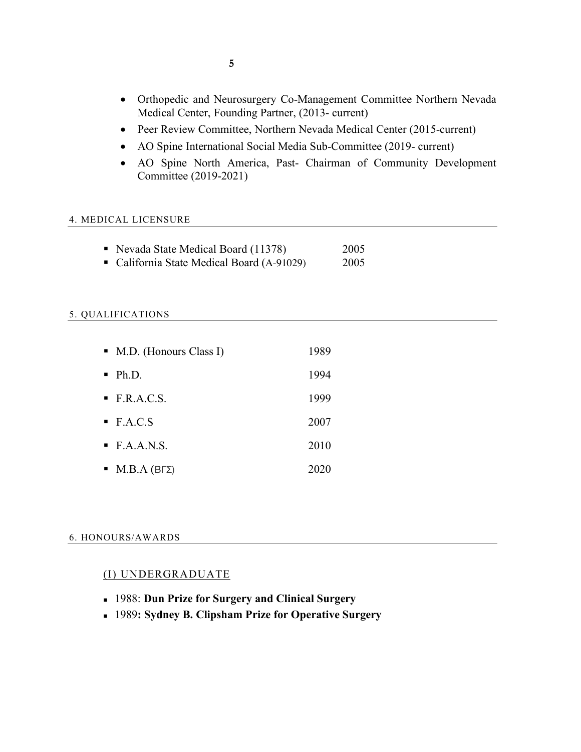- Orthopedic and Neurosurgery Co-Management Committee Northern Nevada Medical Center, Founding Partner, (2013- current)
- Peer Review Committee, Northern Nevada Medical Center (2015-current)
- AO Spine International Social Media Sub-Committee (2019- current)
- AO Spine North America, Past- Chairman of Community Development Committee (2019-2021)

## 4. MEDICAL LICENSURE

- Nevada State Medical Board (11378) 2005
- California State Medical Board (A-91029) 2005

## 5. QUALIFICATIONS

- M.D. (Honours Class I) 1989
- Ph.D. 1994
- F.R.A.C.S. 1999
- F.A.C.S 2007
- F.A.A.N.S. 2010
- M.B.A (ΒΓΣ) 2020

## 6. HONOURS/AWARDS

### (I) UNDERGRADUATE

- 1988: **Dun Prize for Surgery and Clinical Surgery**
- 1989**: Sydney B. Clipsham Prize for Operative Surgery**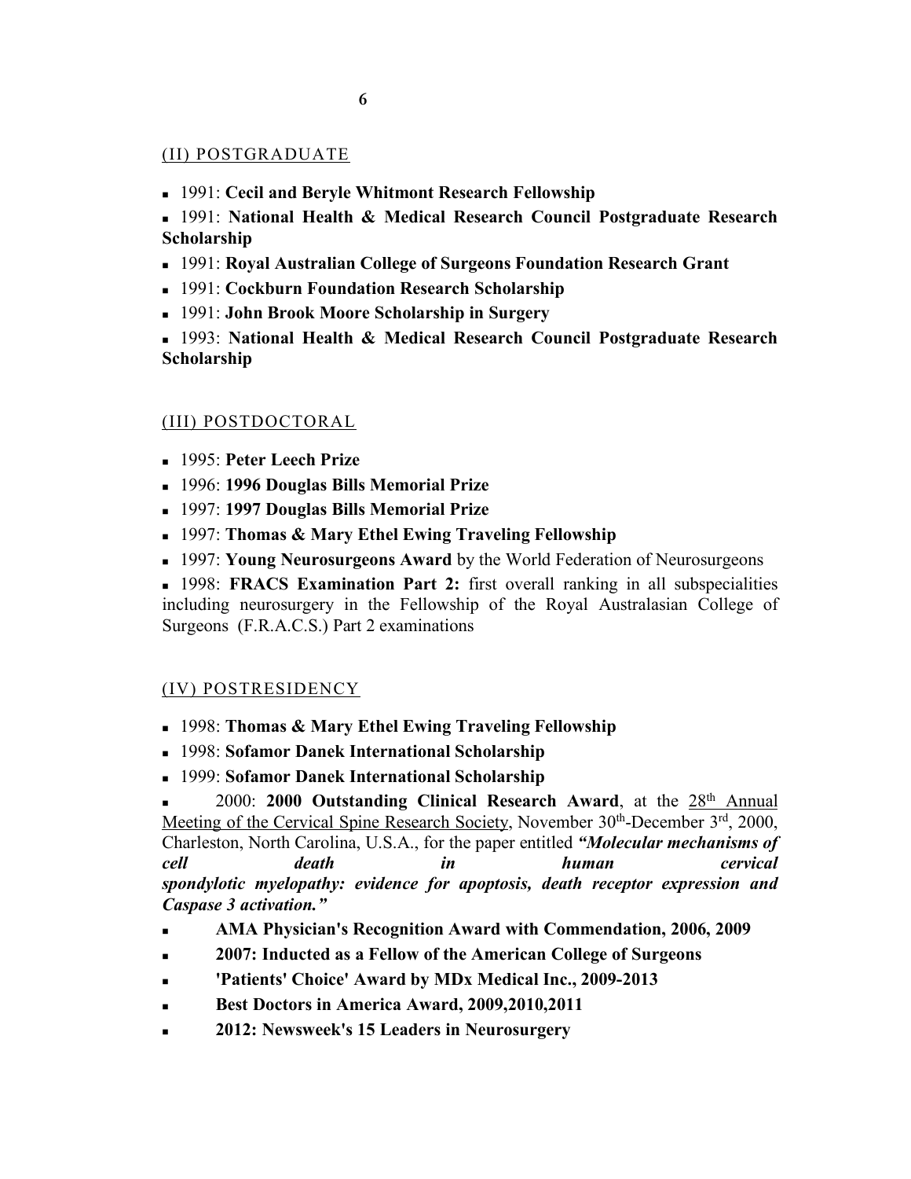## (II) POSTGRADUATE

- 1991: **Cecil and Beryle Whitmont Research Fellowship**
- 1991: **National Health & Medical Research Council Postgraduate Research Scholarship**
- 1991: **Royal Australian College of Surgeons Foundation Research Grant**
- 1991: **Cockburn Foundation Research Scholarship**
- 1991: **John Brook Moore Scholarship in Surgery**
- 1993: **National Health & Medical Research Council Postgraduate Research Scholarship**

## (III) POSTDOCTORAL

- 1995: **Peter Leech Prize**
- 1996: **1996 Douglas Bills Memorial Prize**
- 1997: **1997 Douglas Bills Memorial Prize**
- 1997: **Thomas & Mary Ethel Ewing Traveling Fellowship**
- 1997: **Young Neurosurgeons Award** by the World Federation of Neurosurgeons
- 1998: **FRACS Examination Part 2:** first overall ranking in all subspecialities including neurosurgery in the Fellowship of the Royal Australasian College of Surgeons (F.R.A.C.S.) Part 2 examinations

## (IV) POSTRESIDENCY

- 1998: **Thomas & Mary Ethel Ewing Traveling Fellowship**
- 1998: **Sofamor Danek International Scholarship**
- 1999: **Sofamor Danek International Scholarship**
- 2000: **2000 Outstanding Clinical Research Award**, at the 28th Annual Meeting of the Cervical Spine Research Society, November 30th-December 3rd, 2000, Charleston, North Carolina, U.S.A., for the paper entitled ***"Molecular mechanisms of cell death in human cervical spondylotic myelopathy: evidence for apoptosis, death receptor expression and Caspase 3 activation."***
- **AMA Physician's Recognition Award with Commendation, 2006, 2009**
- **2007: Inducted as a Fellow of the American College of Surgeons**
- **'Patients' Choice' Award by MDx Medical Inc., 2009-2013**
- **Best Doctors in America Award, 2009,2010,2011**
- **2012: Newsweek's 15 Leaders in Neurosurgery**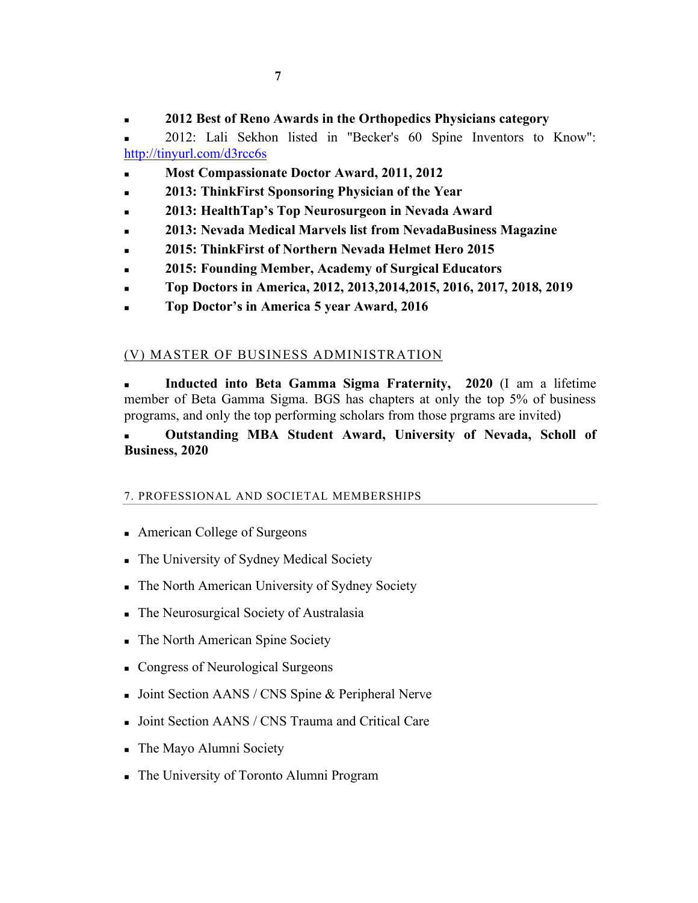- **2012 Best of Reno Awards in the Orthopedics Physicians category**
- 2012: Lali Sekhon listed in "Becker's 60 Spine Inventors to Know": http://tinyurl.com/d3rcc6s
- **Most Compassionate Doctor Award, 2011, 2012**
- **2013: ThinkFirst Sponsoring Physician of the Year**
- **2013: HealthTap's Top Neurosurgeon in Nevada Award**
- **2013: Nevada Medical Marvels list from NevadaBusiness Magazine**
- **2015: ThinkFirst of Northern Nevada Helmet Hero 2015**
- **2015: Founding Member, Academy of Surgical Educators**
- **Top Doctors in America, 2012, 2013,2014,2015, 2016, 2017, 2018, 2019**
- **Top Doctor's in America 5 year Award, 2016**

### (V) MASTER OF BUSINESS ADMINISTRATION

- **Inducted into Beta Gamma Sigma Fraternity, 2020** (I am a lifetime member of Beta Gamma Sigma. BGS has chapters at only the top 5% of business programs, and only the top performing scholars from those prgrams are invited)
- **Outstanding MBA Student Award, University of Nevada, Scholl of Business, 2020**

## 7. PROFESSIONAL AND SOCIETAL MEMBERSHIPS

- American College of Surgeons
- The University of Sydney Medical Society
- The North American University of Sydney Society
- The Neurosurgical Society of Australasia
- The North American Spine Society
- Congress of Neurological Surgeons
- Joint Section AANS / CNS Spine & Peripheral Nerve
- Joint Section AANS / CNS Trauma and Critical Care
- The Mayo Alumni Society
- The University of Toronto Alumni Program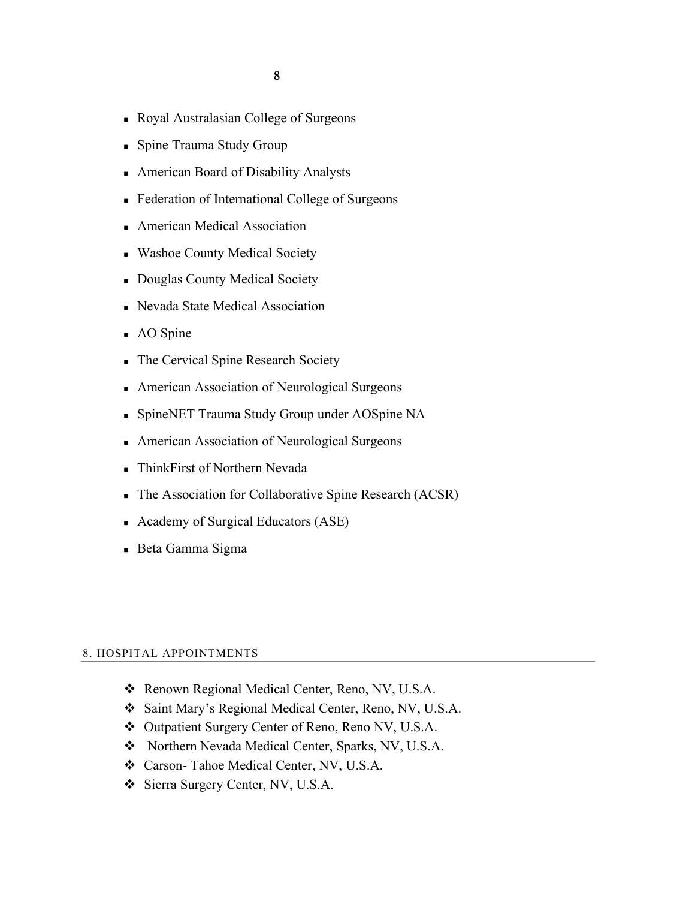- Royal Australasian College of Surgeons
- Spine Trauma Study Group
- American Board of Disability Analysts
- Federation of International College of Surgeons
- American Medical Association
- Washoe County Medical Society
- Douglas County Medical Society
- Nevada State Medical Association
- AO Spine
- The Cervical Spine Research Society
- American Association of Neurological Surgeons
- SpineNET Trauma Study Group under AOSpine NA
- American Association of Neurological Surgeons
- ThinkFirst of Northern Nevada
- The Association for Collaborative Spine Research (ACSR)
- Academy of Surgical Educators (ASE)
- Beta Gamma Sigma

## 8. HOSPITAL APPOINTMENTS

- Renown Regional Medical Center, Reno, NV, U.S.A.
- Saint Mary's Regional Medical Center, Reno, NV, U.S.A.
- Outpatient Surgery Center of Reno, Reno NV, U.S.A.
- Northern Nevada Medical Center, Sparks, NV, U.S.A.
- Carson- Tahoe Medical Center, NV, U.S.A.
- Sierra Surgery Center, NV, U.S.A.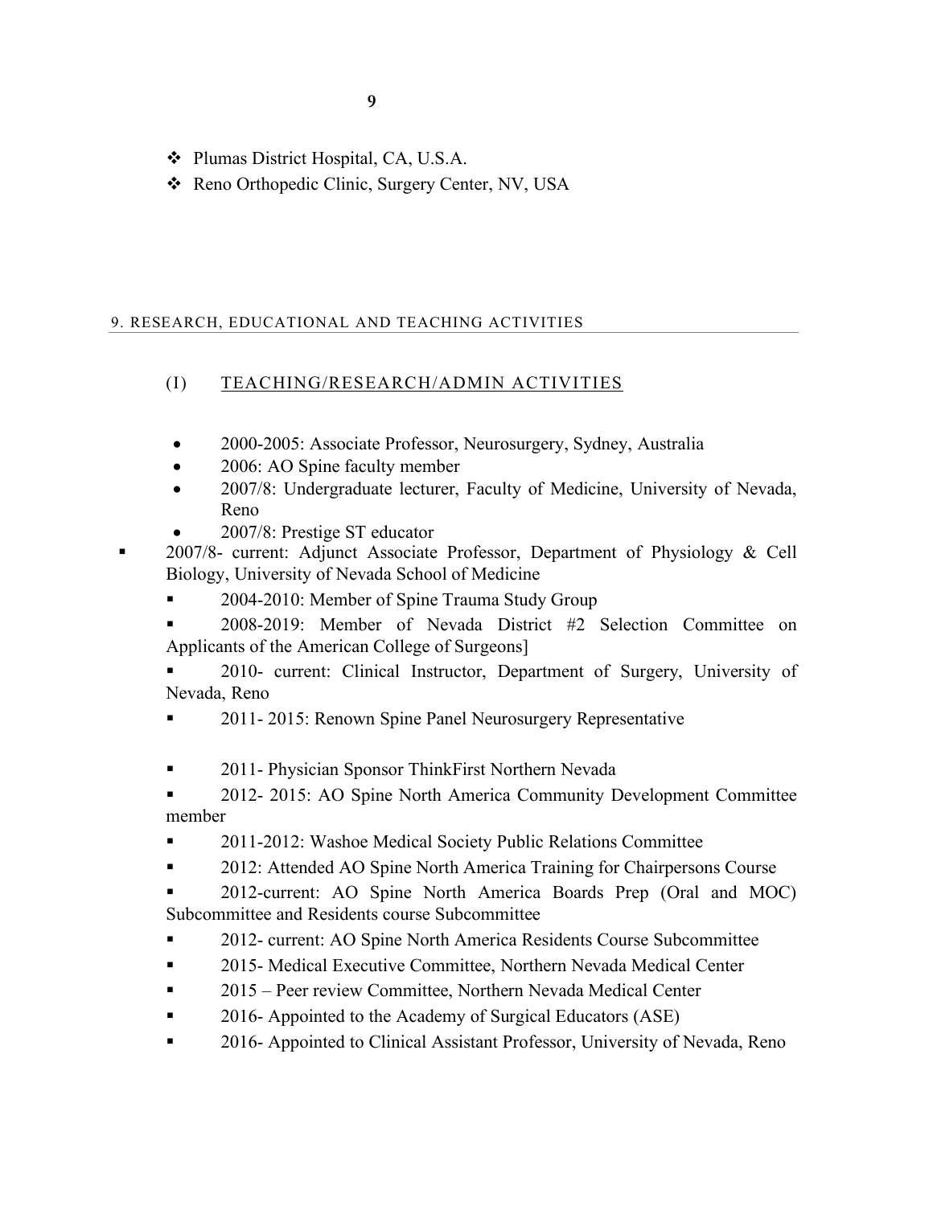- Plumas District Hospital, CA, U.S.A.
- Reno Orthopedic Clinic, Surgery Center, NV, USA

## 9. RESEARCH, EDUCATIONAL AND TEACHING ACTIVITIES

### (I) TEACHING/RESEARCH/ADMIN ACTIVITIES

- 2000-2005: Associate Professor, Neurosurgery, Sydney, Australia
- 2006: AO Spine faculty member
- 2007/8: Undergraduate lecturer, Faculty of Medicine, University of Nevada, Reno
- 2007/8: Prestige ST educator
- 2007/8- current: Adjunct Associate Professor, Department of Physiology & Cell Biology, University of Nevada School of Medicine
- 2004-2010: Member of Spine Trauma Study Group
- 2008-2019: Member of Nevada District #2 Selection Committee on Applicants of the American College of Surgeons]
- 2010- current: Clinical Instructor, Department of Surgery, University of Nevada, Reno
- 2011- 2015: Renown Spine Panel Neurosurgery Representative
- 2011- Physician Sponsor ThinkFirst Northern Nevada
- 2012- 2015: AO Spine North America Community Development Committee member
- 2011-2012: Washoe Medical Society Public Relations Committee
- 2012: Attended AO Spine North America Training for Chairpersons Course
- 2012-current: AO Spine North America Boards Prep (Oral and MOC) Subcommittee and Residents course Subcommittee
- 2012- current: AO Spine North America Residents Course Subcommittee
- 2015- Medical Executive Committee, Northern Nevada Medical Center
- 2015 – Peer review Committee, Northern Nevada Medical Center
- 2016- Appointed to the Academy of Surgical Educators (ASE)
- 2016- Appointed to Clinical Assistant Professor, University of Nevada, Reno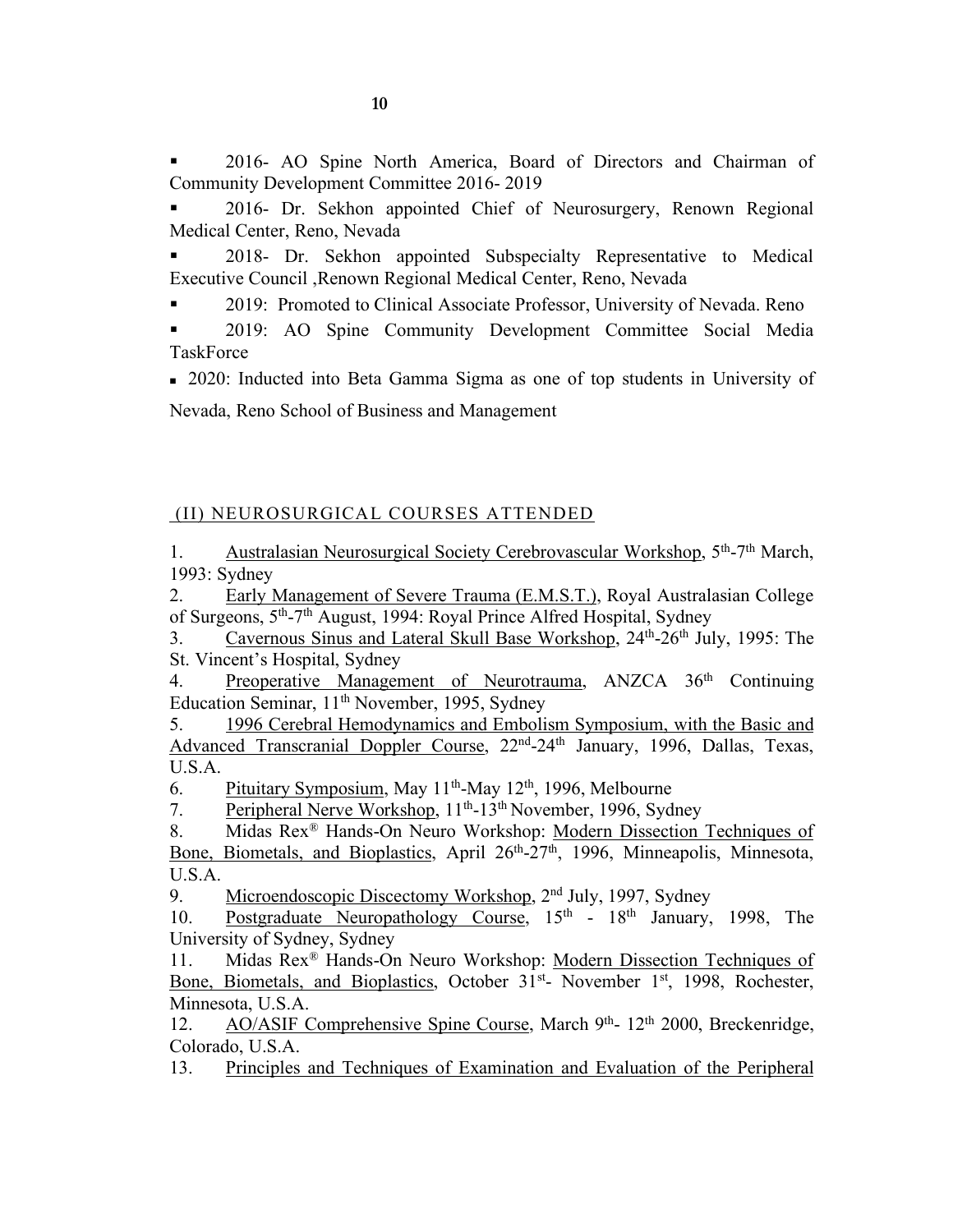- 2016- AO Spine North America, Board of Directors and Chairman of Community Development Committee 2016- 2019
- 2016- Dr. Sekhon appointed Chief of Neurosurgery, Renown Regional Medical Center, Reno, Nevada
- 2018- Dr. Sekhon appointed Subspecialty Representative to Medical Executive Council ,Renown Regional Medical Center, Reno, Nevada
- 2019: Promoted to Clinical Associate Professor, University of Nevada. Reno
- 2019: AO Spine Community Development Committee Social Media TaskForce
- 2020: Inducted into Beta Gamma Sigma as one of top students in University of Nevada, Reno School of Business and Management

## (II) NEUROSURGICAL COURSES ATTENDED

1. Australasian Neurosurgical Society Cerebrovascular Workshop, 5th-7th March, 1993: Sydney
2. Early Management of Severe Trauma (E.M.S.T.), Royal Australasian College of Surgeons, 5th-7th August, 1994: Royal Prince Alfred Hospital, Sydney
3. Cavernous Sinus and Lateral Skull Base Workshop, 24th-26th July, 1995: The St. Vincent's Hospital, Sydney
4. Preoperative Management of Neurotrauma, ANZCA 36th Continuing Education Seminar, 11th November, 1995, Sydney
5. 1996 Cerebral Hemodynamics and Embolism Symposium, with the Basic and Advanced Transcranial Doppler Course, 22nd-24th January, 1996, Dallas, Texas, U.S.A.
6. Pituitary Symposium, May 11th-May 12th, 1996, Melbourne
7. Peripheral Nerve Workshop, 11th-13th November, 1996, Sydney
8. Midas Rex® Hands-On Neuro Workshop: Modern Dissection Techniques of Bone, Biometals, and Bioplastics, April 26th-27th, 1996, Minneapolis, Minnesota, U.S.A.
9. Microendoscopic Discectomy Workshop, 2nd July, 1997, Sydney
10. Postgraduate Neuropathology Course, 15th - 18th January, 1998, The University of Sydney, Sydney
11. Midas Rex® Hands-On Neuro Workshop: Modern Dissection Techniques of Bone, Biometals, and Bioplastics, October 31st- November 1st, 1998, Rochester, Minnesota, U.S.A.
12. AO/ASIF Comprehensive Spine Course, March 9th- 12th 2000, Breckenridge, Colorado, U.S.A.
13. Principles and Techniques of Examination and Evaluation of the Peripheral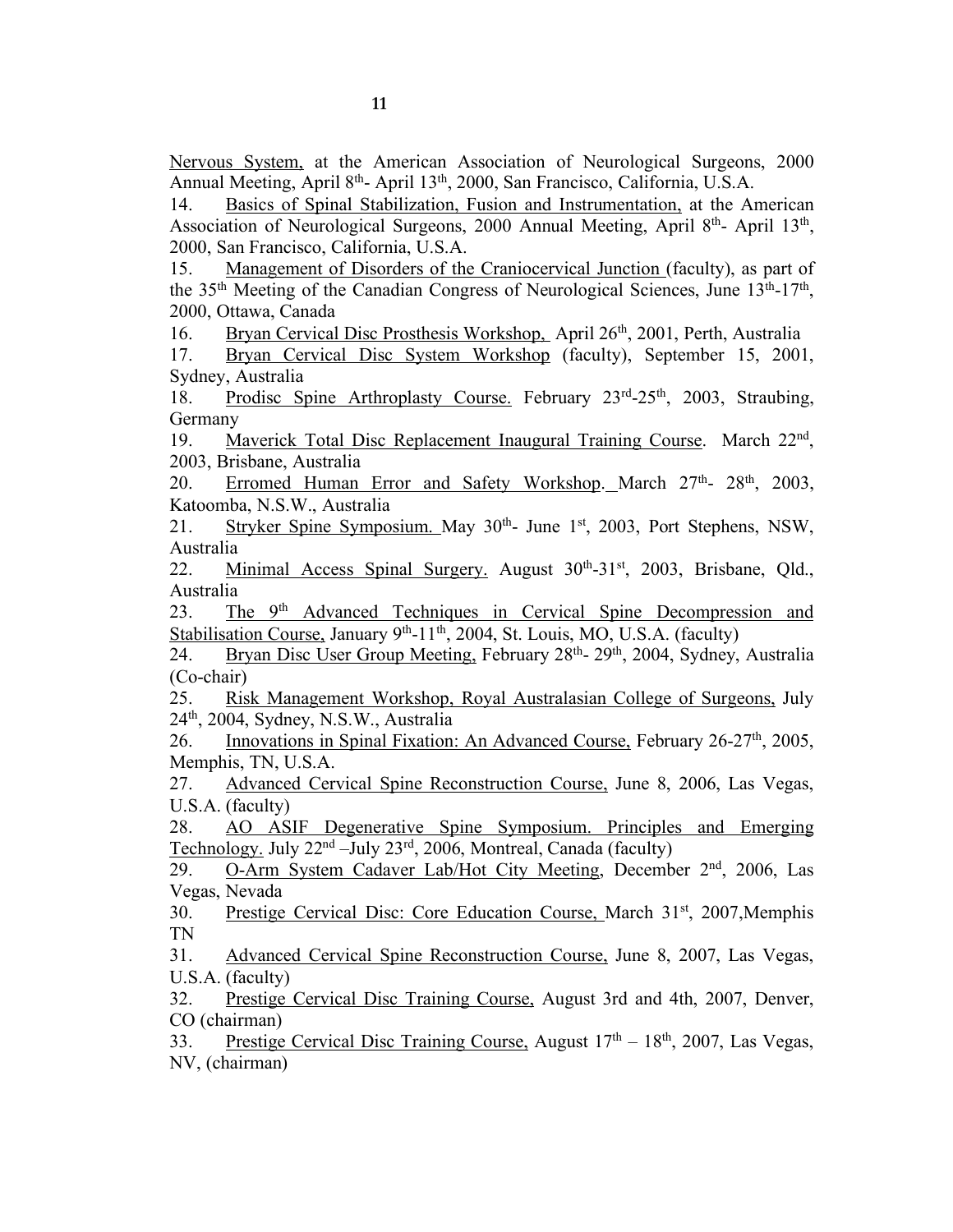Nervous System, at the American Association of Neurological Surgeons, 2000 Annual Meeting, April 8th- April 13th, 2000, San Francisco, California, U.S.A.

14. Basics of Spinal Stabilization, Fusion and Instrumentation, at the American Association of Neurological Surgeons, 2000 Annual Meeting, April 8th- April 13th, 2000, San Francisco, California, U.S.A.

15. Management of Disorders of the Craniocervical Junction (faculty), as part of the 35th Meeting of the Canadian Congress of Neurological Sciences, June 13th-17th, 2000, Ottawa, Canada

16. Bryan Cervical Disc Prosthesis Workshop, April 26th, 2001, Perth, Australia

17. Bryan Cervical Disc System Workshop (faculty), September 15, 2001, Sydney, Australia

18. Prodisc Spine Arthroplasty Course. February 23rd-25th, 2003, Straubing, Germany

19. Maverick Total Disc Replacement Inaugural Training Course. March 22nd, 2003, Brisbane, Australia

20. Erromed Human Error and Safety Workshop. March 27th- 28th, 2003, Katoomba, N.S.W., Australia

21. Stryker Spine Symposium. May 30th- June 1st, 2003, Port Stephens, NSW, Australia

22. Minimal Access Spinal Surgery. August 30th-31st, 2003, Brisbane, Qld., Australia

23. The 9th Advanced Techniques in Cervical Spine Decompression and Stabilisation Course, January 9th-11th, 2004, St. Louis, MO, U.S.A. (faculty)

24. Bryan Disc User Group Meeting, February 28th- 29th, 2004, Sydney, Australia (Co-chair)

25. Risk Management Workshop, Royal Australasian College of Surgeons, July 24th, 2004, Sydney, N.S.W., Australia

26. Innovations in Spinal Fixation: An Advanced Course, February 26-27th, 2005, Memphis, TN, U.S.A.

27. Advanced Cervical Spine Reconstruction Course, June 8, 2006, Las Vegas, U.S.A. (faculty)

28. AO ASIF Degenerative Spine Symposium. Principles and Emerging Technology. July 22nd –July 23rd, 2006, Montreal, Canada (faculty)

29. O-Arm System Cadaver Lab/Hot City Meeting, December 2nd, 2006, Las Vegas, Nevada

30. Prestige Cervical Disc: Core Education Course, March 31st, 2007,Memphis TN

31. Advanced Cervical Spine Reconstruction Course, June 8, 2007, Las Vegas, U.S.A. (faculty)

32. Prestige Cervical Disc Training Course, August 3rd and 4th, 2007, Denver, CO (chairman)

33. Prestige Cervical Disc Training Course, August 17th – 18th, 2007, Las Vegas, NV, (chairman)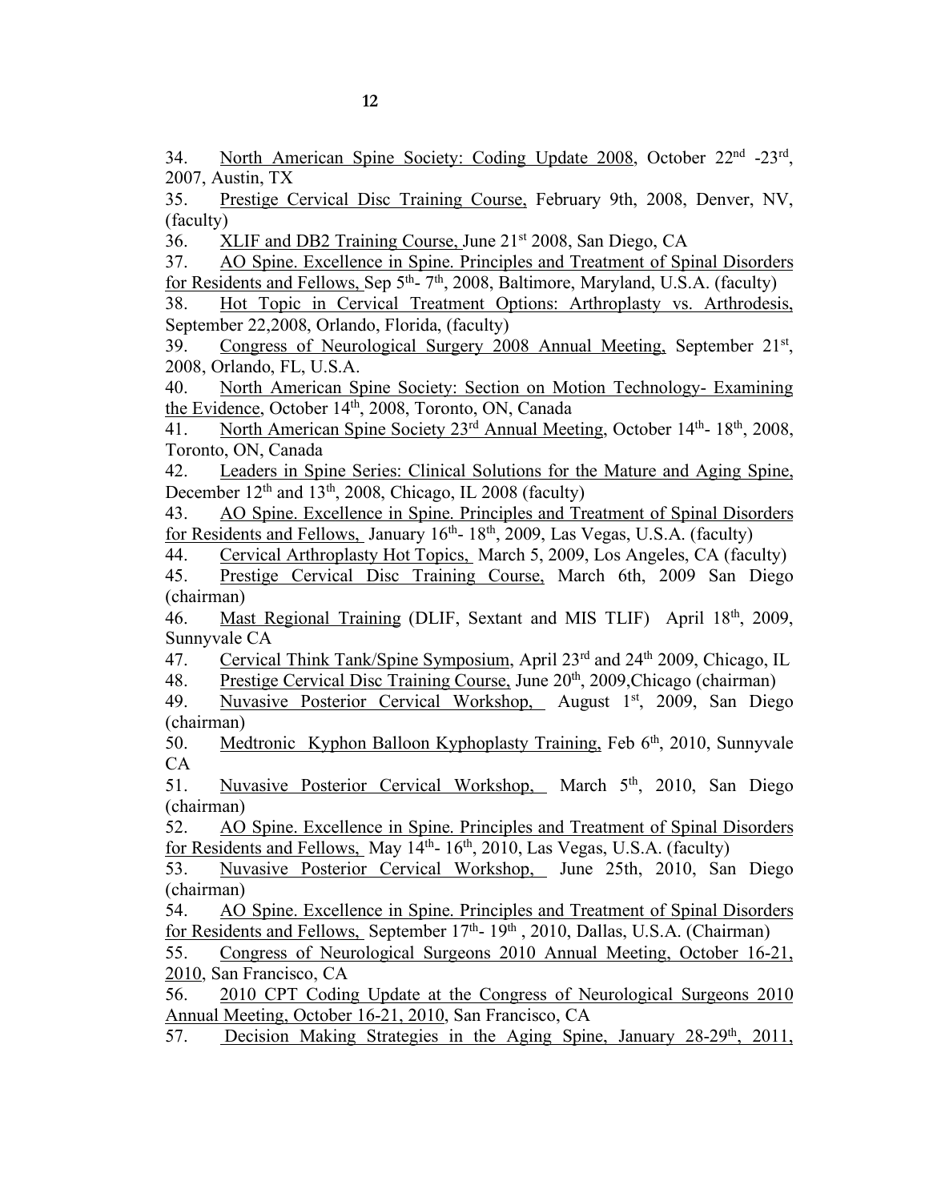34. North American Spine Society: Coding Update 2008, October 22nd -23rd, 2007, Austin, TX

35. Prestige Cervical Disc Training Course, February 9th, 2008, Denver, NV, (faculty)

36. XLIF and DB2 Training Course, June 21st 2008, San Diego, CA

37. AO Spine. Excellence in Spine. Principles and Treatment of Spinal Disorders for Residents and Fellows, Sep 5th- 7th, 2008, Baltimore, Maryland, U.S.A. (faculty)

38. Hot Topic in Cervical Treatment Options: Arthroplasty vs. Arthrodesis, September 22,2008, Orlando, Florida, (faculty)

39. Congress of Neurological Surgery 2008 Annual Meeting, September 21st, 2008, Orlando, FL, U.S.A.

40. North American Spine Society: Section on Motion Technology- Examining the Evidence, October 14th, 2008, Toronto, ON, Canada

41. North American Spine Society 23rd Annual Meeting, October 14th- 18th, 2008, Toronto, ON, Canada

42. Leaders in Spine Series: Clinical Solutions for the Mature and Aging Spine, December 12th and 13th, 2008, Chicago, IL 2008 (faculty)

43. AO Spine. Excellence in Spine. Principles and Treatment of Spinal Disorders for Residents and Fellows, January 16th- 18th, 2009, Las Vegas, U.S.A. (faculty)

44. Cervical Arthroplasty Hot Topics, March 5, 2009, Los Angeles, CA (faculty)

45. Prestige Cervical Disc Training Course, March 6th, 2009 San Diego (chairman)

46. Mast Regional Training (DLIF, Sextant and MIS TLIF) April 18th, 2009, Sunnyvale CA

47. Cervical Think Tank/Spine Symposium, April 23rd and 24th 2009, Chicago, IL

48. Prestige Cervical Disc Training Course, June 20th, 2009,Chicago (chairman)

49. Nuvasive Posterior Cervical Workshop, August 1st, 2009, San Diego (chairman)

50. Medtronic Kyphon Balloon Kyphoplasty Training, Feb 6th, 2010, Sunnyvale CA

51. Nuvasive Posterior Cervical Workshop, March 5th, 2010, San Diego (chairman)

52. AO Spine. Excellence in Spine. Principles and Treatment of Spinal Disorders for Residents and Fellows, May 14th- 16th, 2010, Las Vegas, U.S.A. (faculty)

53. Nuvasive Posterior Cervical Workshop, June 25th, 2010, San Diego (chairman)

54. AO Spine. Excellence in Spine. Principles and Treatment of Spinal Disorders for Residents and Fellows, September 17th- 19th , 2010, Dallas, U.S.A. (Chairman)

55. Congress of Neurological Surgeons 2010 Annual Meeting, October 16-21, 2010, San Francisco, CA

56. 2010 CPT Coding Update at the Congress of Neurological Surgeons 2010 Annual Meeting, October 16-21, 2010, San Francisco, CA

57. Decision Making Strategies in the Aging Spine, January 28-29th, 2011,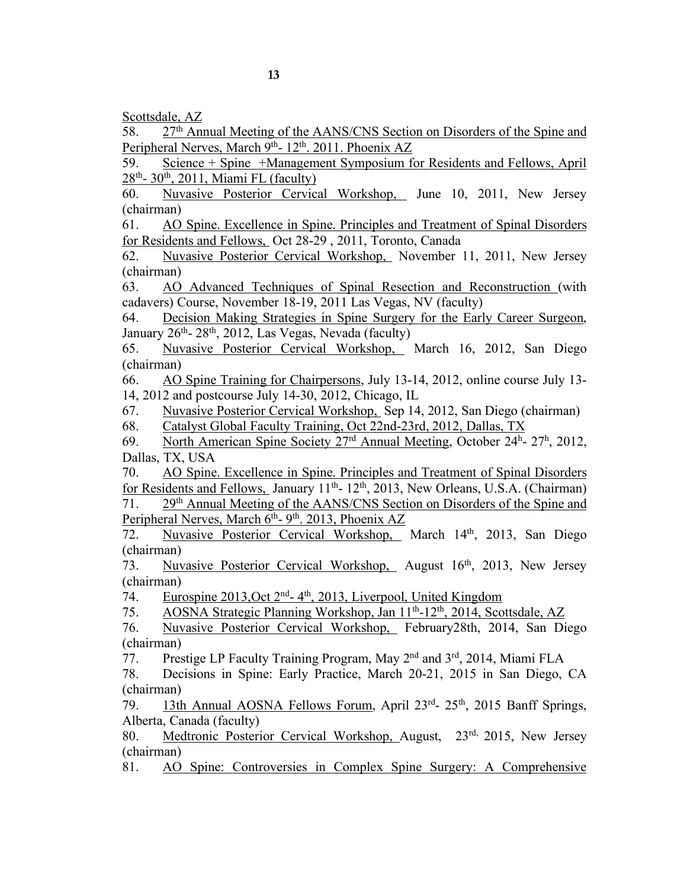Scottsdale, AZ

58. 27th Annual Meeting of the AANS/CNS Section on Disorders of the Spine and Peripheral Nerves, March 9th- 12th. 2011. Phoenix AZ
59. Science + Spine +Management Symposium for Residents and Fellows, April 28th- 30th, 2011, Miami FL (faculty)
60. Nuvasive Posterior Cervical Workshop, June 10, 2011, New Jersey (chairman)
61. AO Spine. Excellence in Spine. Principles and Treatment of Spinal Disorders for Residents and Fellows, Oct 28-29 , 2011, Toronto, Canada
62. Nuvasive Posterior Cervical Workshop, November 11, 2011, New Jersey (chairman)
63. AO Advanced Techniques of Spinal Resection and Reconstruction (with cadavers) Course, November 18-19, 2011 Las Vegas, NV (faculty)
64. Decision Making Strategies in Spine Surgery for the Early Career Surgeon, January 26th- 28th, 2012, Las Vegas, Nevada (faculty)
65. Nuvasive Posterior Cervical Workshop, March 16, 2012, San Diego (chairman)
66. AO Spine Training for Chairpersons, July 13-14, 2012, online course July 13-14, 2012 and postcourse July 14-30, 2012, Chicago, IL
67. Nuvasive Posterior Cervical Workshop, Sep 14, 2012, San Diego (chairman)
68. Catalyst Global Faculty Training, Oct 22nd-23rd, 2012, Dallas, TX
69. North American Spine Society 27rd Annual Meeting, October 24h- 27h, 2012, Dallas, TX, USA
70. AO Spine. Excellence in Spine. Principles and Treatment of Spinal Disorders for Residents and Fellows, January 11th- 12th, 2013, New Orleans, U.S.A. (Chairman)
71. 29th Annual Meeting of the AANS/CNS Section on Disorders of the Spine and Peripheral Nerves, March 6th- 9th. 2013, Phoenix AZ
72. Nuvasive Posterior Cervical Workshop, March 14th, 2013, San Diego (chairman)
73. Nuvasive Posterior Cervical Workshop, August 16th, 2013, New Jersey (chairman)
74. Eurospine 2013,Oct 2nd- 4th, 2013, Liverpool, United Kingdom
75. AOSNA Strategic Planning Workshop, Jan 11th-12th, 2014, Scottsdale, AZ
76. Nuvasive Posterior Cervical Workshop, February28th, 2014, San Diego (chairman)
77. Prestige LP Faculty Training Program, May 2nd and 3rd, 2014, Miami FLA
78. Decisions in Spine: Early Practice, March 20-21, 2015 in San Diego, CA (chairman)
79. 13th Annual AOSNA Fellows Forum, April 23rd- 25th, 2015 Banff Springs, Alberta, Canada (faculty)
80. Medtronic Posterior Cervical Workshop, August, 23rd, 2015, New Jersey (chairman)
81. AO Spine: Controversies in Complex Spine Surgery: A Comprehensive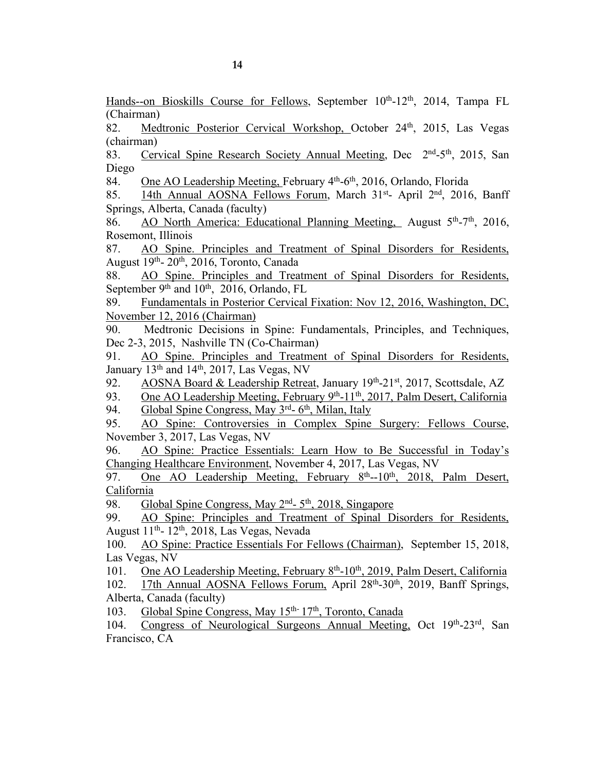Hands--on Bioskills Course for Fellows, September 10th-12th, 2014, Tampa FL (Chairman)

82. Medtronic Posterior Cervical Workshop, October 24th, 2015, Las Vegas (chairman)

83. Cervical Spine Research Society Annual Meeting, Dec 2nd-5th, 2015, San Diego

84. One AO Leadership Meeting, February 4th-6th, 2016, Orlando, Florida

85. 14th Annual AOSNA Fellows Forum, March 31st- April 2nd, 2016, Banff Springs, Alberta, Canada (faculty)

86. AO North America: Educational Planning Meeting, August 5th-7th, 2016, Rosemont, Illinois

87. AO Spine. Principles and Treatment of Spinal Disorders for Residents, August 19th- 20th, 2016, Toronto, Canada

88. AO Spine. Principles and Treatment of Spinal Disorders for Residents, September 9th and 10th, 2016, Orlando, FL

89. Fundamentals in Posterior Cervical Fixation: Nov 12, 2016, Washington, DC, November 12, 2016 (Chairman)

90. Medtronic Decisions in Spine: Fundamentals, Principles, and Techniques, Dec 2-3, 2015, Nashville TN (Co-Chairman)

91. AO Spine. Principles and Treatment of Spinal Disorders for Residents, January 13th and 14th, 2017, Las Vegas, NV

92. AOSNA Board & Leadership Retreat, January 19th-21st, 2017, Scottsdale, AZ

93. One AO Leadership Meeting, February 9th-11th, 2017, Palm Desert, California

94. Global Spine Congress, May 3rd- 6th, Milan, Italy

95. AO Spine: Controversies in Complex Spine Surgery: Fellows Course, November 3, 2017, Las Vegas, NV

96. AO Spine: Practice Essentials: Learn How to Be Successful in Today's Changing Healthcare Environment, November 4, 2017, Las Vegas, NV

97. One AO Leadership Meeting, February 8th--10th, 2018, Palm Desert, California

98. Global Spine Congress, May 2nd- 5th, 2018, Singapore

99. AO Spine: Principles and Treatment of Spinal Disorders for Residents, August 11th- 12th, 2018, Las Vegas, Nevada

100. AO Spine: Practice Essentials For Fellows (Chairman), September 15, 2018, Las Vegas, NV

101. One AO Leadership Meeting, February 8th-10th, 2019, Palm Desert, California

102. 17th Annual AOSNA Fellows Forum, April 28th-30th, 2019, Banff Springs, Alberta, Canada (faculty)

103. Global Spine Congress, May 15th- 17th, Toronto, Canada

104. Congress of Neurological Surgeons Annual Meeting, Oct 19th-23rd, San Francisco, CA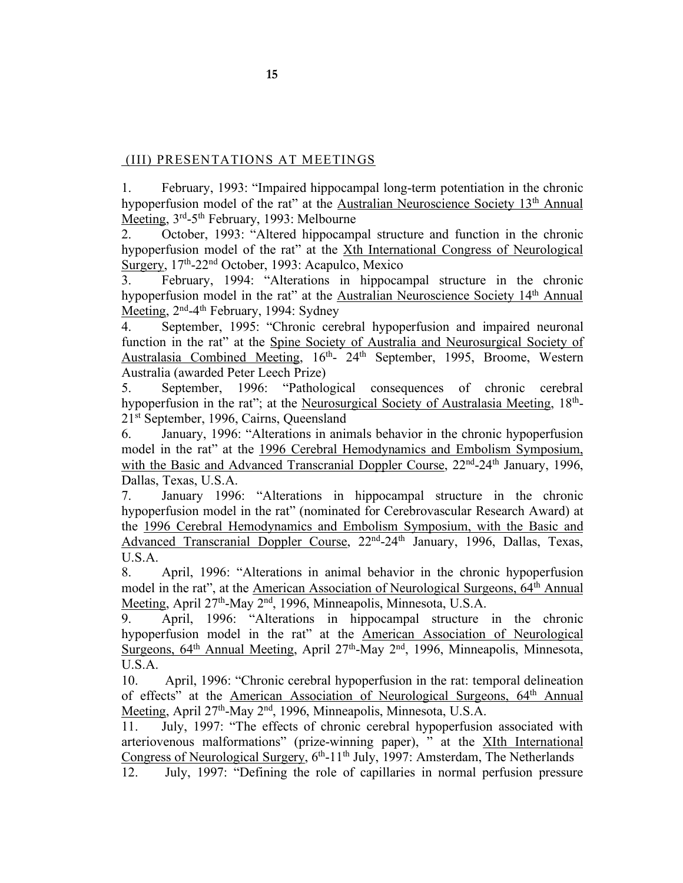## (III) PRESENTATIONS AT MEETINGS

1. February, 1993: "Impaired hippocampal long-term potentiation in the chronic hypoperfusion model of the rat" at the Australian Neuroscience Society 13th Annual Meeting, 3rd-5th February, 1993: Melbourne
2. October, 1993: "Altered hippocampal structure and function in the chronic hypoperfusion model of the rat" at the Xth International Congress of Neurological Surgery, 17th-22nd October, 1993: Acapulco, Mexico
3. February, 1994: "Alterations in hippocampal structure in the chronic hypoperfusion model in the rat" at the Australian Neuroscience Society 14th Annual Meeting, 2nd-4th February, 1994: Sydney
4. September, 1995: "Chronic cerebral hypoperfusion and impaired neuronal function in the rat" at the Spine Society of Australia and Neurosurgical Society of Australasia Combined Meeting, 16th- 24th September, 1995, Broome, Western Australia (awarded Peter Leech Prize)
5. September, 1996: "Pathological consequences of chronic cerebral hypoperfusion in the rat"; at the Neurosurgical Society of Australasia Meeting, 18th-21st September, 1996, Cairns, Queensland
6. January, 1996: "Alterations in animals behavior in the chronic hypoperfusion model in the rat" at the 1996 Cerebral Hemodynamics and Embolism Symposium, with the Basic and Advanced Transcranial Doppler Course, 22nd-24th January, 1996, Dallas, Texas, U.S.A.
7. January 1996: "Alterations in hippocampal structure in the chronic hypoperfusion model in the rat" (nominated for Cerebrovascular Research Award) at the 1996 Cerebral Hemodynamics and Embolism Symposium, with the Basic and Advanced Transcranial Doppler Course, 22nd-24th January, 1996, Dallas, Texas, U.S.A.
8. April, 1996: "Alterations in animal behavior in the chronic hypoperfusion model in the rat", at the American Association of Neurological Surgeons, 64th Annual Meeting, April 27th-May 2nd, 1996, Minneapolis, Minnesota, U.S.A.
9. April, 1996: "Alterations in hippocampal structure in the chronic hypoperfusion model in the rat" at the American Association of Neurological Surgeons, 64th Annual Meeting, April 27th-May 2nd, 1996, Minneapolis, Minnesota, U.S.A.
10. April, 1996: "Chronic cerebral hypoperfusion in the rat: temporal delineation of effects" at the American Association of Neurological Surgeons, 64th Annual Meeting, April 27th-May 2nd, 1996, Minneapolis, Minnesota, U.S.A.
11. July, 1997: "The effects of chronic cerebral hypoperfusion associated with arteriovenous malformations" (prize-winning paper), " at the XIth International Congress of Neurological Surgery, 6th-11th July, 1997: Amsterdam, The Netherlands
12. July, 1997: "Defining the role of capillaries in normal perfusion pressure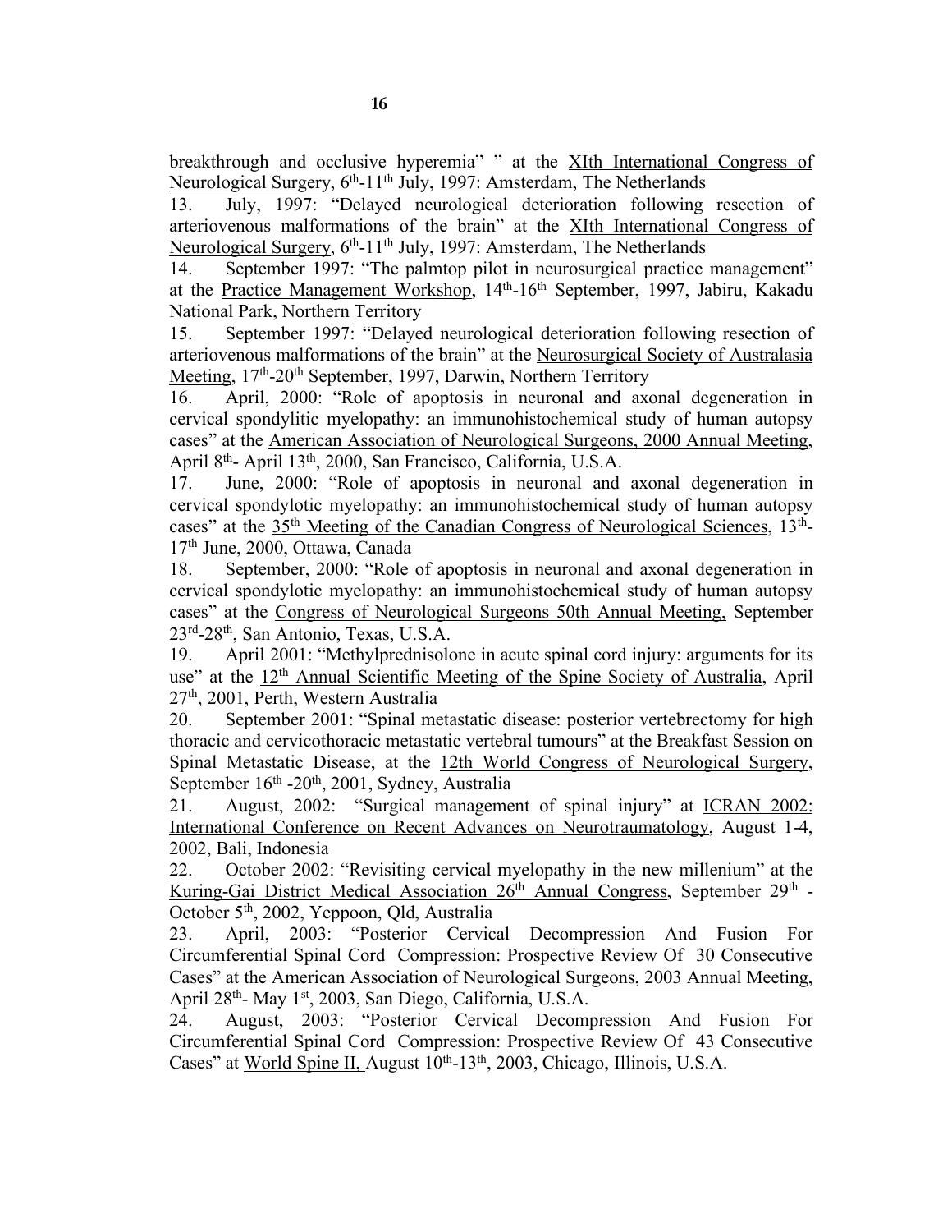breakthrough and occlusive hyperemia" " at the <u>XIth International Congress of Neurological Surgery</u>, 6th-11th July, 1997: Amsterdam, The Netherlands

13. July, 1997: "Delayed neurological deterioration following resection of arteriovenous malformations of the brain" at the <u>XIth International Congress of Neurological Surgery</u>, 6th-11th July, 1997: Amsterdam, The Netherlands

14. September 1997: "The palmtop pilot in neurosurgical practice management" at the <u>Practice Management Workshop</u>, 14th-16th September, 1997, Jabiru, Kakadu National Park, Northern Territory

15. September 1997: "Delayed neurological deterioration following resection of arteriovenous malformations of the brain" at the <u>Neurosurgical Society of Australasia Meeting</u>, 17th-20th September, 1997, Darwin, Northern Territory

16. April, 2000: "Role of apoptosis in neuronal and axonal degeneration in cervical spondylitic myelopathy: an immunohistochemical study of human autopsy cases" at the <u>American Association of Neurological Surgeons, 2000 Annual Meeting</u>, April 8th- April 13th, 2000, San Francisco, California, U.S.A.

17. June, 2000: "Role of apoptosis in neuronal and axonal degeneration in cervical spondylotic myelopathy: an immunohistochemical study of human autopsy cases" at the <u>35th Meeting of the Canadian Congress of Neurological Sciences</u>, 13th-17th June, 2000, Ottawa, Canada

18. September, 2000: "Role of apoptosis in neuronal and axonal degeneration in cervical spondylotic myelopathy: an immunohistochemical study of human autopsy cases" at the <u>Congress of Neurological Surgeons 50th Annual Meeting,</u> September 23rd-28th, San Antonio, Texas, U.S.A.

19. April 2001: "Methylprednisolone in acute spinal cord injury: arguments for its use" at the <u>12th Annual Scientific Meeting of the Spine Society of Australia</u>, April 27th, 2001, Perth, Western Australia

20. September 2001: "Spinal metastatic disease: posterior vertebrectomy for high thoracic and cervicothoracic metastatic vertebral tumours" at the Breakfast Session on Spinal Metastatic Disease, at the <u>12th World Congress of Neurological Surgery</u>, September 16th -20th, 2001, Sydney, Australia

21. August, 2002: "Surgical management of spinal injury" at <u>ICRAN 2002: International Conference on Recent Advances on Neurotraumatology</u>, August 1-4, 2002, Bali, Indonesia

22. October 2002: "Revisiting cervical myelopathy in the new millenium" at the <u>Kuring-Gai District Medical Association 26th Annual Congress</u>, September 29th - October 5th, 2002, Yeppoon, Qld, Australia

23. April, 2003: "Posterior Cervical Decompression And Fusion For Circumferential Spinal Cord Compression: Prospective Review Of 30 Consecutive Cases" at the <u>American Association of Neurological Surgeons, 2003 Annual Meeting</u>, April 28th- May 1st, 2003, San Diego, California, U.S.A.

24. August, 2003: "Posterior Cervical Decompression And Fusion For Circumferential Spinal Cord Compression: Prospective Review Of 43 Consecutive Cases" at <u>World Spine II,</u> August 10th-13th, 2003, Chicago, Illinois, U.S.A.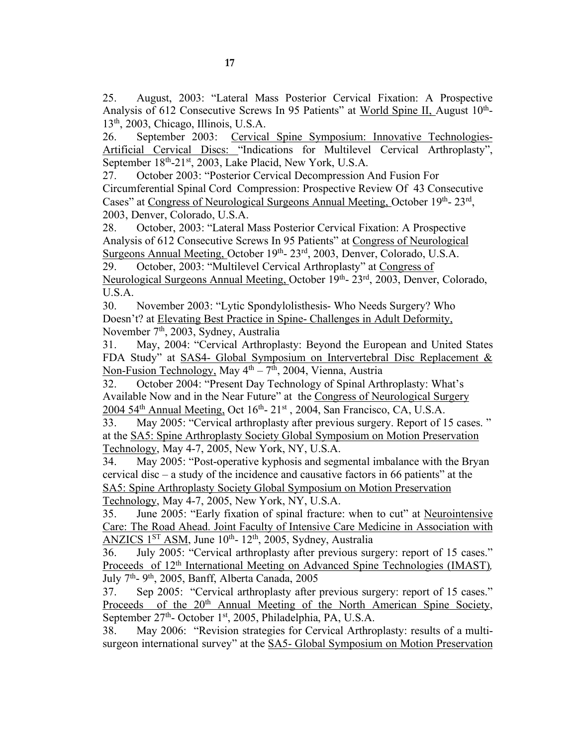25. August, 2003: "Lateral Mass Posterior Cervical Fixation: A Prospective Analysis of 612 Consecutive Screws In 95 Patients" at World Spine II, August 10th-13th, 2003, Chicago, Illinois, U.S.A.

26. September 2003: Cervical Spine Symposium: Innovative Technologies-Artificial Cervical Discs: "Indications for Multilevel Cervical Arthroplasty", September 18th-21st, 2003, Lake Placid, New York, U.S.A.

27. October 2003: "Posterior Cervical Decompression And Fusion For Circumferential Spinal Cord Compression: Prospective Review Of 43 Consecutive Cases" at Congress of Neurological Surgeons Annual Meeting, October 19th- 23rd, 2003, Denver, Colorado, U.S.A.

28. October, 2003: "Lateral Mass Posterior Cervical Fixation: A Prospective Analysis of 612 Consecutive Screws In 95 Patients" at Congress of Neurological Surgeons Annual Meeting, October 19th- 23rd, 2003, Denver, Colorado, U.S.A.

29. October, 2003: "Multilevel Cervical Arthroplasty" at Congress of Neurological Surgeons Annual Meeting, October 19th- 23rd, 2003, Denver, Colorado, U.S.A.

30. November 2003: "Lytic Spondylolisthesis- Who Needs Surgery? Who Doesn't? at Elevating Best Practice in Spine- Challenges in Adult Deformity, November 7th, 2003, Sydney, Australia

31. May, 2004: "Cervical Arthroplasty: Beyond the European and United States FDA Study" at SAS4- Global Symposium on Intervertebral Disc Replacement & Non-Fusion Technology, May 4th – 7th, 2004, Vienna, Austria

32. October 2004: "Present Day Technology of Spinal Arthroplasty: What's Available Now and in the Near Future" at the Congress of Neurological Surgery 2004 54th Annual Meeting, Oct 16th- 21st , 2004, San Francisco, CA, U.S.A.

33. May 2005: "Cervical arthroplasty after previous surgery. Report of 15 cases. " at the SA5: Spine Arthroplasty Society Global Symposium on Motion Preservation Technology, May 4-7, 2005, New York, NY, U.S.A.

34. May 2005: "Post-operative kyphosis and segmental imbalance with the Bryan cervical disc – a study of the incidence and causative factors in 66 patients" at the SA5: Spine Arthroplasty Society Global Symposium on Motion Preservation Technology, May 4-7, 2005, New York, NY, U.S.A.

35. June 2005: "Early fixation of spinal fracture: when to cut" at Neurointensive Care: The Road Ahead. Joint Faculty of Intensive Care Medicine in Association with ANZICS 1ST ASM, June 10th- 12th, 2005, Sydney, Australia

36. July 2005: "Cervical arthroplasty after previous surgery: report of 15 cases." Proceeds of 12th International Meeting on Advanced Spine Technologies (IMAST), July 7th- 9th, 2005, Banff, Alberta Canada, 2005

37. Sep 2005: "Cervical arthroplasty after previous surgery: report of 15 cases." Proceeds of the 20th Annual Meeting of the North American Spine Society, September 27th- October 1st, 2005, Philadelphia, PA, U.S.A.

38. May 2006: "Revision strategies for Cervical Arthroplasty: results of a multi-surgeon international survey" at the SA5- Global Symposium on Motion Preservation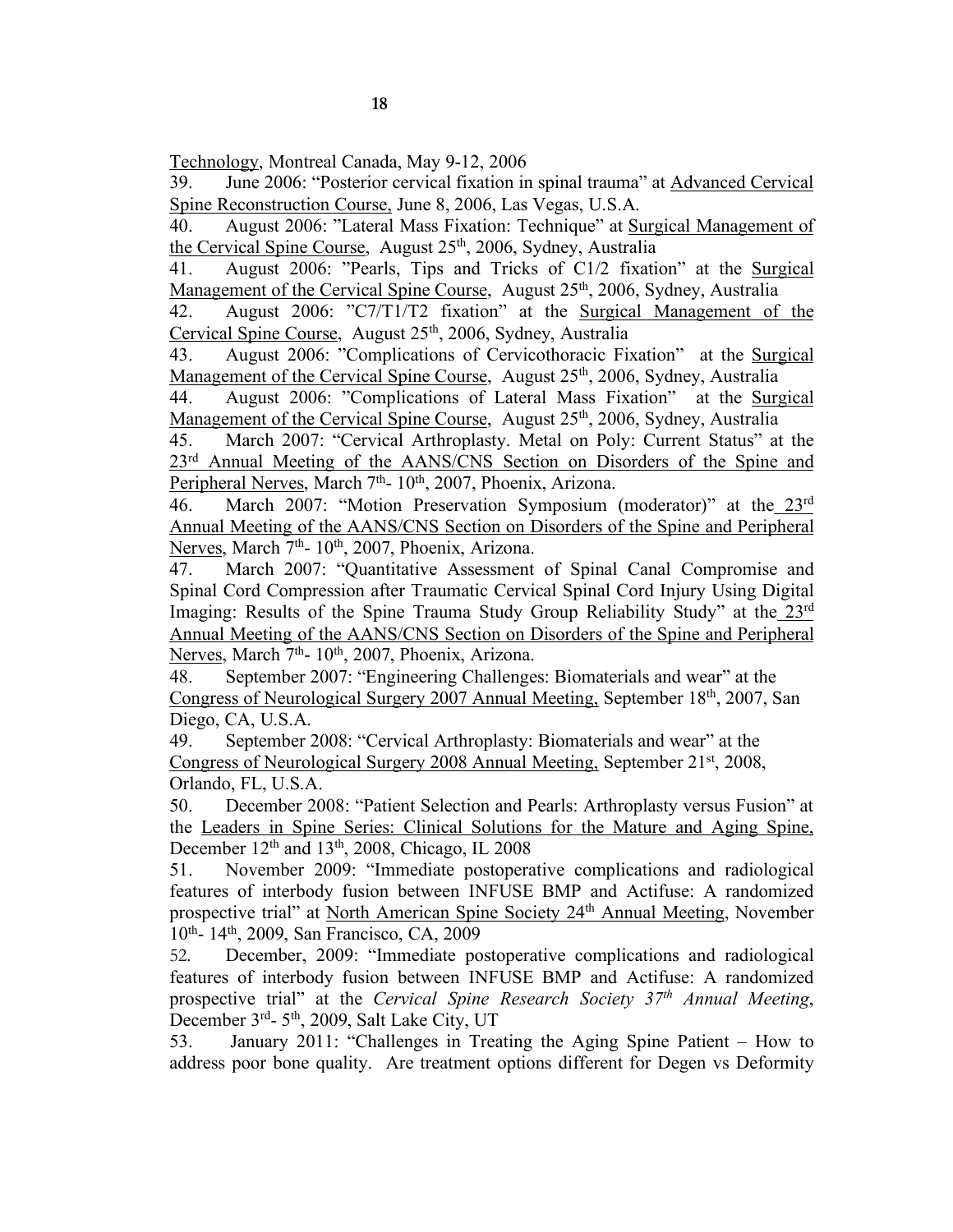Technology, Montreal Canada, May 9-12, 2006

39. June 2006: "Posterior cervical fixation in spinal trauma" at Advanced Cervical Spine Reconstruction Course, June 8, 2006, Las Vegas, U.S.A.

40. August 2006: "Lateral Mass Fixation: Technique" at Surgical Management of the Cervical Spine Course, August 25th, 2006, Sydney, Australia

41. August 2006: "Pearls, Tips and Tricks of C1/2 fixation" at the Surgical Management of the Cervical Spine Course, August 25th, 2006, Sydney, Australia

42. August 2006: "C7/T1/T2 fixation" at the Surgical Management of the Cervical Spine Course, August 25th, 2006, Sydney, Australia

43. August 2006: "Complications of Cervicothoracic Fixation" at the Surgical Management of the Cervical Spine Course, August 25th, 2006, Sydney, Australia

44. August 2006: "Complications of Lateral Mass Fixation" at the Surgical Management of the Cervical Spine Course, August 25th, 2006, Sydney, Australia

45. March 2007: "Cervical Arthroplasty. Metal on Poly: Current Status" at the 23rd Annual Meeting of the AANS/CNS Section on Disorders of the Spine and Peripheral Nerves, March 7th- 10th, 2007, Phoenix, Arizona.

46. March 2007: "Motion Preservation Symposium (moderator)" at the 23rd Annual Meeting of the AANS/CNS Section on Disorders of the Spine and Peripheral Nerves, March 7th- 10th, 2007, Phoenix, Arizona.

47. March 2007: "Quantitative Assessment of Spinal Canal Compromise and Spinal Cord Compression after Traumatic Cervical Spinal Cord Injury Using Digital Imaging: Results of the Spine Trauma Study Group Reliability Study" at the 23rd Annual Meeting of the AANS/CNS Section on Disorders of the Spine and Peripheral Nerves, March 7th- 10th, 2007, Phoenix, Arizona.

48. September 2007: "Engineering Challenges: Biomaterials and wear" at the Congress of Neurological Surgery 2007 Annual Meeting, September 18th, 2007, San Diego, CA, U.S.A.

49. September 2008: "Cervical Arthroplasty: Biomaterials and wear" at the Congress of Neurological Surgery 2008 Annual Meeting, September 21st, 2008, Orlando, FL, U.S.A.

50. December 2008: "Patient Selection and Pearls: Arthroplasty versus Fusion" at the Leaders in Spine Series: Clinical Solutions for the Mature and Aging Spine, December 12th and 13th, 2008, Chicago, IL 2008

51. November 2009: "Immediate postoperative complications and radiological features of interbody fusion between INFUSE BMP and Actifuse: A randomized prospective trial" at North American Spine Society 24th Annual Meeting, November 10th- 14th, 2009, San Francisco, CA, 2009

52. December, 2009: "Immediate postoperative complications and radiological features of interbody fusion between INFUSE BMP and Actifuse: A randomized prospective trial" at the *Cervical Spine Research Society 37th Annual Meeting*, December 3rd- 5th, 2009, Salt Lake City, UT

53. January 2011: "Challenges in Treating the Aging Spine Patient – How to address poor bone quality. Are treatment options different for Degen vs Deformity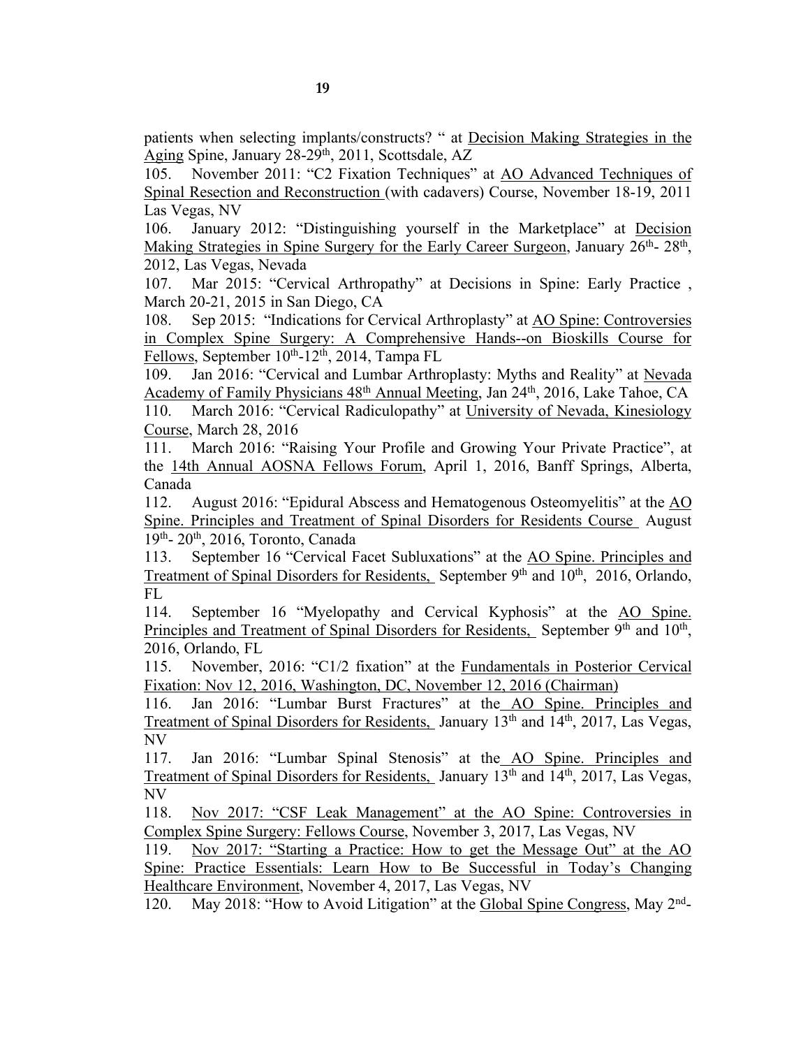patients when selecting implants/constructs? " at Decision Making Strategies in the Aging Spine, January 28-29th, 2011, Scottsdale, AZ

105. November 2011: "C2 Fixation Techniques" at AO Advanced Techniques of Spinal Resection and Reconstruction (with cadavers) Course, November 18-19, 2011 Las Vegas, NV

106. January 2012: "Distinguishing yourself in the Marketplace" at Decision Making Strategies in Spine Surgery for the Early Career Surgeon, January 26th- 28th, 2012, Las Vegas, Nevada

107. Mar 2015: "Cervical Arthropathy" at Decisions in Spine: Early Practice , March 20-21, 2015 in San Diego, CA

108. Sep 2015: "Indications for Cervical Arthroplasty" at AO Spine: Controversies in Complex Spine Surgery: A Comprehensive Hands--on Bioskills Course for Fellows, September 10th-12th, 2014, Tampa FL

109. Jan 2016: "Cervical and Lumbar Arthroplasty: Myths and Reality" at Nevada Academy of Family Physicians 48th Annual Meeting, Jan 24th, 2016, Lake Tahoe, CA

110. March 2016: "Cervical Radiculopathy" at University of Nevada, Kinesiology Course, March 28, 2016

111. March 2016: "Raising Your Profile and Growing Your Private Practice", at the 14th Annual AOSNA Fellows Forum, April 1, 2016, Banff Springs, Alberta, Canada

112. August 2016: "Epidural Abscess and Hematogenous Osteomyelitis" at the AO Spine. Principles and Treatment of Spinal Disorders for Residents Course August 19th- 20th, 2016, Toronto, Canada

113. September 16 "Cervical Facet Subluxations" at the AO Spine. Principles and Treatment of Spinal Disorders for Residents, September 9th and 10th, 2016, Orlando, FL

114. September 16 "Myelopathy and Cervical Kyphosis" at the AO Spine. Principles and Treatment of Spinal Disorders for Residents, September 9th and 10th, 2016, Orlando, FL

115. November, 2016: "C1/2 fixation" at the Fundamentals in Posterior Cervical Fixation: Nov 12, 2016, Washington, DC, November 12, 2016 (Chairman)

116. Jan 2016: "Lumbar Burst Fractures" at the AO Spine. Principles and Treatment of Spinal Disorders for Residents, January 13th and 14th, 2017, Las Vegas, NV

117. Jan 2016: "Lumbar Spinal Stenosis" at the AO Spine. Principles and Treatment of Spinal Disorders for Residents, January 13th and 14th, 2017, Las Vegas, NV

118. Nov 2017: "CSF Leak Management" at the AO Spine: Controversies in Complex Spine Surgery: Fellows Course, November 3, 2017, Las Vegas, NV

119. Nov 2017: "Starting a Practice: How to get the Message Out" at the AO Spine: Practice Essentials: Learn How to Be Successful in Today's Changing Healthcare Environment, November 4, 2017, Las Vegas, NV

120. May 2018: "How to Avoid Litigation" at the Global Spine Congress, May 2nd-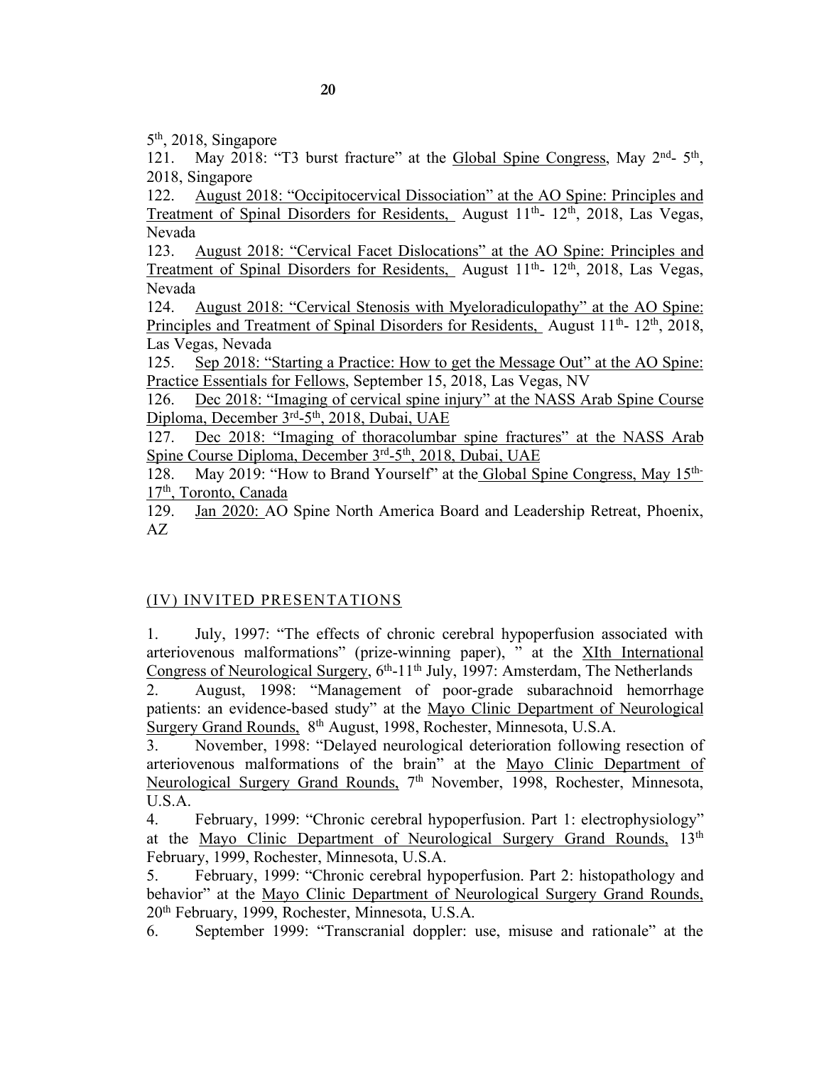5th, 2018, Singapore

121. May 2018: "T3 burst fracture" at the Global Spine Congress, May 2nd- 5th, 2018, Singapore

122. August 2018: "Occipitocervical Dissociation" at the AO Spine: Principles and Treatment of Spinal Disorders for Residents, August 11th- 12th, 2018, Las Vegas, Nevada

123. August 2018: "Cervical Facet Dislocations" at the AO Spine: Principles and Treatment of Spinal Disorders for Residents, August 11th- 12th, 2018, Las Vegas, Nevada

124. August 2018: "Cervical Stenosis with Myeloradiculopathy" at the AO Spine: Principles and Treatment of Spinal Disorders for Residents, August 11th- 12th, 2018, Las Vegas, Nevada

125. Sep 2018: "Starting a Practice: How to get the Message Out" at the AO Spine: Practice Essentials for Fellows, September 15, 2018, Las Vegas, NV

126. Dec 2018: "Imaging of cervical spine injury" at the NASS Arab Spine Course Diploma, December 3rd-5th, 2018, Dubai, UAE

127. Dec 2018: "Imaging of thoracolumbar spine fractures" at the NASS Arab Spine Course Diploma, December 3rd-5th, 2018, Dubai, UAE

128. May 2019: "How to Brand Yourself" at the Global Spine Congress, May 15th-17th, Toronto, Canada

129. Jan 2020: AO Spine North America Board and Leadership Retreat, Phoenix, AZ

## (IV) INVITED PRESENTATIONS

1. July, 1997: "The effects of chronic cerebral hypoperfusion associated with arteriovenous malformations" (prize-winning paper), " at the XIth International Congress of Neurological Surgery, 6th-11th July, 1997: Amsterdam, The Netherlands

2. August, 1998: "Management of poor-grade subarachnoid hemorrhage patients: an evidence-based study" at the Mayo Clinic Department of Neurological Surgery Grand Rounds, 8th August, 1998, Rochester, Minnesota, U.S.A.

3. November, 1998: "Delayed neurological deterioration following resection of arteriovenous malformations of the brain" at the Mayo Clinic Department of Neurological Surgery Grand Rounds, 7th November, 1998, Rochester, Minnesota, U.S.A.

4. February, 1999: "Chronic cerebral hypoperfusion. Part 1: electrophysiology" at the Mayo Clinic Department of Neurological Surgery Grand Rounds, 13th February, 1999, Rochester, Minnesota, U.S.A.

5. February, 1999: "Chronic cerebral hypoperfusion. Part 2: histopathology and behavior" at the Mayo Clinic Department of Neurological Surgery Grand Rounds, 20th February, 1999, Rochester, Minnesota, U.S.A.

6. September 1999: "Transcranial doppler: use, misuse and rationale" at the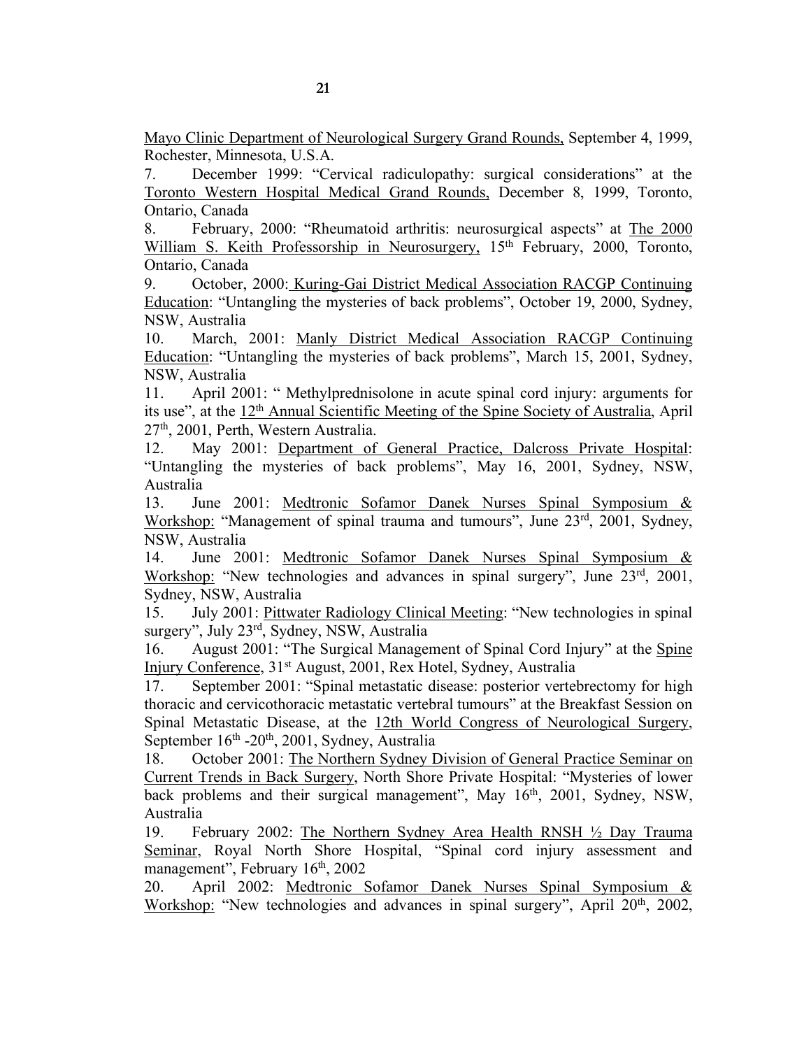Mayo Clinic Department of Neurological Surgery Grand Rounds, September 4, 1999, Rochester, Minnesota, U.S.A.

7. December 1999: "Cervical radiculopathy: surgical considerations" at the Toronto Western Hospital Medical Grand Rounds, December 8, 1999, Toronto, Ontario, Canada

8. February, 2000: "Rheumatoid arthritis: neurosurgical aspects" at The 2000 William S. Keith Professorship in Neurosurgery, 15th February, 2000, Toronto, Ontario, Canada

9. October, 2000: Kuring-Gai District Medical Association RACGP Continuing Education: "Untangling the mysteries of back problems", October 19, 2000, Sydney, NSW, Australia

10. March, 2001: Manly District Medical Association RACGP Continuing Education: "Untangling the mysteries of back problems", March 15, 2001, Sydney, NSW, Australia

11. April 2001: " Methylprednisolone in acute spinal cord injury: arguments for its use", at the 12th Annual Scientific Meeting of the Spine Society of Australia, April 27th, 2001, Perth, Western Australia.

12. May 2001: Department of General Practice, Dalcross Private Hospital: "Untangling the mysteries of back problems", May 16, 2001, Sydney, NSW, Australia

13. June 2001: Medtronic Sofamor Danek Nurses Spinal Symposium & Workshop: "Management of spinal trauma and tumours", June 23rd, 2001, Sydney, NSW, Australia

14. June 2001: Medtronic Sofamor Danek Nurses Spinal Symposium & Workshop: "New technologies and advances in spinal surgery", June 23rd, 2001, Sydney, NSW, Australia

15. July 2001: Pittwater Radiology Clinical Meeting: "New technologies in spinal surgery", July 23rd, Sydney, NSW, Australia

16. August 2001: "The Surgical Management of Spinal Cord Injury" at the Spine Injury Conference, 31st August, 2001, Rex Hotel, Sydney, Australia

17. September 2001: "Spinal metastatic disease: posterior vertebrectomy for high thoracic and cervicothoracic metastatic vertebral tumours" at the Breakfast Session on Spinal Metastatic Disease, at the 12th World Congress of Neurological Surgery, September 16th -20th, 2001, Sydney, Australia

18. October 2001: The Northern Sydney Division of General Practice Seminar on Current Trends in Back Surgery, North Shore Private Hospital: "Mysteries of lower back problems and their surgical management", May 16th, 2001, Sydney, NSW, Australia

19. February 2002: The Northern Sydney Area Health RNSH ½ Day Trauma Seminar, Royal North Shore Hospital, "Spinal cord injury assessment and management", February 16th, 2002

20. April 2002: Medtronic Sofamor Danek Nurses Spinal Symposium & Workshop: "New technologies and advances in spinal surgery", April 20th, 2002,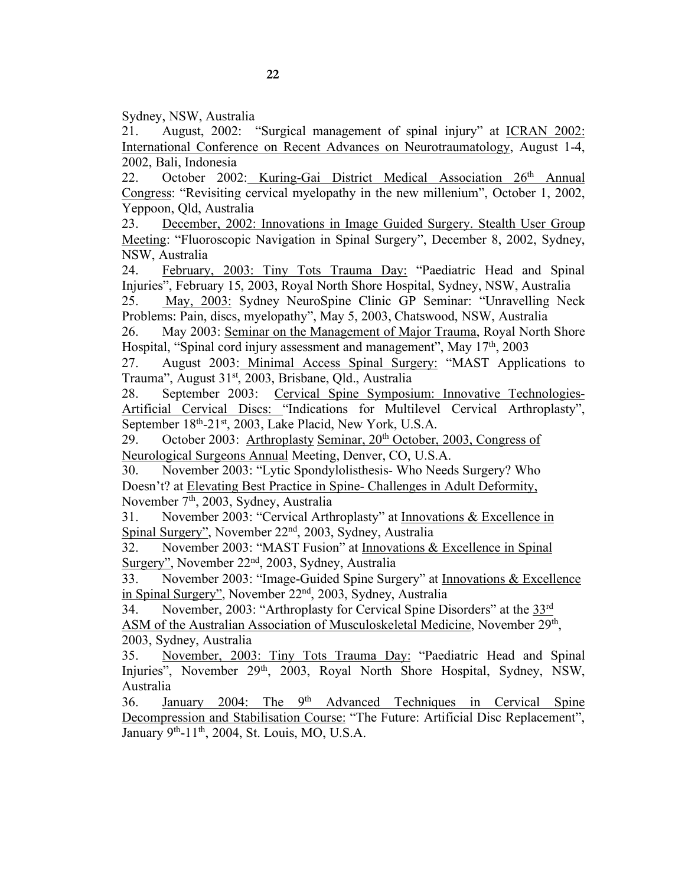Sydney, NSW, Australia

21. August, 2002: "Surgical management of spinal injury" at ICRAN 2002: International Conference on Recent Advances on Neurotraumatology, August 1-4, 2002, Bali, Indonesia

22. October 2002: Kuring-Gai District Medical Association 26th Annual Congress: "Revisiting cervical myelopathy in the new millenium", October 1, 2002, Yeppoon, Qld, Australia

23. December, 2002: Innovations in Image Guided Surgery. Stealth User Group Meeting: "Fluoroscopic Navigation in Spinal Surgery", December 8, 2002, Sydney, NSW, Australia

24. February, 2003: Tiny Tots Trauma Day: "Paediatric Head and Spinal Injuries", February 15, 2003, Royal North Shore Hospital, Sydney, NSW, Australia

25. May, 2003: Sydney NeuroSpine Clinic GP Seminar: "Unravelling Neck Problems: Pain, discs, myelopathy", May 5, 2003, Chatswood, NSW, Australia

26. May 2003: Seminar on the Management of Major Trauma, Royal North Shore Hospital, "Spinal cord injury assessment and management", May 17th, 2003

27. August 2003: Minimal Access Spinal Surgery: "MAST Applications to Trauma", August 31st, 2003, Brisbane, Qld., Australia

28. September 2003: Cervical Spine Symposium: Innovative Technologies- Artificial Cervical Discs: "Indications for Multilevel Cervical Arthroplasty", September 18th-21st, 2003, Lake Placid, New York, U.S.A.

29. October 2003: Arthroplasty Seminar, 20th October, 2003, Congress of Neurological Surgeons Annual Meeting, Denver, CO, U.S.A.

30. November 2003: "Lytic Spondylolisthesis- Who Needs Surgery? Who Doesn't? at Elevating Best Practice in Spine- Challenges in Adult Deformity, November 7th, 2003, Sydney, Australia

31. November 2003: "Cervical Arthroplasty" at Innovations & Excellence in Spinal Surgery", November 22nd, 2003, Sydney, Australia

32. November 2003: "MAST Fusion" at Innovations & Excellence in Spinal Surgery", November 22nd, 2003, Sydney, Australia

33. November 2003: "Image-Guided Spine Surgery" at Innovations & Excellence in Spinal Surgery", November 22nd, 2003, Sydney, Australia

34. November, 2003: "Arthroplasty for Cervical Spine Disorders" at the 33rd ASM of the Australian Association of Musculoskeletal Medicine, November 29th, 2003, Sydney, Australia

35. November, 2003: Tiny Tots Trauma Day: "Paediatric Head and Spinal Injuries", November 29th, 2003, Royal North Shore Hospital, Sydney, NSW, Australia

36. January 2004: The 9th Advanced Techniques in Cervical Spine Decompression and Stabilisation Course: "The Future: Artificial Disc Replacement", January 9th-11th, 2004, St. Louis, MO, U.S.A.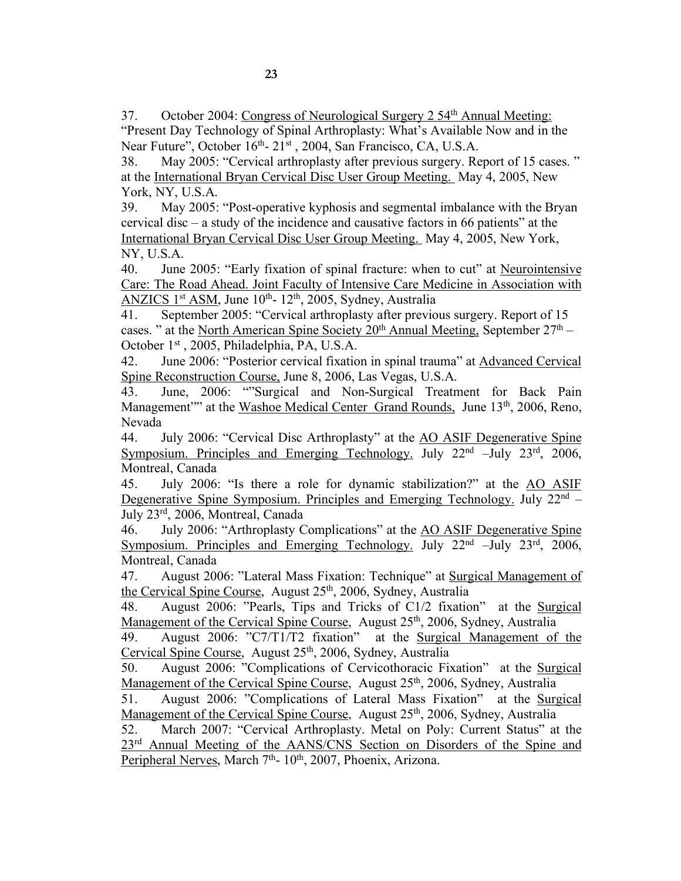37. October 2004: Congress of Neurological Surgery 2 54th Annual Meeting: "Present Day Technology of Spinal Arthroplasty: What's Available Now and in the Near Future", October 16th- 21st , 2004, San Francisco, CA, U.S.A.

38. May 2005: "Cervical arthroplasty after previous surgery. Report of 15 cases. " at the International Bryan Cervical Disc User Group Meeting. May 4, 2005, New York, NY, U.S.A.

39. May 2005: "Post-operative kyphosis and segmental imbalance with the Bryan cervical disc – a study of the incidence and causative factors in 66 patients" at the International Bryan Cervical Disc User Group Meeting. May 4, 2005, New York, NY, U.S.A.

40. June 2005: "Early fixation of spinal fracture: when to cut" at Neurointensive Care: The Road Ahead. Joint Faculty of Intensive Care Medicine in Association with ANZICS 1st ASM, June 10th- 12th, 2005, Sydney, Australia

41. September 2005: "Cervical arthroplasty after previous surgery. Report of 15 cases. " at the North American Spine Society 20th Annual Meeting, September 27th – October 1st , 2005, Philadelphia, PA, U.S.A.

42. June 2006: "Posterior cervical fixation in spinal trauma" at Advanced Cervical Spine Reconstruction Course, June 8, 2006, Las Vegas, U.S.A.

43. June, 2006: ""Surgical and Non-Surgical Treatment for Back Pain Management"" at the Washoe Medical Center Grand Rounds, June 13th, 2006, Reno, Nevada

44. July 2006: "Cervical Disc Arthroplasty" at the AO ASIF Degenerative Spine Symposium. Principles and Emerging Technology. July 22nd –July 23rd, 2006, Montreal, Canada

45. July 2006: "Is there a role for dynamic stabilization?" at the AO ASIF Degenerative Spine Symposium. Principles and Emerging Technology. July 22nd – July 23rd, 2006, Montreal, Canada

46. July 2006: "Arthroplasty Complications" at the AO ASIF Degenerative Spine Symposium. Principles and Emerging Technology. July 22nd –July 23rd, 2006, Montreal, Canada

47. August 2006: "Lateral Mass Fixation: Technique" at Surgical Management of the Cervical Spine Course, August 25th, 2006, Sydney, Australia

48. August 2006: "Pearls, Tips and Tricks of C1/2 fixation" at the Surgical Management of the Cervical Spine Course, August 25th, 2006, Sydney, Australia

49. August 2006: "C7/T1/T2 fixation" at the Surgical Management of the Cervical Spine Course, August 25th, 2006, Sydney, Australia

50. August 2006: "Complications of Cervicothoracic Fixation" at the Surgical Management of the Cervical Spine Course, August 25th, 2006, Sydney, Australia

51. August 2006: "Complications of Lateral Mass Fixation" at the Surgical Management of the Cervical Spine Course, August 25th, 2006, Sydney, Australia

52. March 2007: "Cervical Arthroplasty. Metal on Poly: Current Status" at the 23rd Annual Meeting of the AANS/CNS Section on Disorders of the Spine and Peripheral Nerves, March 7th- 10th, 2007, Phoenix, Arizona.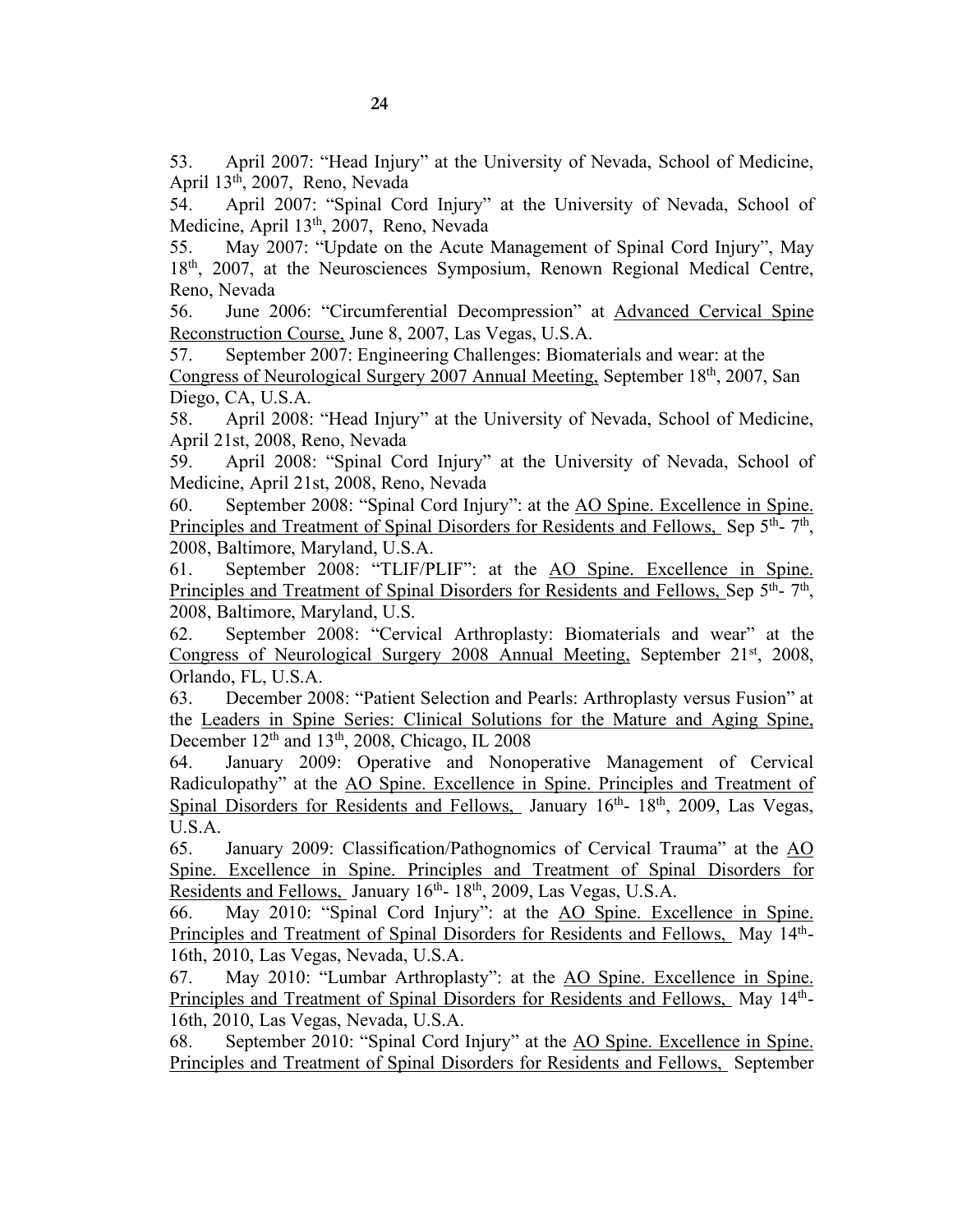53. April 2007: "Head Injury" at the University of Nevada, School of Medicine, April 13th, 2007, Reno, Nevada

54. April 2007: "Spinal Cord Injury" at the University of Nevada, School of Medicine, April 13th, 2007, Reno, Nevada

55. May 2007: "Update on the Acute Management of Spinal Cord Injury", May 18th, 2007, at the Neurosciences Symposium, Renown Regional Medical Centre, Reno, Nevada

56. June 2006: "Circumferential Decompression" at <u>Advanced Cervical Spine Reconstruction Course,</u> June 8, 2007, Las Vegas, U.S.A.

57. September 2007: Engineering Challenges: Biomaterials and wear: at the <u>Congress of Neurological Surgery 2007 Annual Meeting,</u> September 18th, 2007, San Diego, CA, U.S.A.

58. April 2008: "Head Injury" at the University of Nevada, School of Medicine, April 21st, 2008, Reno, Nevada

59. April 2008: "Spinal Cord Injury" at the University of Nevada, School of Medicine, April 21st, 2008, Reno, Nevada

60. September 2008: "Spinal Cord Injury": at the <u>AO Spine. Excellence in Spine. Principles and Treatment of Spinal Disorders for Residents and Fellows,</u> Sep 5th- 7th, 2008, Baltimore, Maryland, U.S.A.

61. September 2008: "TLIF/PLIF": at the <u>AO Spine. Excellence in Spine. Principles and Treatment of Spinal Disorders for Residents and Fellows,</u> Sep 5th- 7th, 2008, Baltimore, Maryland, U.S.

62. September 2008: "Cervical Arthroplasty: Biomaterials and wear" at the <u>Congress of Neurological Surgery 2008 Annual Meeting,</u> September 21st, 2008, Orlando, FL, U.S.A.

63. December 2008: "Patient Selection and Pearls: Arthroplasty versus Fusion" at the <u>Leaders in Spine Series: Clinical Solutions for the Mature and Aging Spine,</u> December 12th and 13th, 2008, Chicago, IL 2008

64. January 2009: Operative and Nonoperative Management of Cervical Radiculopathy" at the <u>AO Spine. Excellence in Spine. Principles and Treatment of Spinal Disorders for Residents and Fellows,</u> January 16th- 18th, 2009, Las Vegas, U.S.A.

65. January 2009: Classification/Pathognomics of Cervical Trauma" at the <u>AO Spine. Excellence in Spine. Principles and Treatment of Spinal Disorders for Residents and Fellows,</u> January 16th- 18th, 2009, Las Vegas, U.S.A.

66. May 2010: "Spinal Cord Injury": at the <u>AO Spine. Excellence in Spine. Principles and Treatment of Spinal Disorders for Residents and Fellows,</u> May 14th-16th, 2010, Las Vegas, Nevada, U.S.A.

67. May 2010: "Lumbar Arthroplasty": at the <u>AO Spine. Excellence in Spine. Principles and Treatment of Spinal Disorders for Residents and Fellows,</u> May 14th-16th, 2010, Las Vegas, Nevada, U.S.A.

68. September 2010: "Spinal Cord Injury" at the <u>AO Spine. Excellence in Spine. Principles and Treatment of Spinal Disorders for Residents and Fellows,</u> September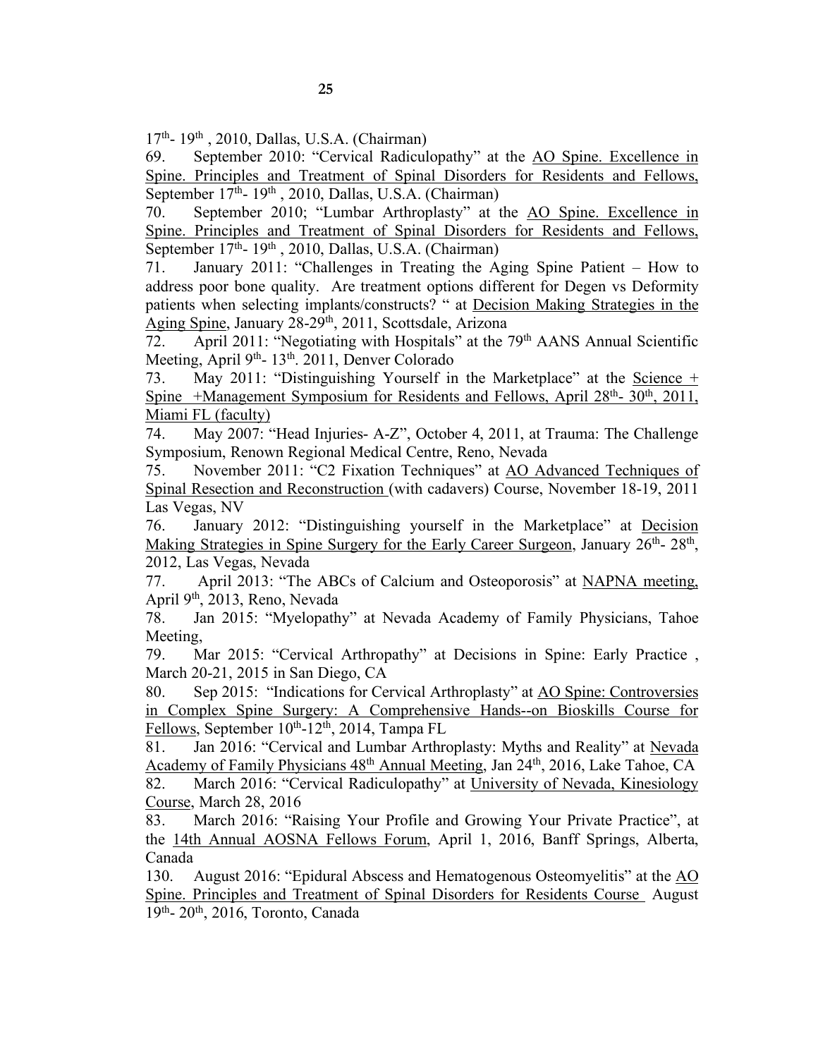17th- 19th , 2010, Dallas, U.S.A. (Chairman)

69. September 2010: "Cervical Radiculopathy" at the AO Spine. Excellence in Spine. Principles and Treatment of Spinal Disorders for Residents and Fellows, September 17th- 19th , 2010, Dallas, U.S.A. (Chairman)

70. September 2010; "Lumbar Arthroplasty" at the AO Spine. Excellence in Spine. Principles and Treatment of Spinal Disorders for Residents and Fellows, September 17th- 19th , 2010, Dallas, U.S.A. (Chairman)

71. January 2011: "Challenges in Treating the Aging Spine Patient – How to address poor bone quality. Are treatment options different for Degen vs Deformity patients when selecting implants/constructs? " at Decision Making Strategies in the Aging Spine, January 28-29th, 2011, Scottsdale, Arizona

72. April 2011: "Negotiating with Hospitals" at the 79th AANS Annual Scientific Meeting, April 9th- 13th. 2011, Denver Colorado

73. May 2011: "Distinguishing Yourself in the Marketplace" at the Science + Spine +Management Symposium for Residents and Fellows, April 28th- 30th, 2011, Miami FL (faculty)

74. May 2007: "Head Injuries- A-Z", October 4, 2011, at Trauma: The Challenge Symposium, Renown Regional Medical Centre, Reno, Nevada

75. November 2011: "C2 Fixation Techniques" at AO Advanced Techniques of Spinal Resection and Reconstruction (with cadavers) Course, November 18-19, 2011 Las Vegas, NV

76. January 2012: "Distinguishing yourself in the Marketplace" at Decision Making Strategies in Spine Surgery for the Early Career Surgeon, January 26th- 28th, 2012, Las Vegas, Nevada

77. April 2013: "The ABCs of Calcium and Osteoporosis" at NAPNA meeting, April 9th, 2013, Reno, Nevada

78. Jan 2015: "Myelopathy" at Nevada Academy of Family Physicians, Tahoe Meeting,

79. Mar 2015: "Cervical Arthropathy" at Decisions in Spine: Early Practice , March 20-21, 2015 in San Diego, CA

80. Sep 2015: "Indications for Cervical Arthroplasty" at AO Spine: Controversies in Complex Spine Surgery: A Comprehensive Hands--on Bioskills Course for Fellows, September 10th-12th, 2014, Tampa FL

81. Jan 2016: "Cervical and Lumbar Arthroplasty: Myths and Reality" at Nevada Academy of Family Physicians 48th Annual Meeting, Jan 24th, 2016, Lake Tahoe, CA

82. March 2016: "Cervical Radiculopathy" at University of Nevada, Kinesiology Course, March 28, 2016

83. March 2016: "Raising Your Profile and Growing Your Private Practice", at the 14th Annual AOSNA Fellows Forum, April 1, 2016, Banff Springs, Alberta, Canada

130. August 2016: "Epidural Abscess and Hematogenous Osteomyelitis" at the AO Spine. Principles and Treatment of Spinal Disorders for Residents Course August 19th- 20th, 2016, Toronto, Canada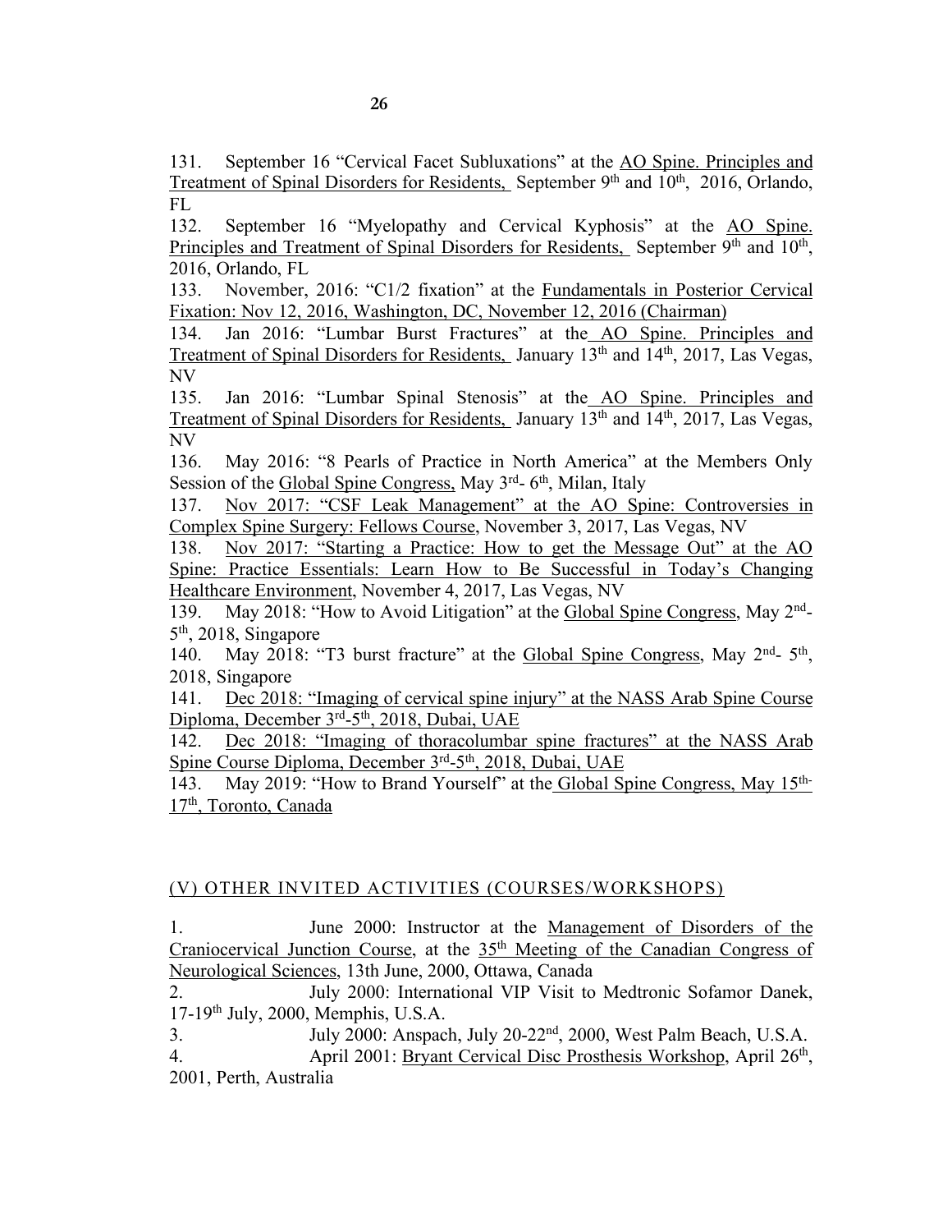131. September 16 "Cervical Facet Subluxations" at the AO Spine. Principles and Treatment of Spinal Disorders for Residents, September 9th and 10th, 2016, Orlando, FL

132. September 16 "Myelopathy and Cervical Kyphosis" at the AO Spine. Principles and Treatment of Spinal Disorders for Residents, September 9th and 10th, 2016, Orlando, FL

133. November, 2016: "C1/2 fixation" at the Fundamentals in Posterior Cervical Fixation: Nov 12, 2016, Washington, DC, November 12, 2016 (Chairman)

134. Jan 2016: "Lumbar Burst Fractures" at the AO Spine. Principles and Treatment of Spinal Disorders for Residents, January 13th and 14th, 2017, Las Vegas, NV

135. Jan 2016: "Lumbar Spinal Stenosis" at the AO Spine. Principles and Treatment of Spinal Disorders for Residents, January 13th and 14th, 2017, Las Vegas, NV

136. May 2016: "8 Pearls of Practice in North America" at the Members Only Session of the Global Spine Congress, May 3rd- 6th, Milan, Italy

137. Nov 2017: "CSF Leak Management" at the AO Spine: Controversies in Complex Spine Surgery: Fellows Course, November 3, 2017, Las Vegas, NV

138. Nov 2017: "Starting a Practice: How to get the Message Out" at the AO Spine: Practice Essentials: Learn How to Be Successful in Today's Changing Healthcare Environment, November 4, 2017, Las Vegas, NV

139. May 2018: "How to Avoid Litigation" at the Global Spine Congress, May 2nd- 5th, 2018, Singapore

140. May 2018: "T3 burst fracture" at the Global Spine Congress, May 2nd- 5th, 2018, Singapore

141. Dec 2018: "Imaging of cervical spine injury" at the NASS Arab Spine Course Diploma, December 3rd-5th, 2018, Dubai, UAE

142. Dec 2018: "Imaging of thoracolumbar spine fractures" at the NASS Arab Spine Course Diploma, December 3rd-5th, 2018, Dubai, UAE

143. May 2019: "How to Brand Yourself" at the Global Spine Congress, May 15th-17th, Toronto, Canada

## (V) OTHER INVITED ACTIVITIES (COURSES/WORKSHOPS)

1. June 2000: Instructor at the Management of Disorders of the Craniocervical Junction Course, at the 35th Meeting of the Canadian Congress of Neurological Sciences, 13th June, 2000, Ottawa, Canada

2. July 2000: International VIP Visit to Medtronic Sofamor Danek, 17-19th July, 2000, Memphis, U.S.A.

3. July 2000: Anspach, July 20-22nd, 2000, West Palm Beach, U.S.A.

4. April 2001: Bryant Cervical Disc Prosthesis Workshop, April 26th, 2001, Perth, Australia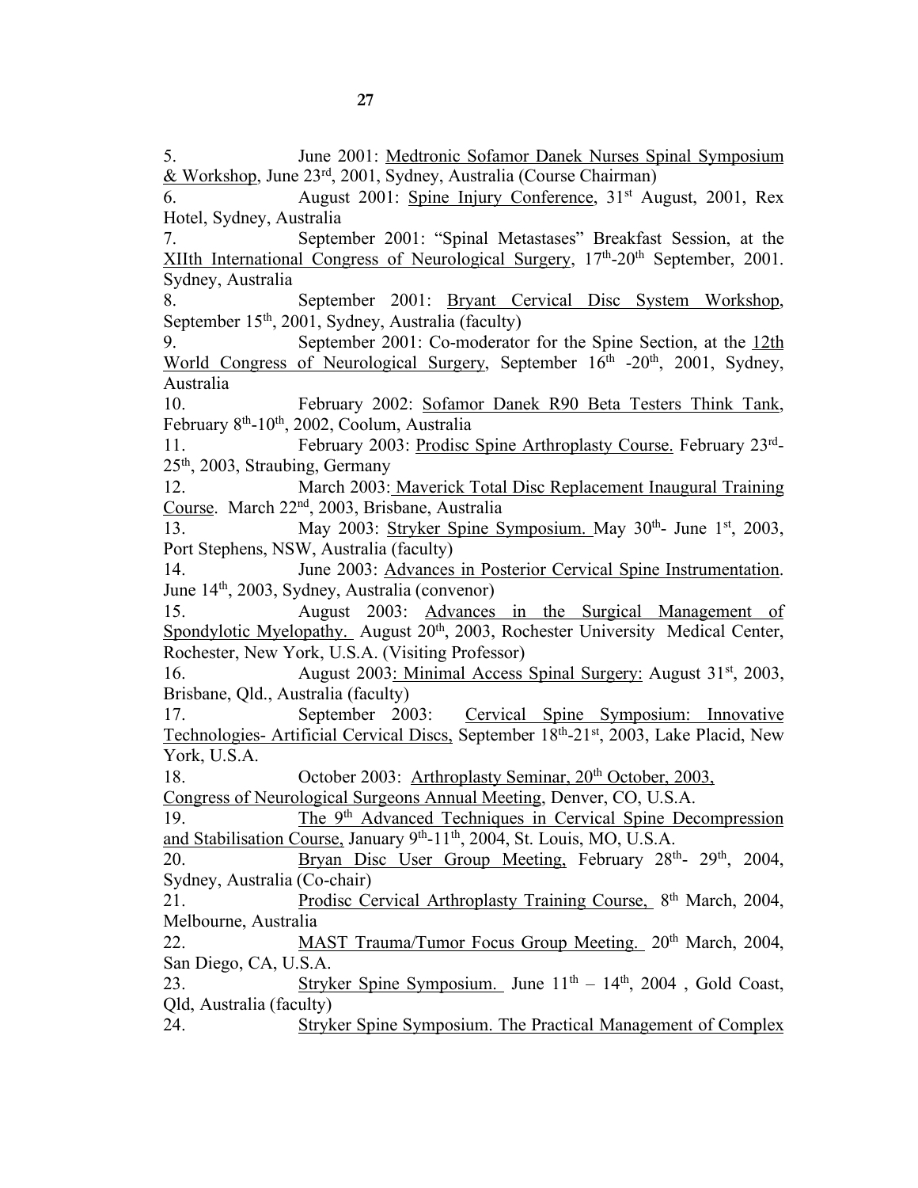5. June 2001: Medtronic Sofamor Danek Nurses Spinal Symposium & Workshop, June 23rd, 2001, Sydney, Australia (Course Chairman)

6. August 2001: Spine Injury Conference, 31st August, 2001, Rex Hotel, Sydney, Australia

7. September 2001: "Spinal Metastases" Breakfast Session, at the XIIth International Congress of Neurological Surgery, 17th-20th September, 2001. Sydney, Australia

8. September 2001: Bryant Cervical Disc System Workshop, September 15th, 2001, Sydney, Australia (faculty)

9. September 2001: Co-moderator for the Spine Section, at the 12th World Congress of Neurological Surgery, September 16th -20th, 2001, Sydney, Australia

10. February 2002: Sofamor Danek R90 Beta Testers Think Tank, February 8th-10th, 2002, Coolum, Australia

11. February 2003: Prodisc Spine Arthroplasty Course. February 23rd-25th, 2003, Straubing, Germany

12. March 2003: Maverick Total Disc Replacement Inaugural Training Course. March 22nd, 2003, Brisbane, Australia

13. May 2003: Stryker Spine Symposium. May 30th- June 1st, 2003, Port Stephens, NSW, Australia (faculty)

14. June 2003: Advances in Posterior Cervical Spine Instrumentation. June 14th, 2003, Sydney, Australia (convenor)

15. August 2003: Advances in the Surgical Management of Spondylotic Myelopathy. August 20th, 2003, Rochester University Medical Center, Rochester, New York, U.S.A. (Visiting Professor)

16. August 2003: Minimal Access Spinal Surgery: August 31st, 2003, Brisbane, Qld., Australia (faculty)

17. September 2003: Cervical Spine Symposium: Innovative Technologies- Artificial Cervical Discs, September 18th-21st, 2003, Lake Placid, New York, U.S.A.

18. October 2003: Arthroplasty Seminar, 20th October, 2003, Congress of Neurological Surgeons Annual Meeting, Denver, CO, U.S.A.

19. The 9th Advanced Techniques in Cervical Spine Decompression and Stabilisation Course, January 9th-11th, 2004, St. Louis, MO, U.S.A.

20. Bryan Disc User Group Meeting, February 28th- 29th, 2004, Sydney, Australia (Co-chair)

21. Prodisc Cervical Arthroplasty Training Course, 8th March, 2004, Melbourne, Australia

22. MAST Trauma/Tumor Focus Group Meeting. 20th March, 2004, San Diego, CA, U.S.A.

23. Stryker Spine Symposium. June 11th – 14th, 2004 , Gold Coast, Qld, Australia (faculty)

24. Stryker Spine Symposium. The Practical Management of Complex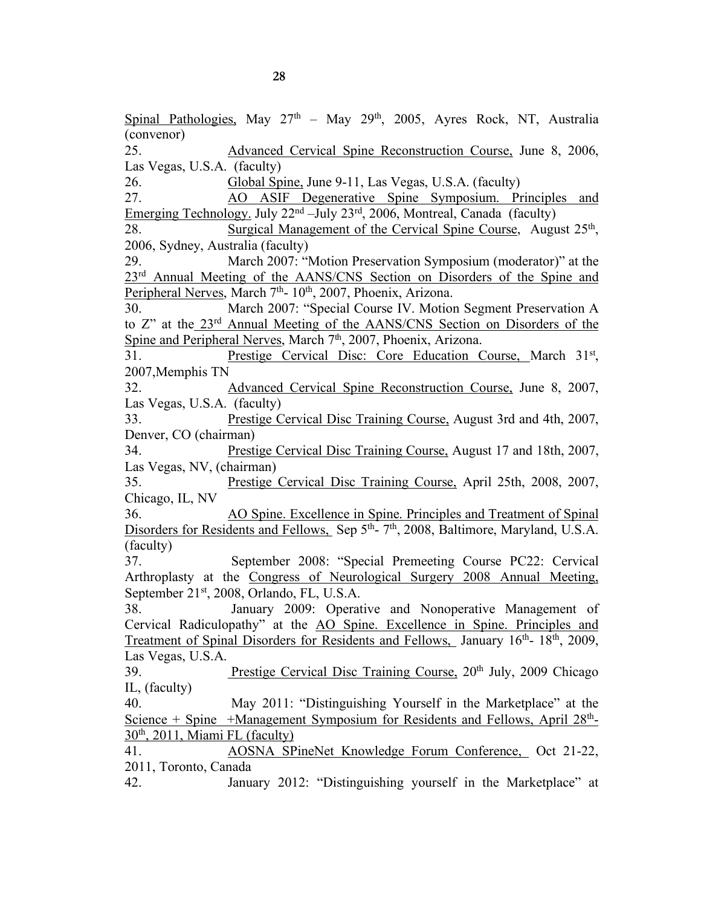<u>Spinal Pathologies,</u> May 27th – May 29th, 2005, Ayres Rock, NT, Australia (convenor)

25. <u>Advanced Cervical Spine Reconstruction Course,</u> June 8, 2006, Las Vegas, U.S.A. (faculty)

26. <u>Global Spine,</u> June 9-11, Las Vegas, U.S.A. (faculty)

27. <u>AO ASIF Degenerative Spine Symposium. Principles and Emerging Technology.</u> July 22nd –July 23rd, 2006, Montreal, Canada (faculty)

28. <u>Surgical Management of the Cervical Spine Course</u>, August 25th, 2006, Sydney, Australia (faculty)

29. March 2007: "Motion Preservation Symposium (moderator)" at the <u>23rd Annual Meeting of the AANS/CNS Section on Disorders of the Spine and Peripheral Nerves</u>, March 7th- 10th, 2007, Phoenix, Arizona.

30. March 2007: "Special Course IV. Motion Segment Preservation A to Z" at the <u>23rd Annual Meeting of the AANS/CNS Section on Disorders of the Spine and Peripheral Nerves</u>, March 7th, 2007, Phoenix, Arizona.

31. <u>Prestige Cervical Disc: Core Education Course,</u> March 31st, 2007,Memphis TN

32. <u>Advanced Cervical Spine Reconstruction Course,</u> June 8, 2007, Las Vegas, U.S.A. (faculty)

33. <u>Prestige Cervical Disc Training Course,</u> August 3rd and 4th, 2007, Denver, CO (chairman)

34. <u>Prestige Cervical Disc Training Course,</u> August 17 and 18th, 2007, Las Vegas, NV, (chairman)

35. <u>Prestige Cervical Disc Training Course,</u> April 25th, 2008, 2007, Chicago, IL, NV

36. <u>AO Spine. Excellence in Spine. Principles and Treatment of Spinal Disorders for Residents and Fellows,</u> Sep 5th- 7th, 2008, Baltimore, Maryland, U.S.A. (faculty)

37. September 2008: "Special Premeeting Course PC22: Cervical Arthroplasty at the <u>Congress of Neurological Surgery 2008 Annual Meeting,</u> September 21st, 2008, Orlando, FL, U.S.A.

38. January 2009: Operative and Nonoperative Management of Cervical Radiculopathy" at the <u>AO Spine. Excellence in Spine. Principles and Treatment of Spinal Disorders for Residents and Fellows,</u> January 16th- 18th, 2009, Las Vegas, U.S.A.

39. <u>Prestige Cervical Disc Training Course,</u> 20th July, 2009 Chicago IL, (faculty)

40. May 2011: "Distinguishing Yourself in the Marketplace" at the <u>Science + Spine +Management Symposium for Residents and Fellows, April 28th-30th, 2011, Miami FL (faculty)</u>

41. <u>AOSNA SPineNet Knowledge Forum Conference,</u> Oct 21-22, 2011, Toronto, Canada

42. January 2012: "Distinguishing yourself in the Marketplace" at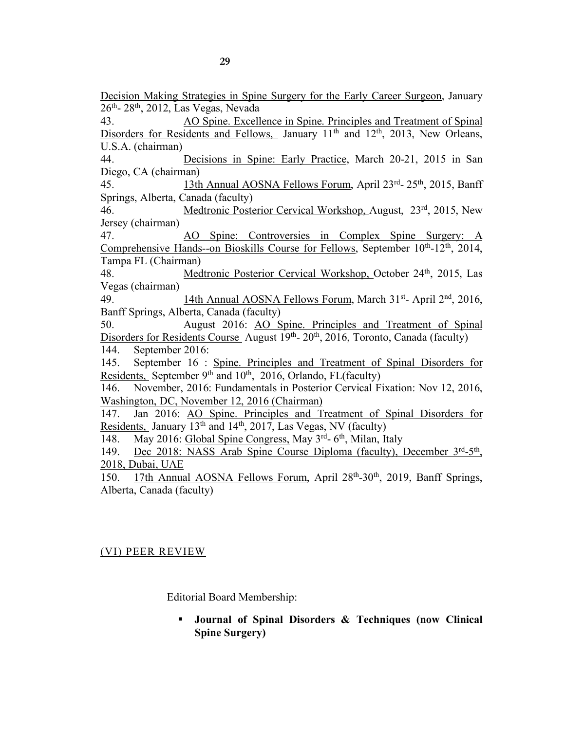Decision Making Strategies in Spine Surgery for the Early Career Surgeon, January 26th- 28th, 2012, Las Vegas, Nevada

43. AO Spine. Excellence in Spine. Principles and Treatment of Spinal Disorders for Residents and Fellows, January 11th and 12th, 2013, New Orleans, U.S.A. (chairman)

44. Decisions in Spine: Early Practice, March 20-21, 2015 in San Diego, CA (chairman)

45. 13th Annual AOSNA Fellows Forum, April 23rd- 25th, 2015, Banff Springs, Alberta, Canada (faculty)

46. Medtronic Posterior Cervical Workshop, August, 23rd, 2015, New Jersey (chairman)

47. AO Spine: Controversies in Complex Spine Surgery: A Comprehensive Hands--on Bioskills Course for Fellows, September 10th-12th, 2014, Tampa FL (Chairman)

48. Medtronic Posterior Cervical Workshop, October 24th, 2015, Las Vegas (chairman)

49. 14th Annual AOSNA Fellows Forum, March 31st- April 2nd, 2016, Banff Springs, Alberta, Canada (faculty)

50. August 2016: AO Spine. Principles and Treatment of Spinal Disorders for Residents Course August 19th- 20th, 2016, Toronto, Canada (faculty)

144. September 2016:

145. September 16 : Spine. Principles and Treatment of Spinal Disorders for Residents, September 9th and 10th, 2016, Orlando, FL(faculty)

146. November, 2016: Fundamentals in Posterior Cervical Fixation: Nov 12, 2016, Washington, DC, November 12, 2016 (Chairman)

147. Jan 2016: AO Spine. Principles and Treatment of Spinal Disorders for Residents, January 13th and 14th, 2017, Las Vegas, NV (faculty)

148. May 2016: Global Spine Congress, May 3rd- 6th, Milan, Italy

149. Dec 2018: NASS Arab Spine Course Diploma (faculty), December 3rd-5th, 2018, Dubai, UAE

150. 17th Annual AOSNA Fellows Forum, April 28th-30th, 2019, Banff Springs, Alberta, Canada (faculty)

## (VI) PEER REVIEW

Editorial Board Membership:

- **Journal of Spinal Disorders & Techniques (now Clinical Spine Surgery)**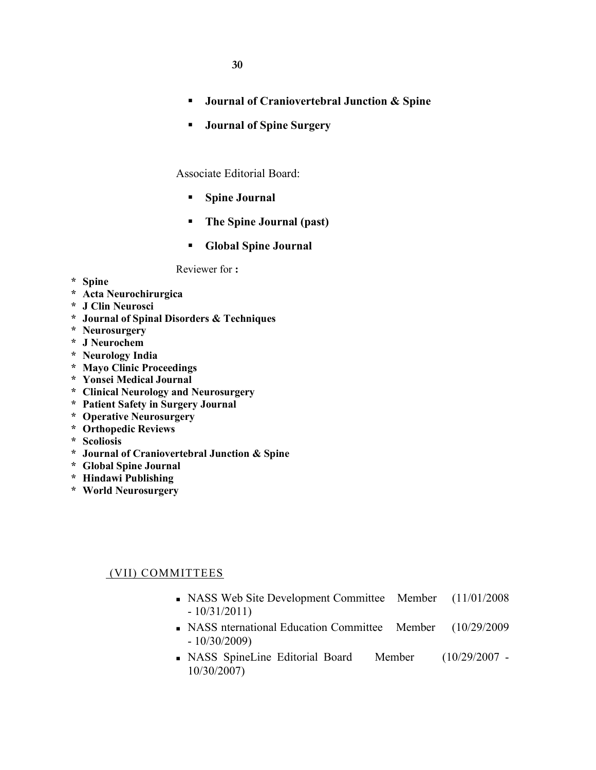- **Journal of Craniovertebral Junction & Spine**
- **Journal of Spine Surgery**

Associate Editorial Board:

- **Spine Journal**
- **The Spine Journal (past)**
- **Global Spine Journal**

Reviewer for **:**

* **Spine**
* **Acta Neurochirurgica**
* **J Clin Neurosci**
* **Journal of Spinal Disorders & Techniques**
* **Neurosurgery**
* **J Neurochem**
* **Neurology India**
* **Mayo Clinic Proceedings**
* **Yonsei Medical Journal**
* **Clinical Neurology and Neurosurgery**
* **Patient Safety in Surgery Journal**
* **Operative Neurosurgery**
* **Orthopedic Reviews**
* **Scoliosis**
* **Journal of Craniovertebral Junction & Spine**
* **Global Spine Journal**
* **Hindawi Publishing**
* **World Neurosurgery**

## (VII) COMMITTEES

- NASS Web Site Development Committee Member (11/01/2008 - 10/31/2011)
- NASS nternational Education Committee Member (10/29/2009 - 10/30/2009)
- NASS SpineLine Editorial Board Member (10/29/2007 - 10/30/2007)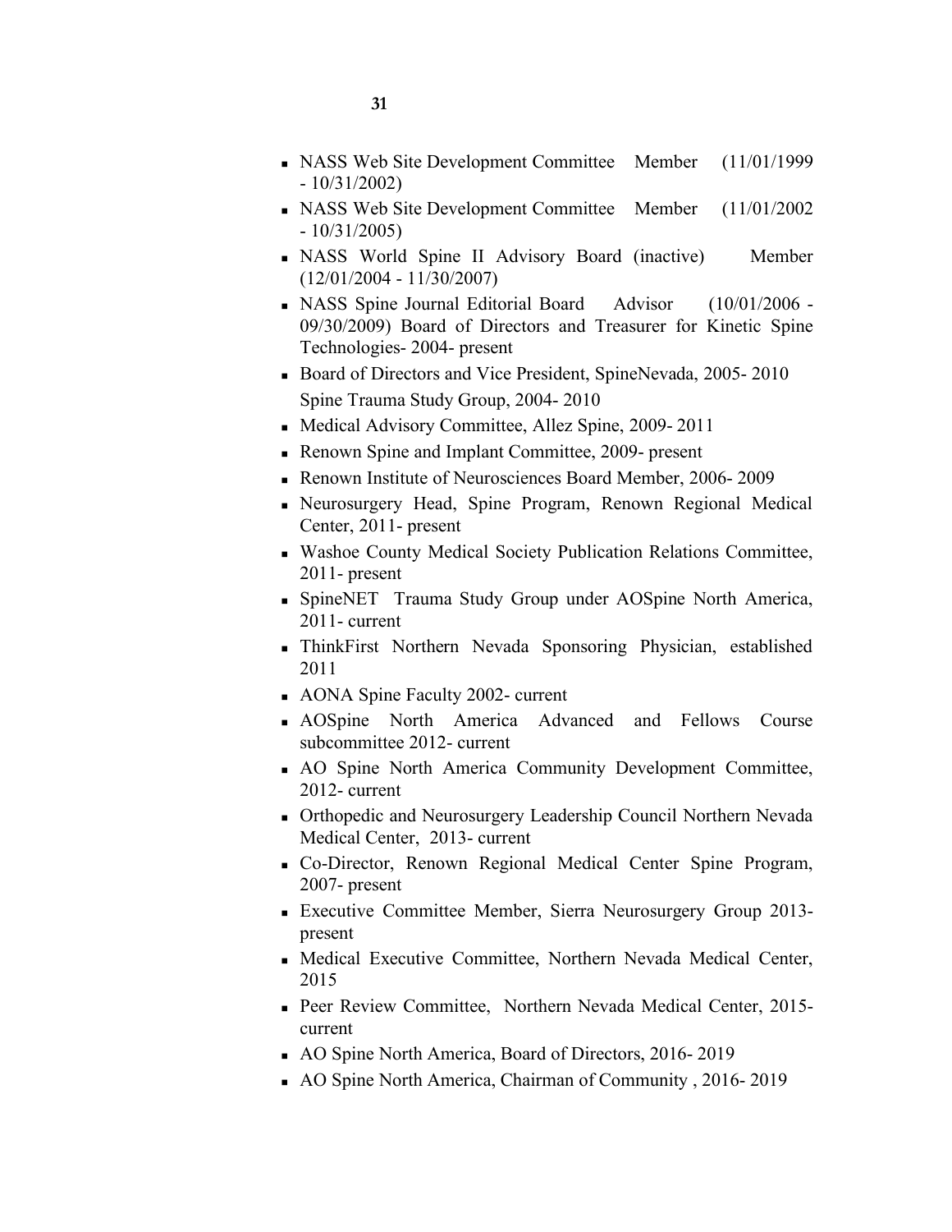- NASS Web Site Development Committee Member (11/01/1999 - 10/31/2002)
- NASS Web Site Development Committee Member (11/01/2002 - 10/31/2005)
- NASS World Spine II Advisory Board (inactive) Member (12/01/2004 - 11/30/2007)
- NASS Spine Journal Editorial Board Advisor (10/01/2006 - 09/30/2009) Board of Directors and Treasurer for Kinetic Spine Technologies- 2004- present
- Board of Directors and Vice President, SpineNevada, 2005- 2010
  Spine Trauma Study Group, 2004- 2010
- Medical Advisory Committee, Allez Spine, 2009- 2011
- Renown Spine and Implant Committee, 2009- present
- Renown Institute of Neurosciences Board Member, 2006- 2009
- Neurosurgery Head, Spine Program, Renown Regional Medical Center, 2011- present
- Washoe County Medical Society Publication Relations Committee, 2011- present
- SpineNET Trauma Study Group under AOSpine North America, 2011- current
- ThinkFirst Northern Nevada Sponsoring Physician, established 2011
- AONA Spine Faculty 2002- current
- AOSpine North America Advanced and Fellows Course subcommittee 2012- current
- AO Spine North America Community Development Committee, 2012- current
- Orthopedic and Neurosurgery Leadership Council Northern Nevada Medical Center, 2013- current
- Co-Director, Renown Regional Medical Center Spine Program, 2007- present
- Executive Committee Member, Sierra Neurosurgery Group 2013- present
- Medical Executive Committee, Northern Nevada Medical Center, 2015
- Peer Review Committee, Northern Nevada Medical Center, 2015- current
- AO Spine North America, Board of Directors, 2016- 2019
- AO Spine North America, Chairman of Community , 2016- 2019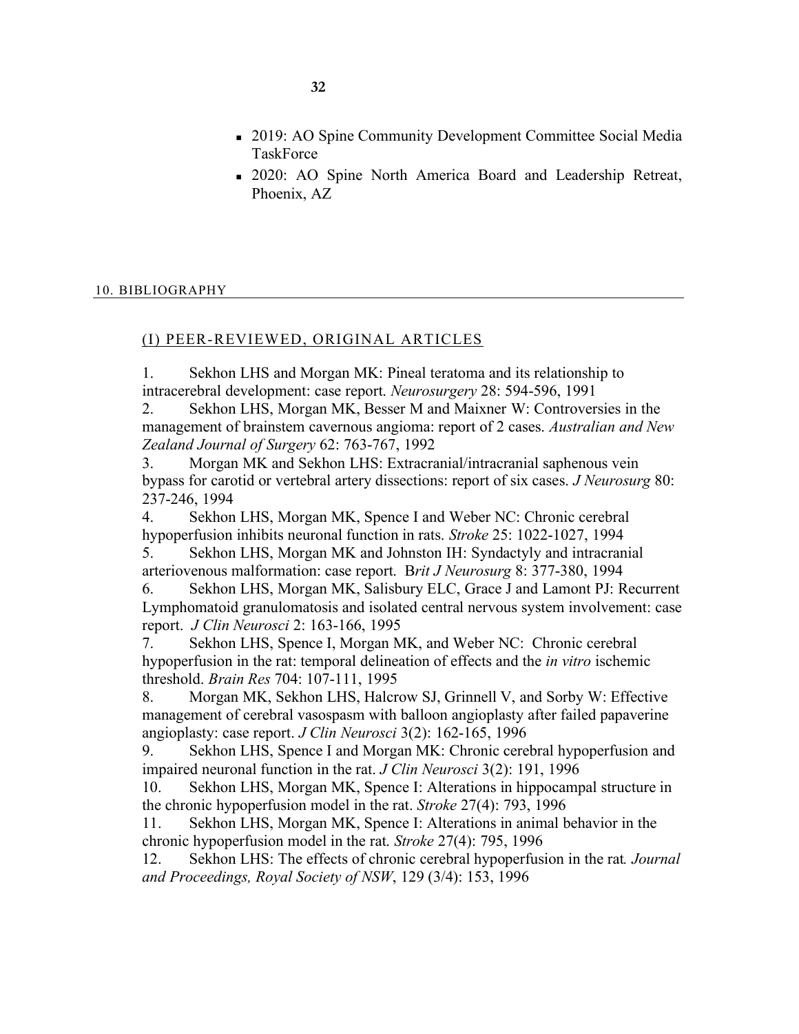- 2019: AO Spine Community Development Committee Social Media TaskForce
- 2020: AO Spine North America Board and Leadership Retreat, Phoenix, AZ

## 10. BIBLIOGRAPHY

### (I) PEER-REVIEWED, ORIGINAL ARTICLES

1. Sekhon LHS and Morgan MK: Pineal teratoma and its relationship to intracerebral development: case report. *Neurosurgery* 28: 594-596, 1991
2. Sekhon LHS, Morgan MK, Besser M and Maixner W: Controversies in the management of brainstem cavernous angioma: report of 2 cases. *Australian and New Zealand Journal of Surgery* 62: 763-767, 1992
3. Morgan MK and Sekhon LHS: Extracranial/intracranial saphenous vein bypass for carotid or vertebral artery dissections: report of six cases. *J Neurosurg* 80: 237-246, 1994
4. Sekhon LHS, Morgan MK, Spence I and Weber NC: Chronic cerebral hypoperfusion inhibits neuronal function in rats. *Stroke* 25: 1022-1027, 1994
5. Sekhon LHS, Morgan MK and Johnston IH: Syndactyly and intracranial arteriovenous malformation: case report. B*rit J Neurosurg* 8: 377-380, 1994
6. Sekhon LHS, Morgan MK, Salisbury ELC, Grace J and Lamont PJ: Recurrent Lymphomatoid granulomatosis and isolated central nervous system involvement: case report. *J Clin Neurosci* 2: 163-166, 1995
7. Sekhon LHS, Spence I, Morgan MK, and Weber NC: Chronic cerebral hypoperfusion in the rat: temporal delineation of effects and the *in vitro* ischemic threshold. *Brain Res* 704: 107-111, 1995
8. Morgan MK, Sekhon LHS, Halcrow SJ, Grinnell V, and Sorby W: Effective management of cerebral vasospasm with balloon angioplasty after failed papaverine angioplasty: case report. *J Clin Neurosci* 3(2): 162-165, 1996
9. Sekhon LHS, Spence I and Morgan MK: Chronic cerebral hypoperfusion and impaired neuronal function in the rat. *J Clin Neurosci* 3(2): 191, 1996
10. Sekhon LHS, Morgan MK, Spence I: Alterations in hippocampal structure in the chronic hypoperfusion model in the rat. *Stroke* 27(4): 793, 1996
11. Sekhon LHS, Morgan MK, Spence I: Alterations in animal behavior in the chronic hypoperfusion model in the rat. *Stroke* 27(4): 795, 1996
12. Sekhon LHS: The effects of chronic cerebral hypoperfusion in the rat*. Journal and Proceedings, Royal Society of NSW*, 129 (3/4): 153, 1996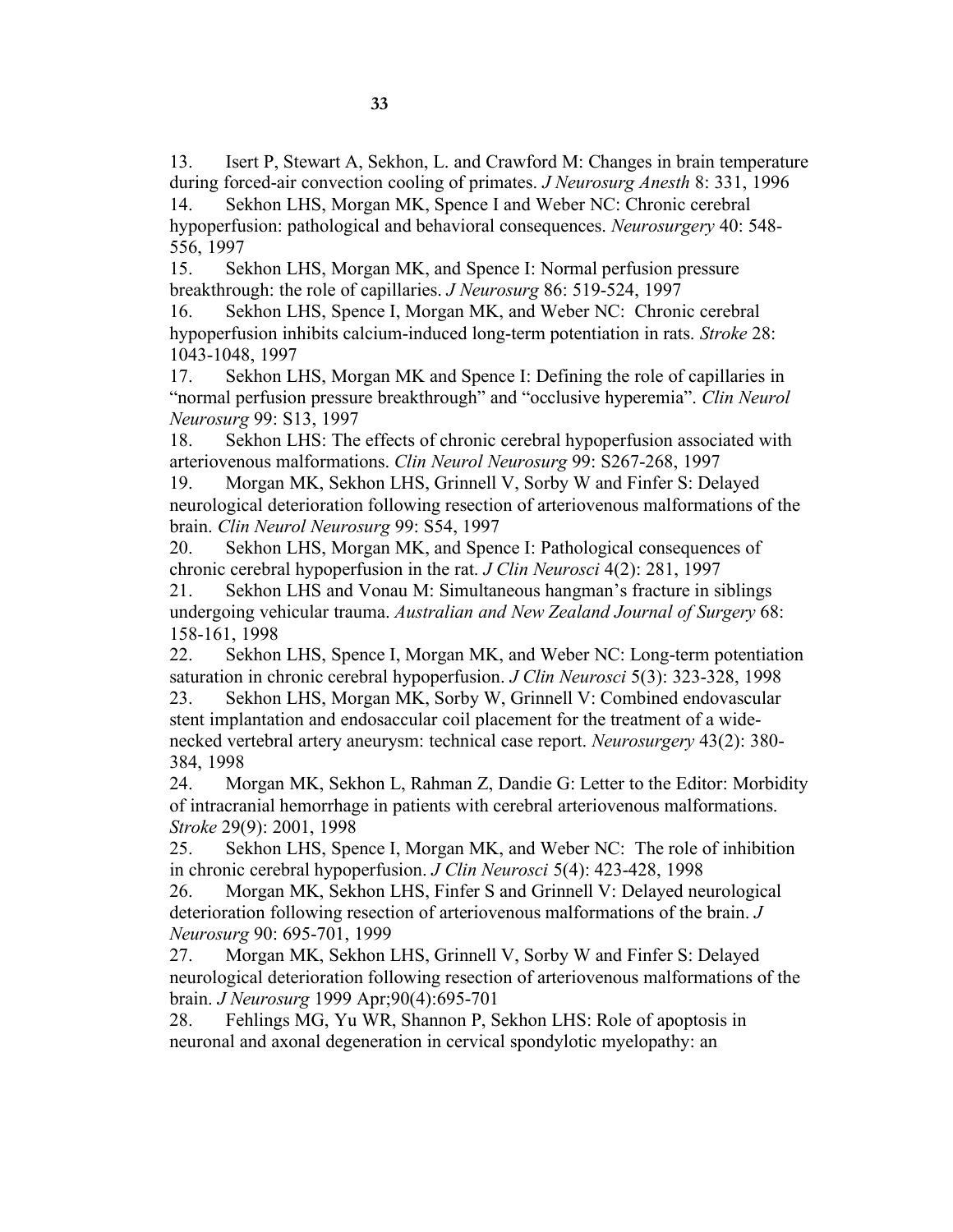13. Isert P, Stewart A, Sekhon, L. and Crawford M: Changes in brain temperature during forced-air convection cooling of primates. *J Neurosurg Anesth* 8: 331, 1996

14. Sekhon LHS, Morgan MK, Spence I and Weber NC: Chronic cerebral hypoperfusion: pathological and behavioral consequences. *Neurosurgery* 40: 548-556, 1997

15. Sekhon LHS, Morgan MK, and Spence I: Normal perfusion pressure breakthrough: the role of capillaries. *J Neurosurg* 86: 519-524, 1997

16. Sekhon LHS, Spence I, Morgan MK, and Weber NC: Chronic cerebral hypoperfusion inhibits calcium-induced long-term potentiation in rats. *Stroke* 28: 1043-1048, 1997

17. Sekhon LHS, Morgan MK and Spence I: Defining the role of capillaries in "normal perfusion pressure breakthrough" and "occlusive hyperemia". *Clin Neurol Neurosurg* 99: S13, 1997

18. Sekhon LHS: The effects of chronic cerebral hypoperfusion associated with arteriovenous malformations. *Clin Neurol Neurosurg* 99: S267-268, 1997

19. Morgan MK, Sekhon LHS, Grinnell V, Sorby W and Finfer S: Delayed neurological deterioration following resection of arteriovenous malformations of the brain. *Clin Neurol Neurosurg* 99: S54, 1997

20. Sekhon LHS, Morgan MK, and Spence I: Pathological consequences of chronic cerebral hypoperfusion in the rat. *J Clin Neurosci* 4(2): 281, 1997

21. Sekhon LHS and Vonau M: Simultaneous hangman's fracture in siblings undergoing vehicular trauma. *Australian and New Zealand Journal of Surgery* 68: 158-161, 1998

22. Sekhon LHS, Spence I, Morgan MK, and Weber NC: Long-term potentiation saturation in chronic cerebral hypoperfusion. *J Clin Neurosci* 5(3): 323-328, 1998

23. Sekhon LHS, Morgan MK, Sorby W, Grinnell V: Combined endovascular stent implantation and endosaccular coil placement for the treatment of a wide-necked vertebral artery aneurysm: technical case report. *Neurosurgery* 43(2): 380-384, 1998

24. Morgan MK, Sekhon L, Rahman Z, Dandie G: Letter to the Editor: Morbidity of intracranial hemorrhage in patients with cerebral arteriovenous malformations. *Stroke* 29(9): 2001, 1998

25. Sekhon LHS, Spence I, Morgan MK, and Weber NC: The role of inhibition in chronic cerebral hypoperfusion. *J Clin Neurosci* 5(4): 423-428, 1998

26. Morgan MK, Sekhon LHS, Finfer S and Grinnell V: Delayed neurological deterioration following resection of arteriovenous malformations of the brain. *J Neurosurg* 90: 695-701, 1999

27. Morgan MK, Sekhon LHS, Grinnell V, Sorby W and Finfer S: Delayed neurological deterioration following resection of arteriovenous malformations of the brain. *J Neurosurg* 1999 Apr;90(4):695-701

28. Fehlings MG, Yu WR, Shannon P, Sekhon LHS: Role of apoptosis in neuronal and axonal degeneration in cervical spondylotic myelopathy: an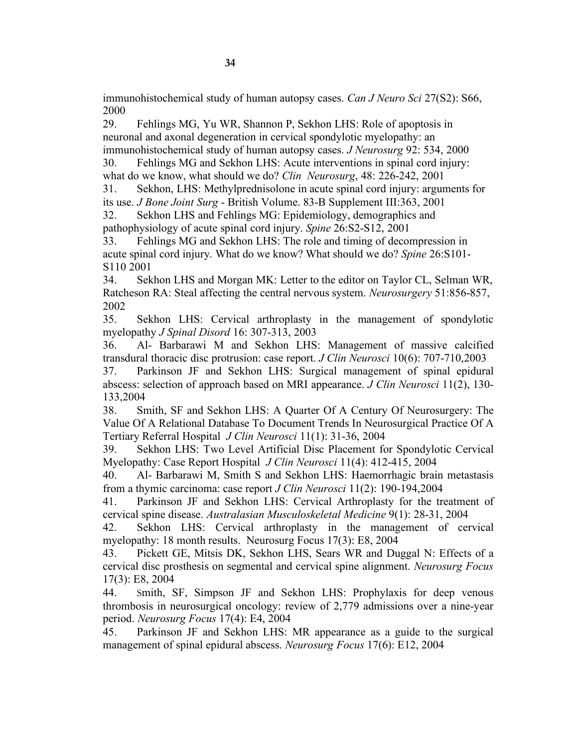immunohistochemical study of human autopsy cases. *Can J Neuro Sci* 27(S2): S66, 2000

29. Fehlings MG, Yu WR, Shannon P, Sekhon LHS: Role of apoptosis in neuronal and axonal degeneration in cervical spondylotic myelopathy: an immunohistochemical study of human autopsy cases. *J Neurosurg* 92: 534, 2000
30. Fehlings MG and Sekhon LHS: Acute interventions in spinal cord injury: what do we know, what should we do? *Clin Neurosurg*, 48: 226-242, 2001
31. Sekhon, LHS: Methylprednisolone in acute spinal cord injury: arguments for its use. *J Bone Joint Surg* - British Volume. 83-B Supplement III:363, 2001
32. Sekhon LHS and Fehlings MG: Epidemiology, demographics and pathophysiology of acute spinal cord injury. *Spine* 26:S2-S12, 2001
33. Fehlings MG and Sekhon LHS: The role and timing of decompression in acute spinal cord injury. What do we know? What should we do? *Spine* 26:S101-S110 2001
34. Sekhon LHS and Morgan MK: Letter to the editor on Taylor CL, Selman WR, Ratcheson RA: Steal affecting the central nervous system. *Neurosurgery* 51:856-857, 2002
35. Sekhon LHS: Cervical arthroplasty in the management of spondylotic myelopathy *J Spinal Disord* 16: 307-313, 2003
36. Al- Barbarawi M and Sekhon LHS: Management of massive calcified transdural thoracic disc protrusion: case report. *J Clin Neurosci* 10(6): 707-710,2003
37. Parkinson JF and Sekhon LHS: Surgical management of spinal epidural abscess: selection of approach based on MRI appearance. *J Clin Neurosci* 11(2), 130-133,2004
38. Smith, SF and Sekhon LHS: A Quarter Of A Century Of Neurosurgery: The Value Of A Relational Database To Document Trends In Neurosurgical Practice Of A Tertiary Referral Hospital *J Clin Neurosci* 11(1): 31-36, 2004
39. Sekhon LHS: Two Level Artificial Disc Placement for Spondylotic Cervical Myelopathy: Case Report Hospital *J Clin Neurosci* 11(4): 412-415, 2004
40. Al- Barbarawi M, Smith S and Sekhon LHS: Haemorrhagic brain metastasis from a thymic carcinoma: case report *J Clin Neurosci* 11(2): 190-194,2004
41. Parkinson JF and Sekhon LHS: Cervical Arthroplasty for the treatment of cervical spine disease. *Australasian Musculoskeletal Medicine* 9(1): 28-31, 2004
42. Sekhon LHS: Cervical arthroplasty in the management of cervical myelopathy: 18 month results. Neurosurg Focus 17(3): E8, 2004
43. Pickett GE, Mitsis DK, Sekhon LHS, Sears WR and Duggal N: Effects of a cervical disc prosthesis on segmental and cervical spine alignment. *Neurosurg Focus* 17(3): E8, 2004
44. Smith, SF, Simpson JF and Sekhon LHS: Prophylaxis for deep venous thrombosis in neurosurgical oncology: review of 2,779 admissions over a nine-year period. *Neurosurg Focus* 17(4): E4, 2004
45. Parkinson JF and Sekhon LHS: MR appearance as a guide to the surgical management of spinal epidural abscess. *Neurosurg Focus* 17(6): E12, 2004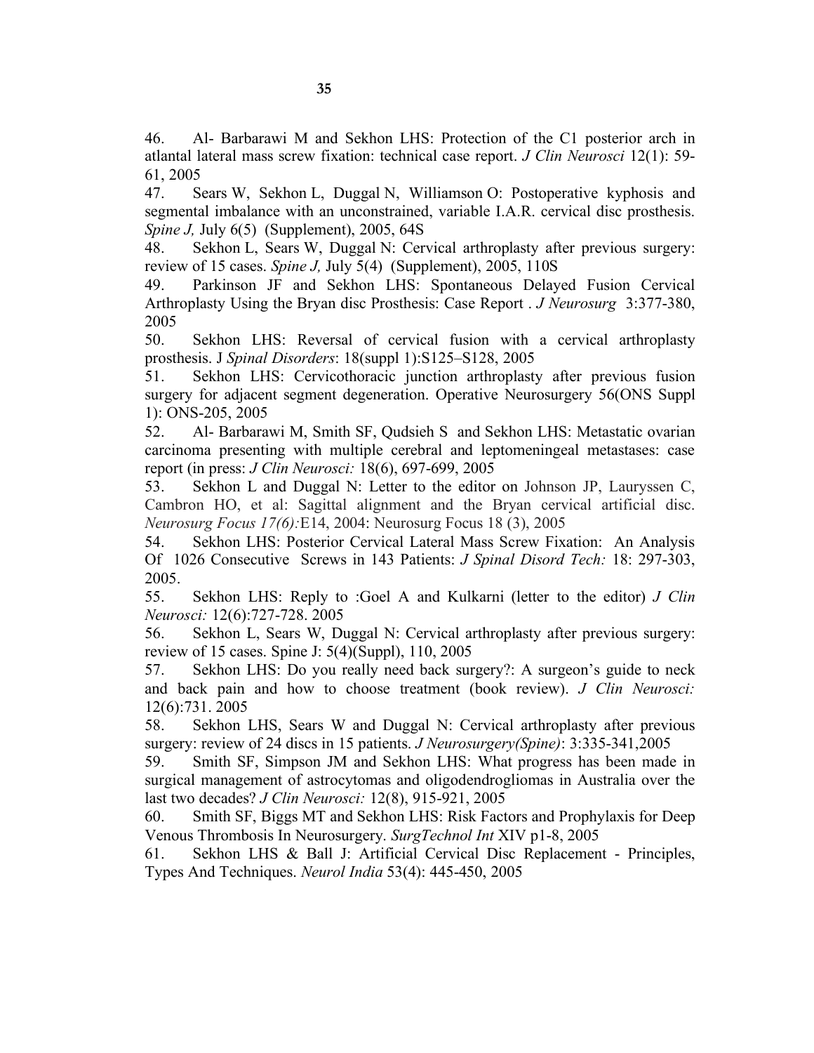46. Al- Barbarawi M and Sekhon LHS: Protection of the C1 posterior arch in atlantal lateral mass screw fixation: technical case report. *J Clin Neurosci* 12(1): 59-61, 2005

47. Sears W, Sekhon L, Duggal N, Williamson O: Postoperative kyphosis and segmental imbalance with an unconstrained, variable I.A.R. cervical disc prosthesis. *Spine J,* July 6(5) (Supplement), 2005, 64S

48. Sekhon L, Sears W, Duggal N: Cervical arthroplasty after previous surgery: review of 15 cases. *Spine J,* July 5(4) (Supplement), 2005, 110S

49. Parkinson JF and Sekhon LHS: Spontaneous Delayed Fusion Cervical Arthroplasty Using the Bryan disc Prosthesis: Case Report . *J Neurosurg* 3:377-380, 2005

50. Sekhon LHS: Reversal of cervical fusion with a cervical arthroplasty prosthesis. J *Spinal Disorders*: 18(suppl 1):S125–S128, 2005

51. Sekhon LHS: Cervicothoracic junction arthroplasty after previous fusion surgery for adjacent segment degeneration. Operative Neurosurgery 56(ONS Suppl 1): ONS-205, 2005

52. Al- Barbarawi M, Smith SF, Qudsieh S and Sekhon LHS: Metastatic ovarian carcinoma presenting with multiple cerebral and leptomeningeal metastases: case report (in press: *J Clin Neurosci:* 18(6), 697-699, 2005

53. Sekhon L and Duggal N: Letter to the editor on Johnson JP, Lauryssen C, Cambron HO, et al: Sagittal alignment and the Bryan cervical artificial disc. *Neurosurg Focus 17(6):*E14, 2004: Neurosurg Focus 18 (3), 2005

54. Sekhon LHS: Posterior Cervical Lateral Mass Screw Fixation: An Analysis Of 1026 Consecutive Screws in 143 Patients: *J Spinal Disord Tech:* 18: 297-303, 2005.

55. Sekhon LHS: Reply to :Goel A and Kulkarni (letter to the editor) *J Clin Neurosci:* 12(6):727-728. 2005

56. Sekhon L, Sears W, Duggal N: Cervical arthroplasty after previous surgery: review of 15 cases. Spine J: 5(4)(Suppl), 110, 2005

57. Sekhon LHS: Do you really need back surgery?: A surgeon's guide to neck and back pain and how to choose treatment (book review). *J Clin Neurosci:* 12(6):731. 2005

58. Sekhon LHS, Sears W and Duggal N: Cervical arthroplasty after previous surgery: review of 24 discs in 15 patients. *J Neurosurgery(Spine)*: 3:335-341,2005

59. Smith SF, Simpson JM and Sekhon LHS: What progress has been made in surgical management of astrocytomas and oligodendrogliomas in Australia over the last two decades? *J Clin Neurosci:* 12(8), 915-921, 2005

60. Smith SF, Biggs MT and Sekhon LHS: Risk Factors and Prophylaxis for Deep Venous Thrombosis In Neurosurgery. *SurgTechnol Int* XIV p1-8, 2005

61. Sekhon LHS & Ball J: Artificial Cervical Disc Replacement - Principles, Types And Techniques. *Neurol India* 53(4): 445-450, 2005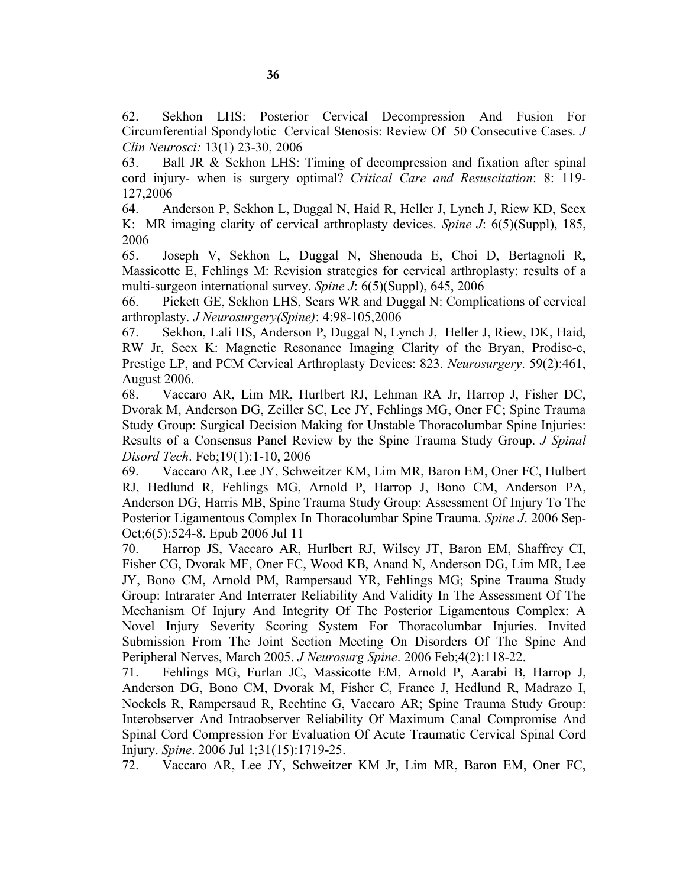62. Sekhon LHS: Posterior Cervical Decompression And Fusion For Circumferential Spondylotic Cervical Stenosis: Review Of 50 Consecutive Cases. *J Clin Neurosci:* 13(1) 23-30, 2006

63. Ball JR & Sekhon LHS: Timing of decompression and fixation after spinal cord injury- when is surgery optimal? *Critical Care and Resuscitation*: 8: 119-127,2006

64. Anderson P, Sekhon L, Duggal N, Haid R, Heller J, Lynch J, Riew KD, Seex K: MR imaging clarity of cervical arthroplasty devices. *Spine J*: 6(5)(Suppl), 185, 2006

65. Joseph V, Sekhon L, Duggal N, Shenouda E, Choi D, Bertagnoli R, Massicotte E, Fehlings M: Revision strategies for cervical arthroplasty: results of a multi-surgeon international survey. *Spine J*: 6(5)(Suppl), 645, 2006

66. Pickett GE, Sekhon LHS, Sears WR and Duggal N: Complications of cervical arthroplasty. *J Neurosurgery(Spine)*: 4:98-105,2006

67. Sekhon, Lali HS, Anderson P, Duggal N, Lynch J, Heller J, Riew, DK, Haid, RW Jr, Seex K: Magnetic Resonance Imaging Clarity of the Bryan, Prodisc-c, Prestige LP, and PCM Cervical Arthroplasty Devices: 823. *Neurosurgery*. 59(2):461, August 2006.

68. Vaccaro AR, Lim MR, Hurlbert RJ, Lehman RA Jr, Harrop J, Fisher DC, Dvorak M, Anderson DG, Zeiller SC, Lee JY, Fehlings MG, Oner FC; Spine Trauma Study Group: Surgical Decision Making for Unstable Thoracolumbar Spine Injuries: Results of a Consensus Panel Review by the Spine Trauma Study Group. *J Spinal Disord Tech*. Feb;19(1):1-10, 2006

69. Vaccaro AR, Lee JY, Schweitzer KM, Lim MR, Baron EM, Oner FC, Hulbert RJ, Hedlund R, Fehlings MG, Arnold P, Harrop J, Bono CM, Anderson PA, Anderson DG, Harris MB, Spine Trauma Study Group: Assessment Of Injury To The Posterior Ligamentous Complex In Thoracolumbar Spine Trauma. *Spine J*. 2006 Sep-Oct;6(5):524-8. Epub 2006 Jul 11

70. Harrop JS, Vaccaro AR, Hurlbert RJ, Wilsey JT, Baron EM, Shaffrey CI, Fisher CG, Dvorak MF, Oner FC, Wood KB, Anand N, Anderson DG, Lim MR, Lee JY, Bono CM, Arnold PM, Rampersaud YR, Fehlings MG; Spine Trauma Study Group: Intrarater And Interrater Reliability And Validity In The Assessment Of The Mechanism Of Injury And Integrity Of The Posterior Ligamentous Complex: A Novel Injury Severity Scoring System For Thoracolumbar Injuries. Invited Submission From The Joint Section Meeting On Disorders Of The Spine And Peripheral Nerves, March 2005. *J Neurosurg Spine*. 2006 Feb;4(2):118-22.

71. Fehlings MG, Furlan JC, Massicotte EM, Arnold P, Aarabi B, Harrop J, Anderson DG, Bono CM, Dvorak M, Fisher C, France J, Hedlund R, Madrazo I, Nockels R, Rampersaud R, Rechtine G, Vaccaro AR; Spine Trauma Study Group: Interobserver And Intraobserver Reliability Of Maximum Canal Compromise And Spinal Cord Compression For Evaluation Of Acute Traumatic Cervical Spinal Cord Injury. *Spine*. 2006 Jul 1;31(15):1719-25.

72. Vaccaro AR, Lee JY, Schweitzer KM Jr, Lim MR, Baron EM, Oner FC,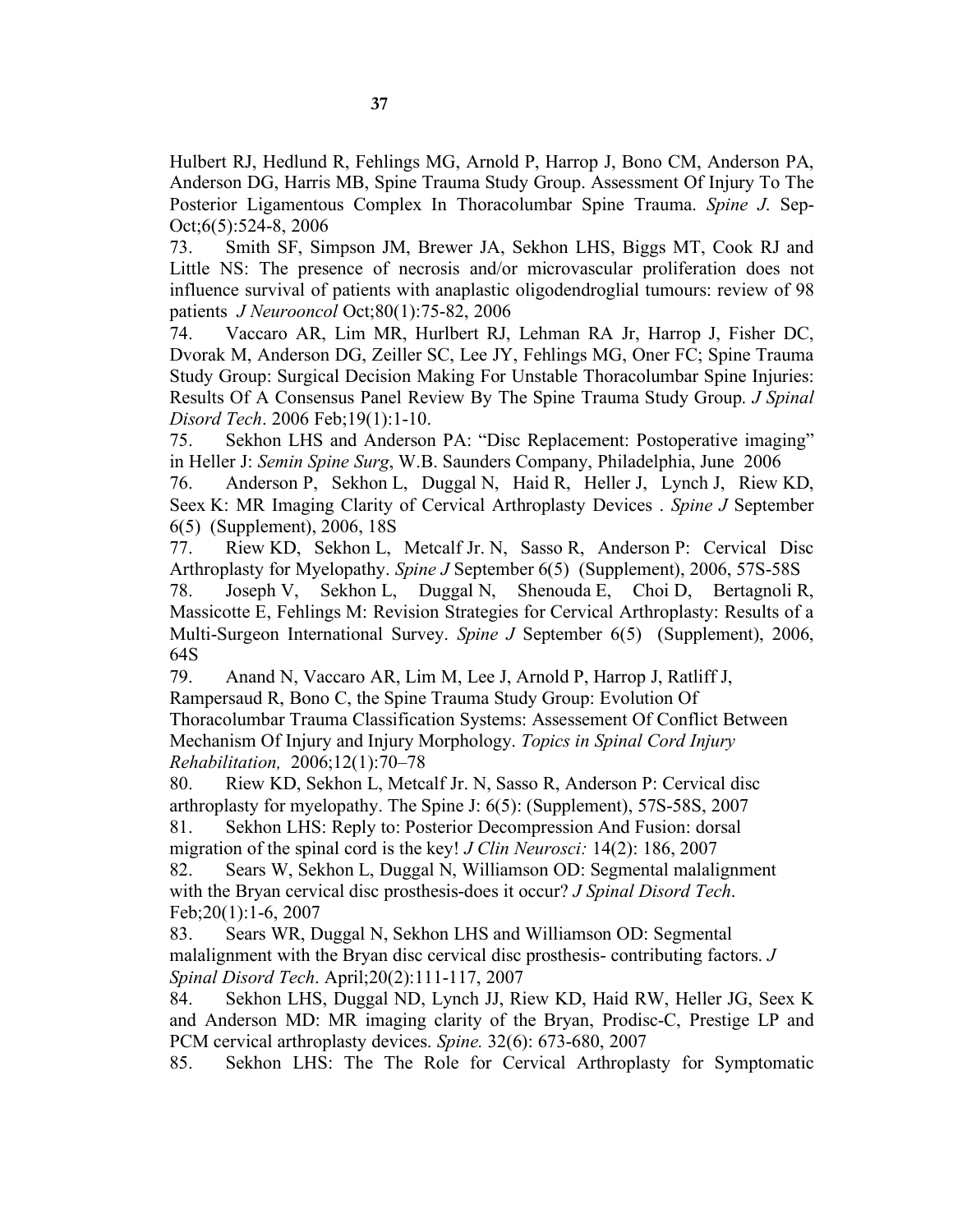Hulbert RJ, Hedlund R, Fehlings MG, Arnold P, Harrop J, Bono CM, Anderson PA, Anderson DG, Harris MB, Spine Trauma Study Group. Assessment Of Injury To The Posterior Ligamentous Complex In Thoracolumbar Spine Trauma. *Spine J*. Sep-Oct;6(5):524-8, 2006

73. Smith SF, Simpson JM, Brewer JA, Sekhon LHS, Biggs MT, Cook RJ and Little NS: The presence of necrosis and/or microvascular proliferation does not influence survival of patients with anaplastic oligodendroglial tumours: review of 98 patients *J Neurooncol* Oct;80(1):75-82, 2006

74. Vaccaro AR, Lim MR, Hurlbert RJ, Lehman RA Jr, Harrop J, Fisher DC, Dvorak M, Anderson DG, Zeiller SC, Lee JY, Fehlings MG, Oner FC; Spine Trauma Study Group: Surgical Decision Making For Unstable Thoracolumbar Spine Injuries: Results Of A Consensus Panel Review By The Spine Trauma Study Group. *J Spinal Disord Tech*. 2006 Feb;19(1):1-10.

75. Sekhon LHS and Anderson PA: "Disc Replacement: Postoperative imaging" in Heller J: *Semin Spine Surg*, W.B. Saunders Company, Philadelphia, June 2006

76. Anderson P, Sekhon L, Duggal N, Haid R, Heller J, Lynch J, Riew KD, Seex K: MR Imaging Clarity of Cervical Arthroplasty Devices . *Spine J* September 6(5) (Supplement), 2006, 18S

77. Riew KD, Sekhon L, Metcalf Jr. N, Sasso R, Anderson P: Cervical Disc Arthroplasty for Myelopathy. *Spine J* September 6(5) (Supplement), 2006, 57S-58S

78. Joseph V, Sekhon L, Duggal N, Shenouda E, Choi D, Bertagnoli R, Massicotte E, Fehlings M: Revision Strategies for Cervical Arthroplasty: Results of a Multi-Surgeon International Survey. *Spine J* September 6(5) (Supplement), 2006, 64S

79. Anand N, Vaccaro AR, Lim M, Lee J, Arnold P, Harrop J, Ratliff J, Rampersaud R, Bono C, the Spine Trauma Study Group: Evolution Of Thoracolumbar Trauma Classification Systems: Assessement Of Conflict Between Mechanism Of Injury and Injury Morphology. *Topics in Spinal Cord Injury Rehabilitation,* 2006;12(1):70–78

80. Riew KD, Sekhon L, Metcalf Jr. N, Sasso R, Anderson P: Cervical disc arthroplasty for myelopathy. The Spine J: 6(5): (Supplement), 57S-58S, 2007

81. Sekhon LHS: Reply to: Posterior Decompression And Fusion: dorsal migration of the spinal cord is the key! *J Clin Neurosci:* 14(2): 186, 2007

82. Sears W, Sekhon L, Duggal N, Williamson OD: Segmental malalignment with the Bryan cervical disc prosthesis-does it occur? *J Spinal Disord Tech*. Feb;20(1):1-6, 2007

83. Sears WR, Duggal N, Sekhon LHS and Williamson OD: Segmental malalignment with the Bryan disc cervical disc prosthesis- contributing factors. *J Spinal Disord Tech*. April;20(2):111-117, 2007

84. Sekhon LHS, Duggal ND, Lynch JJ, Riew KD, Haid RW, Heller JG, Seex K and Anderson MD: MR imaging clarity of the Bryan, Prodisc-C, Prestige LP and PCM cervical arthroplasty devices. *Spine.* 32(6): 673-680, 2007

85. Sekhon LHS: The The Role for Cervical Arthroplasty for Symptomatic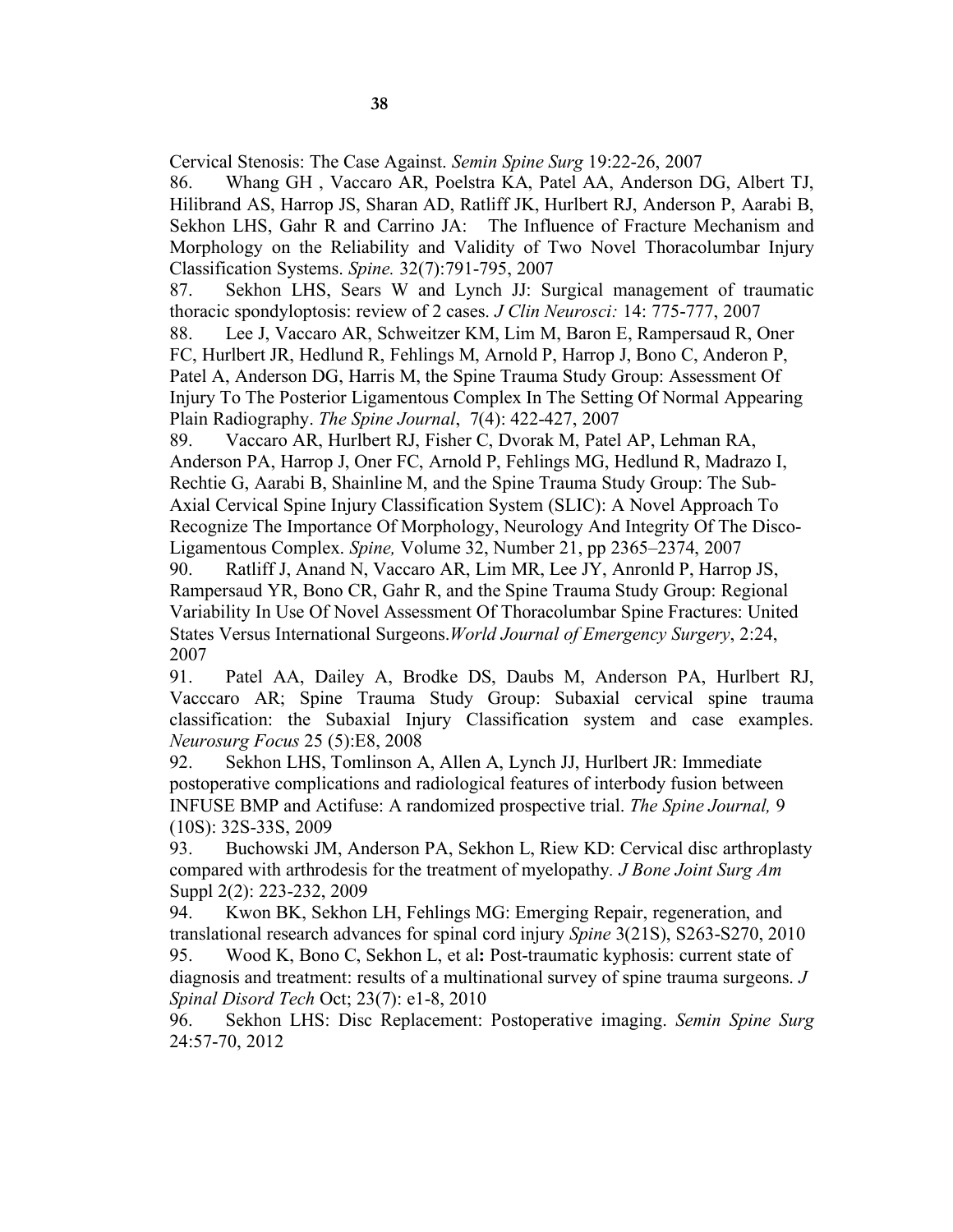Cervical Stenosis: The Case Against. *Semin Spine Surg* 19:22-26, 2007

86. Whang GH , Vaccaro AR, Poelstra KA, Patel AA, Anderson DG, Albert TJ, Hilibrand AS, Harrop JS, Sharan AD, Ratliff JK, Hurlbert RJ, Anderson P, Aarabi B, Sekhon LHS, Gahr R and Carrino JA: The Influence of Fracture Mechanism and Morphology on the Reliability and Validity of Two Novel Thoracolumbar Injury Classification Systems. *Spine.* 32(7):791-795, 2007

87. Sekhon LHS, Sears W and Lynch JJ: Surgical management of traumatic thoracic spondyloptosis: review of 2 cases. *J Clin Neurosci:* 14: 775-777, 2007

88. Lee J, Vaccaro AR, Schweitzer KM, Lim M, Baron E, Rampersaud R, Oner FC, Hurlbert JR, Hedlund R, Fehlings M, Arnold P, Harrop J, Bono C, Anderon P, Patel A, Anderson DG, Harris M, the Spine Trauma Study Group: Assessment Of Injury To The Posterior Ligamentous Complex In The Setting Of Normal Appearing Plain Radiography. *The Spine Journal*, 7(4): 422-427, 2007

89. Vaccaro AR, Hurlbert RJ, Fisher C, Dvorak M, Patel AP, Lehman RA, Anderson PA, Harrop J, Oner FC, Arnold P, Fehlings MG, Hedlund R, Madrazo I, Rechtie G, Aarabi B, Shainline M, and the Spine Trauma Study Group: The Sub-Axial Cervical Spine Injury Classification System (SLIC): A Novel Approach To Recognize The Importance Of Morphology, Neurology And Integrity Of The Disco-Ligamentous Complex. *Spine,* Volume 32, Number 21, pp 2365–2374, 2007

90. Ratliff J, Anand N, Vaccaro AR, Lim MR, Lee JY, Anronld P, Harrop JS, Rampersaud YR, Bono CR, Gahr R, and the Spine Trauma Study Group: Regional Variability In Use Of Novel Assessment Of Thoracolumbar Spine Fractures: United States Versus International Surgeons.*World Journal of Emergency Surgery*, 2:24, 2007

91. Patel AA, Dailey A, Brodke DS, Daubs M, Anderson PA, Hurlbert RJ, Vacccaro AR; Spine Trauma Study Group: Subaxial cervical spine trauma classification: the Subaxial Injury Classification system and case examples. *Neurosurg Focus* 25 (5):E8, 2008

92. Sekhon LHS, Tomlinson A, Allen A, Lynch JJ, Hurlbert JR: Immediate postoperative complications and radiological features of interbody fusion between INFUSE BMP and Actifuse: A randomized prospective trial. *The Spine Journal,* 9 (10S): 32S-33S, 2009

93. Buchowski JM, Anderson PA, Sekhon L, Riew KD: Cervical disc arthroplasty compared with arthrodesis for the treatment of myelopathy. *J Bone Joint Surg Am* Suppl 2(2): 223-232, 2009

94. Kwon BK, Sekhon LH, Fehlings MG: Emerging Repair, regeneration, and translational research advances for spinal cord injury *Spine* 3(21S), S263-S270, 2010

95. Wood K, Bono C, Sekhon L, et al**:** Post-traumatic kyphosis: current state of diagnosis and treatment: results of a multinational survey of spine trauma surgeons. *J Spinal Disord Tech* Oct; 23(7): e1-8, 2010

96. Sekhon LHS: Disc Replacement: Postoperative imaging. *Semin Spine Surg* 24:57-70, 2012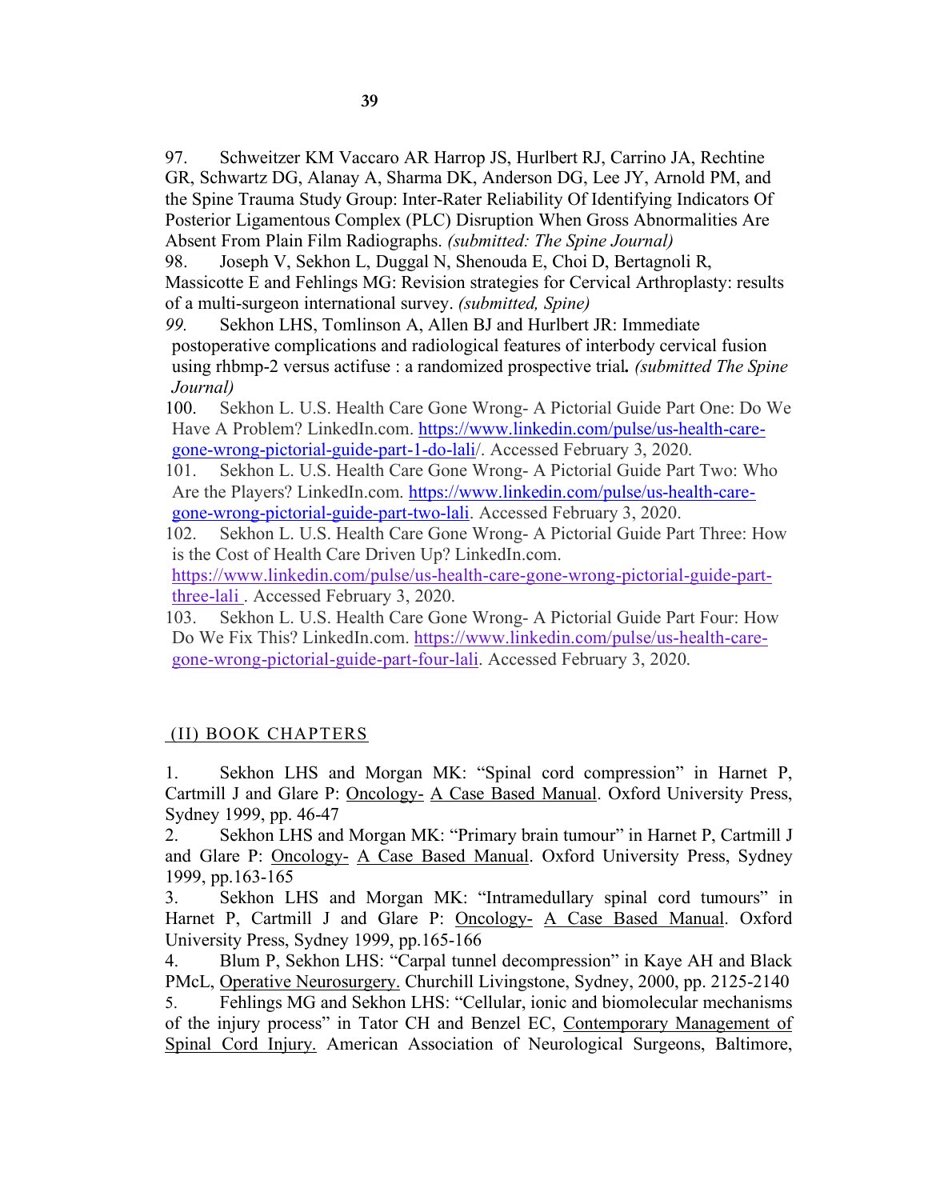97. Schweitzer KM Vaccaro AR Harrop JS, Hurlbert RJ, Carrino JA, Rechtine GR, Schwartz DG, Alanay A, Sharma DK, Anderson DG, Lee JY, Arnold PM, and the Spine Trauma Study Group: Inter-Rater Reliability Of Identifying Indicators Of Posterior Ligamentous Complex (PLC) Disruption When Gross Abnormalities Are Absent From Plain Film Radiographs. *(submitted: The Spine Journal)*

98. Joseph V, Sekhon L, Duggal N, Shenouda E, Choi D, Bertagnoli R, Massicotte E and Fehlings MG: Revision strategies for Cervical Arthroplasty: results of a multi-surgeon international survey. *(submitted, Spine)*

99. Sekhon LHS, Tomlinson A, Allen BJ and Hurlbert JR: Immediate postoperative complications and radiological features of interbody cervical fusion using rhbmp-2 versus actifuse : a randomized prospective trial**.** *(submitted The Spine Journal)*

100. Sekhon L. U.S. Health Care Gone Wrong- A Pictorial Guide Part One: Do We Have A Problem? LinkedIn.com. https://www.linkedin.com/pulse/us-health-care-gone-wrong-pictorial-guide-part-1-do-lali/. Accessed February 3, 2020.

101. Sekhon L. U.S. Health Care Gone Wrong- A Pictorial Guide Part Two: Who Are the Players? LinkedIn.com. https://www.linkedin.com/pulse/us-health-care-gone-wrong-pictorial-guide-part-two-lali. Accessed February 3, 2020.

102. Sekhon L. U.S. Health Care Gone Wrong- A Pictorial Guide Part Three: How is the Cost of Health Care Driven Up? LinkedIn.com. https://www.linkedin.com/pulse/us-health-care-gone-wrong-pictorial-guide-part-three-lali . Accessed February 3, 2020.

103. Sekhon L. U.S. Health Care Gone Wrong- A Pictorial Guide Part Four: How Do We Fix This? LinkedIn.com. https://www.linkedin.com/pulse/us-health-care-gone-wrong-pictorial-guide-part-four-lali. Accessed February 3, 2020.

## (II) BOOK CHAPTERS

1. Sekhon LHS and Morgan MK: "Spinal cord compression" in Harnet P, Cartmill J and Glare P: Oncology- A Case Based Manual. Oxford University Press, Sydney 1999, pp. 46-47

2. Sekhon LHS and Morgan MK: "Primary brain tumour" in Harnet P, Cartmill J and Glare P: Oncology- A Case Based Manual. Oxford University Press, Sydney 1999, pp.163-165

3. Sekhon LHS and Morgan MK: "Intramedullary spinal cord tumours" in Harnet P, Cartmill J and Glare P: Oncology- A Case Based Manual. Oxford University Press, Sydney 1999, pp.165-166

4. Blum P, Sekhon LHS: "Carpal tunnel decompression" in Kaye AH and Black PMcL, Operative Neurosurgery. Churchill Livingstone, Sydney, 2000, pp. 2125-2140

5. Fehlings MG and Sekhon LHS: "Cellular, ionic and biomolecular mechanisms of the injury process" in Tator CH and Benzel EC, Contemporary Management of Spinal Cord Injury. American Association of Neurological Surgeons, Baltimore,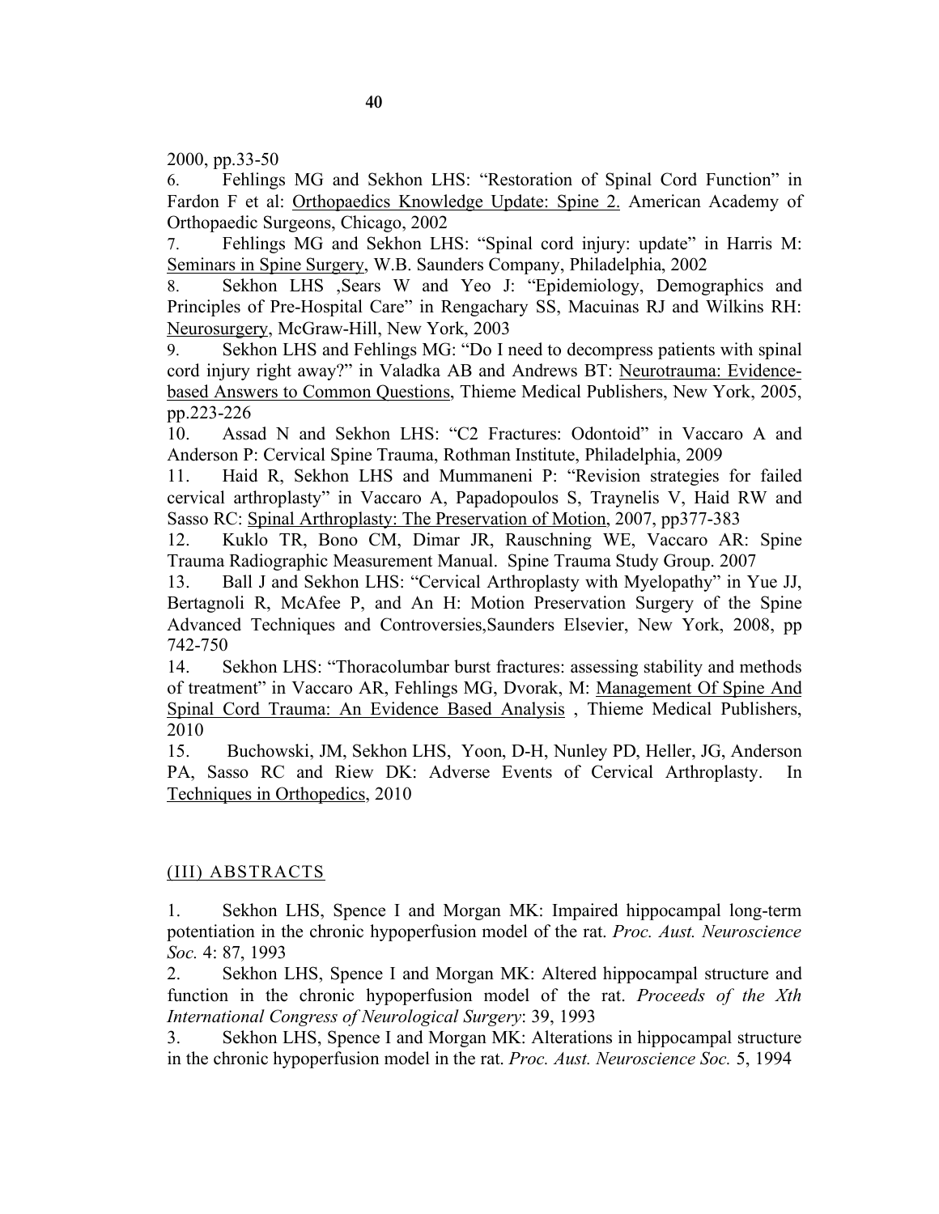2000, pp.33-50

6. Fehlings MG and Sekhon LHS: "Restoration of Spinal Cord Function" in Fardon F et al: Orthopaedics Knowledge Update: Spine 2. American Academy of Orthopaedic Surgeons, Chicago, 2002

7. Fehlings MG and Sekhon LHS: "Spinal cord injury: update" in Harris M: Seminars in Spine Surgery, W.B. Saunders Company, Philadelphia, 2002

8. Sekhon LHS ,Sears W and Yeo J: "Epidemiology, Demographics and Principles of Pre-Hospital Care" in Rengachary SS, Macuinas RJ and Wilkins RH: Neurosurgery, McGraw-Hill, New York, 2003

9. Sekhon LHS and Fehlings MG: "Do I need to decompress patients with spinal cord injury right away?" in Valadka AB and Andrews BT: Neurotrauma: Evidence-based Answers to Common Questions, Thieme Medical Publishers, New York, 2005, pp.223-226

10. Assad N and Sekhon LHS: "C2 Fractures: Odontoid" in Vaccaro A and Anderson P: Cervical Spine Trauma, Rothman Institute, Philadelphia, 2009

11. Haid R, Sekhon LHS and Mummaneni P: "Revision strategies for failed cervical arthroplasty" in Vaccaro A, Papadopoulos S, Traynelis V, Haid RW and Sasso RC: Spinal Arthroplasty: The Preservation of Motion, 2007, pp377-383

12. Kuklo TR, Bono CM, Dimar JR, Rauschning WE, Vaccaro AR: Spine Trauma Radiographic Measurement Manual. Spine Trauma Study Group. 2007

13. Ball J and Sekhon LHS: "Cervical Arthroplasty with Myelopathy" in Yue JJ, Bertagnoli R, McAfee P, and An H: Motion Preservation Surgery of the Spine Advanced Techniques and Controversies,Saunders Elsevier, New York, 2008, pp 742-750

14. Sekhon LHS: "Thoracolumbar burst fractures: assessing stability and methods of treatment" in Vaccaro AR, Fehlings MG, Dvorak, M: Management Of Spine And Spinal Cord Trauma: An Evidence Based Analysis , Thieme Medical Publishers, 2010

15. Buchowski, JM, Sekhon LHS, Yoon, D-H, Nunley PD, Heller, JG, Anderson PA, Sasso RC and Riew DK: Adverse Events of Cervical Arthroplasty. In Techniques in Orthopedics, 2010

## (III) ABSTRACTS

1. Sekhon LHS, Spence I and Morgan MK: Impaired hippocampal long-term potentiation in the chronic hypoperfusion model of the rat. *Proc. Aust. Neuroscience Soc.* 4: 87, 1993

2. Sekhon LHS, Spence I and Morgan MK: Altered hippocampal structure and function in the chronic hypoperfusion model of the rat. *Proceeds of the Xth International Congress of Neurological Surgery*: 39, 1993

3. Sekhon LHS, Spence I and Morgan MK: Alterations in hippocampal structure in the chronic hypoperfusion model in the rat. *Proc. Aust. Neuroscience Soc.* 5, 1994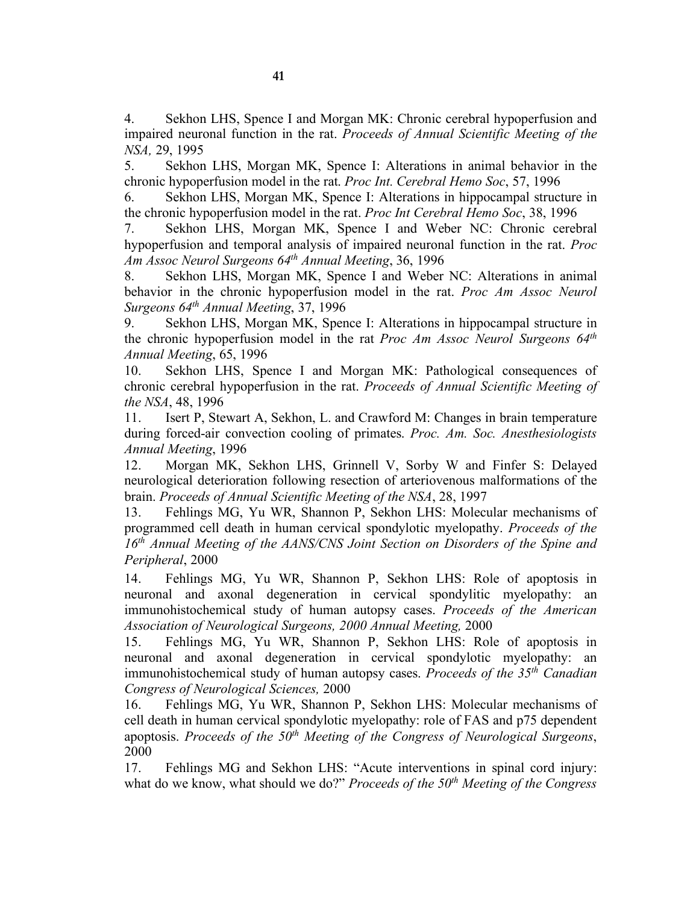4. Sekhon LHS, Spence I and Morgan MK: Chronic cerebral hypoperfusion and impaired neuronal function in the rat. *Proceeds of Annual Scientific Meeting of the NSA,* 29, 1995

5. Sekhon LHS, Morgan MK, Spence I: Alterations in animal behavior in the chronic hypoperfusion model in the rat. *Proc Int. Cerebral Hemo Soc*, 57, 1996

6. Sekhon LHS, Morgan MK, Spence I: Alterations in hippocampal structure in the chronic hypoperfusion model in the rat. *Proc Int Cerebral Hemo Soc*, 38, 1996

7. Sekhon LHS, Morgan MK, Spence I and Weber NC: Chronic cerebral hypoperfusion and temporal analysis of impaired neuronal function in the rat. *Proc Am Assoc Neurol Surgeons 64th Annual Meeting*, 36, 1996

8. Sekhon LHS, Morgan MK, Spence I and Weber NC: Alterations in animal behavior in the chronic hypoperfusion model in the rat. *Proc Am Assoc Neurol Surgeons 64th Annual Meeting*, 37, 1996

9. Sekhon LHS, Morgan MK, Spence I: Alterations in hippocampal structure in the chronic hypoperfusion model in the rat *Proc Am Assoc Neurol Surgeons 64th Annual Meeting*, 65, 1996

10. Sekhon LHS, Spence I and Morgan MK: Pathological consequences of chronic cerebral hypoperfusion in the rat. *Proceeds of Annual Scientific Meeting of the NSA*, 48, 1996

11. Isert P, Stewart A, Sekhon, L. and Crawford M: Changes in brain temperature during forced-air convection cooling of primates. *Proc. Am. Soc. Anesthesiologists Annual Meeting*, 1996

12. Morgan MK, Sekhon LHS, Grinnell V, Sorby W and Finfer S: Delayed neurological deterioration following resection of arteriovenous malformations of the brain. *Proceeds of Annual Scientific Meeting of the NSA*, 28, 1997

13. Fehlings MG, Yu WR, Shannon P, Sekhon LHS: Molecular mechanisms of programmed cell death in human cervical spondylotic myelopathy. *Proceeds of the 16th Annual Meeting of the AANS/CNS Joint Section on Disorders of the Spine and Peripheral*, 2000

14. Fehlings MG, Yu WR, Shannon P, Sekhon LHS: Role of apoptosis in neuronal and axonal degeneration in cervical spondylitic myelopathy: an immunohistochemical study of human autopsy cases. *Proceeds of the American Association of Neurological Surgeons, 2000 Annual Meeting,* 2000

15. Fehlings MG, Yu WR, Shannon P, Sekhon LHS: Role of apoptosis in neuronal and axonal degeneration in cervical spondylotic myelopathy: an immunohistochemical study of human autopsy cases. *Proceeds of the 35th Canadian Congress of Neurological Sciences,* 2000

16. Fehlings MG, Yu WR, Shannon P, Sekhon LHS: Molecular mechanisms of cell death in human cervical spondylotic myelopathy: role of FAS and p75 dependent apoptosis. *Proceeds of the 50th Meeting of the Congress of Neurological Surgeons*, 2000

17. Fehlings MG and Sekhon LHS: "Acute interventions in spinal cord injury: what do we know, what should we do?" *Proceeds of the 50th Meeting of the Congress*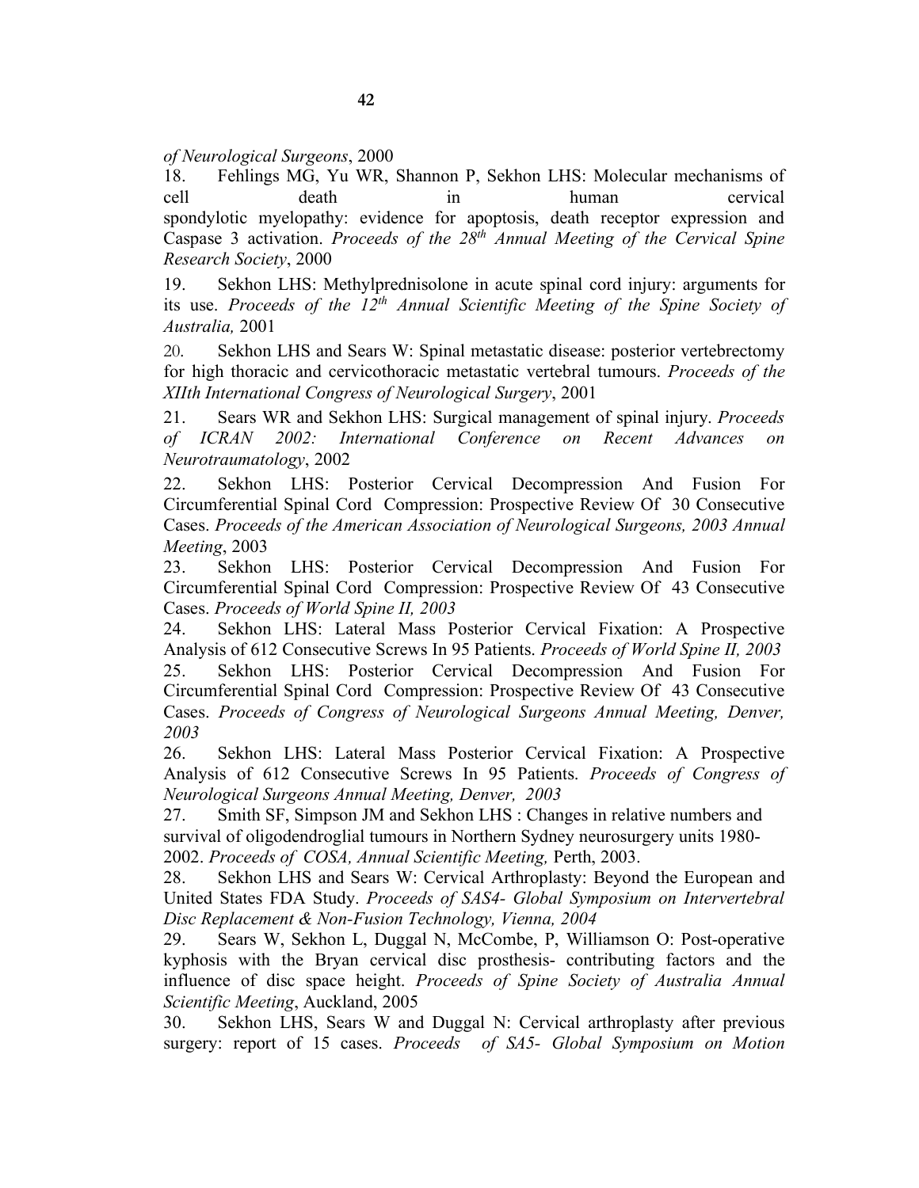*of Neurological Surgeons*, 2000

18. Fehlings MG, Yu WR, Shannon P, Sekhon LHS: Molecular mechanisms of cell death in human cervical spondylotic myelopathy: evidence for apoptosis, death receptor expression and Caspase 3 activation. *Proceeds of the 28th Annual Meeting of the Cervical Spine Research Society*, 2000

19. Sekhon LHS: Methylprednisolone in acute spinal cord injury: arguments for its use. *Proceeds of the 12th Annual Scientific Meeting of the Spine Society of Australia,* 2001

20. Sekhon LHS and Sears W: Spinal metastatic disease: posterior vertebrectomy for high thoracic and cervicothoracic metastatic vertebral tumours. *Proceeds of the XIIth International Congress of Neurological Surgery*, 2001

21. Sears WR and Sekhon LHS: Surgical management of spinal injury. *Proceeds of ICRAN 2002: International Conference on Recent Advances on Neurotraumatology*, 2002

22. Sekhon LHS: Posterior Cervical Decompression And Fusion For Circumferential Spinal Cord Compression: Prospective Review Of 30 Consecutive Cases. *Proceeds of the American Association of Neurological Surgeons, 2003 Annual Meeting*, 2003

23. Sekhon LHS: Posterior Cervical Decompression And Fusion For Circumferential Spinal Cord Compression: Prospective Review Of 43 Consecutive Cases. *Proceeds of World Spine II, 2003*

24. Sekhon LHS: Lateral Mass Posterior Cervical Fixation: A Prospective Analysis of 612 Consecutive Screws In 95 Patients. *Proceeds of World Spine II, 2003*

25. Sekhon LHS: Posterior Cervical Decompression And Fusion For Circumferential Spinal Cord Compression: Prospective Review Of 43 Consecutive Cases. *Proceeds of Congress of Neurological Surgeons Annual Meeting, Denver, 2003*

26. Sekhon LHS: Lateral Mass Posterior Cervical Fixation: A Prospective Analysis of 612 Consecutive Screws In 95 Patients. *Proceeds of Congress of Neurological Surgeons Annual Meeting, Denver, 2003*

27. Smith SF, Simpson JM and Sekhon LHS : Changes in relative numbers and survival of oligodendroglial tumours in Northern Sydney neurosurgery units 1980-2002. *Proceeds of COSA, Annual Scientific Meeting,* Perth, 2003.

28. Sekhon LHS and Sears W: Cervical Arthroplasty: Beyond the European and United States FDA Study. *Proceeds of SAS4- Global Symposium on Intervertebral Disc Replacement & Non-Fusion Technology, Vienna, 2004*

29. Sears W, Sekhon L, Duggal N, McCombe, P, Williamson O: Post-operative kyphosis with the Bryan cervical disc prosthesis- contributing factors and the influence of disc space height. *Proceeds of Spine Society of Australia Annual Scientific Meeting*, Auckland, 2005

30. Sekhon LHS, Sears W and Duggal N: Cervical arthroplasty after previous surgery: report of 15 cases. *Proceeds of SA5- Global Symposium on Motion*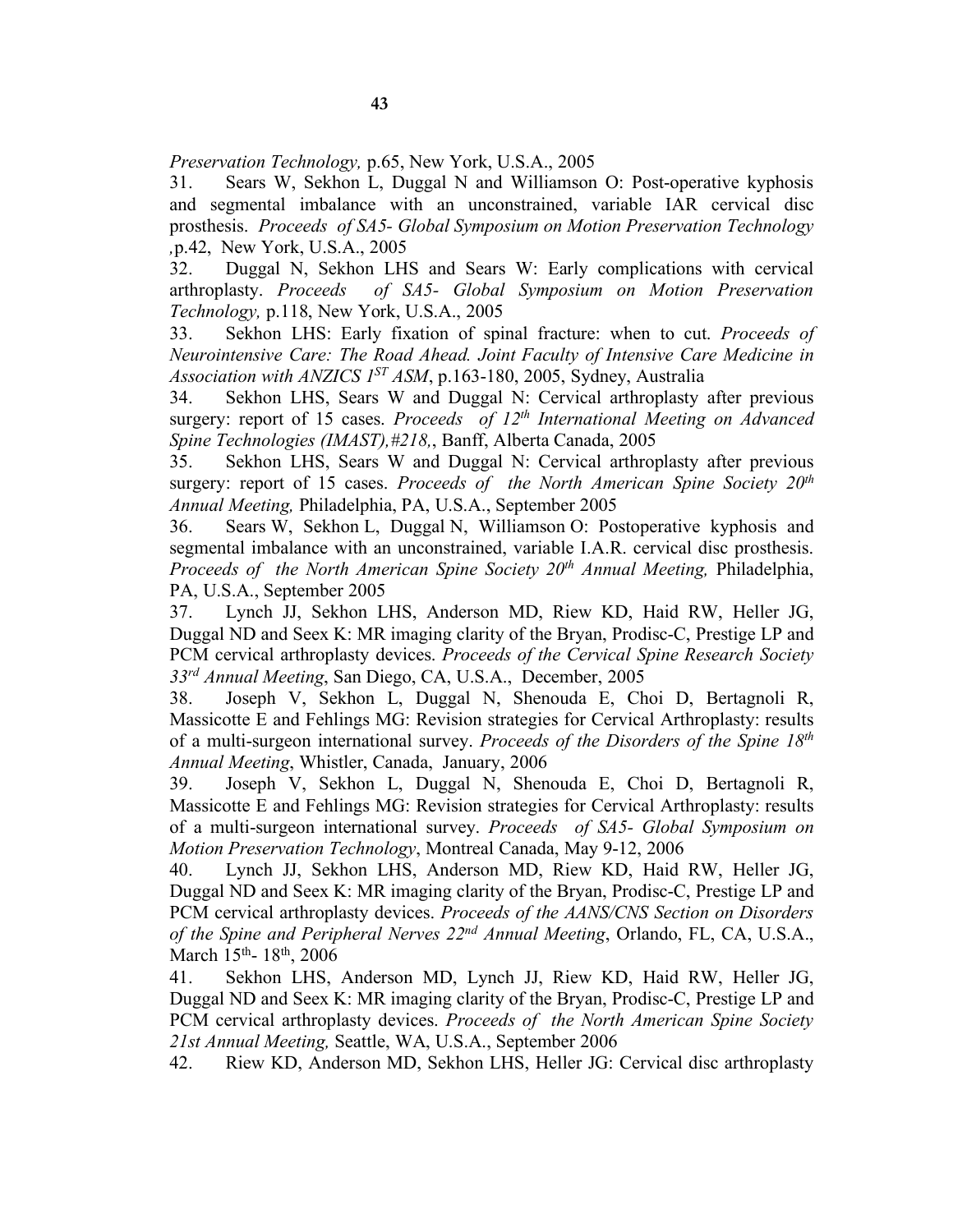*Preservation Technology,* p.65, New York, U.S.A., 2005

31. Sears W, Sekhon L, Duggal N and Williamson O: Post-operative kyphosis and segmental imbalance with an unconstrained, variable IAR cervical disc prosthesis. *Proceeds of SA5- Global Symposium on Motion Preservation Technology* ,p.42, New York, U.S.A., 2005

32. Duggal N, Sekhon LHS and Sears W: Early complications with cervical arthroplasty. *Proceeds of SA5- Global Symposium on Motion Preservation Technology,* p.118, New York, U.S.A., 2005

33. Sekhon LHS: Early fixation of spinal fracture: when to cut. *Proceeds of Neurointensive Care: The Road Ahead. Joint Faculty of Intensive Care Medicine in Association with ANZICS 1ST ASM*, p.163-180, 2005, Sydney, Australia

34. Sekhon LHS, Sears W and Duggal N: Cervical arthroplasty after previous surgery: report of 15 cases. *Proceeds of 12th International Meeting on Advanced Spine Technologies (IMAST),#218,*, Banff, Alberta Canada, 2005

35. Sekhon LHS, Sears W and Duggal N: Cervical arthroplasty after previous surgery: report of 15 cases. *Proceeds of the North American Spine Society 20th Annual Meeting,* Philadelphia, PA, U.S.A., September 2005

36. Sears W, Sekhon L, Duggal N, Williamson O: Postoperative kyphosis and segmental imbalance with an unconstrained, variable I.A.R. cervical disc prosthesis. *Proceeds of the North American Spine Society 20th Annual Meeting,* Philadelphia, PA, U.S.A., September 2005

37. Lynch JJ, Sekhon LHS, Anderson MD, Riew KD, Haid RW, Heller JG, Duggal ND and Seex K: MR imaging clarity of the Bryan, Prodisc-C, Prestige LP and PCM cervical arthroplasty devices. *Proceeds of the Cervical Spine Research Society 33rd Annual Meeting*, San Diego, CA, U.S.A., December, 2005

38. Joseph V, Sekhon L, Duggal N, Shenouda E, Choi D, Bertagnoli R, Massicotte E and Fehlings MG: Revision strategies for Cervical Arthroplasty: results of a multi-surgeon international survey. *Proceeds of the Disorders of the Spine 18th Annual Meeting*, Whistler, Canada, January, 2006

39. Joseph V, Sekhon L, Duggal N, Shenouda E, Choi D, Bertagnoli R, Massicotte E and Fehlings MG: Revision strategies for Cervical Arthroplasty: results of a multi-surgeon international survey. *Proceeds of SA5- Global Symposium on Motion Preservation Technology*, Montreal Canada, May 9-12, 2006

40. Lynch JJ, Sekhon LHS, Anderson MD, Riew KD, Haid RW, Heller JG, Duggal ND and Seex K: MR imaging clarity of the Bryan, Prodisc-C, Prestige LP and PCM cervical arthroplasty devices. *Proceeds of the AANS/CNS Section on Disorders of the Spine and Peripheral Nerves 22nd Annual Meeting*, Orlando, FL, CA, U.S.A., March 15th- 18th, 2006

41. Sekhon LHS, Anderson MD, Lynch JJ, Riew KD, Haid RW, Heller JG, Duggal ND and Seex K: MR imaging clarity of the Bryan, Prodisc-C, Prestige LP and PCM cervical arthroplasty devices. *Proceeds of the North American Spine Society 21st Annual Meeting,* Seattle, WA, U.S.A., September 2006

42. Riew KD, Anderson MD, Sekhon LHS, Heller JG: Cervical disc arthroplasty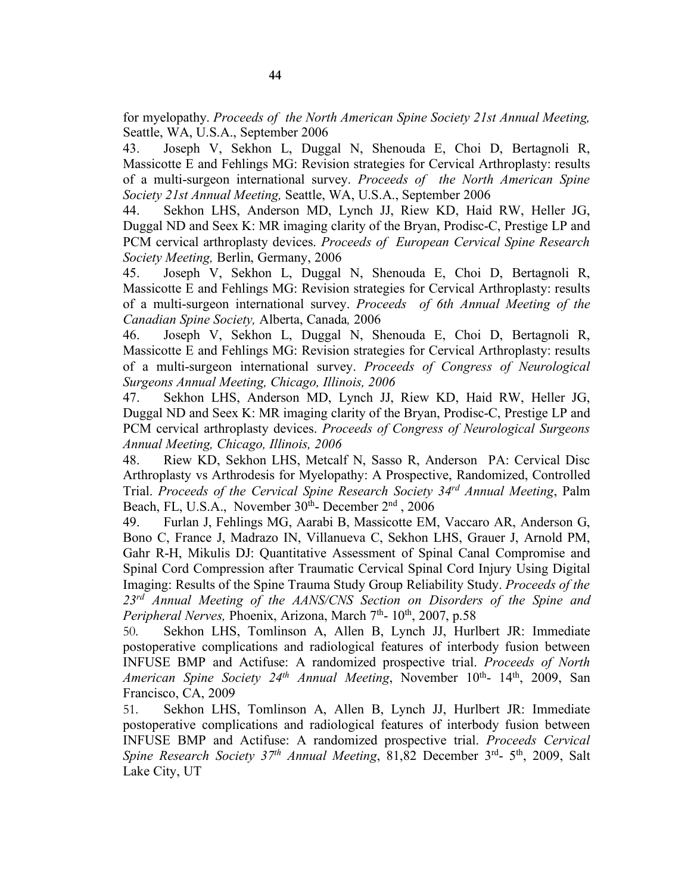for myelopathy. *Proceeds of the North American Spine Society 21st Annual Meeting,* Seattle, WA, U.S.A., September 2006

43. Joseph V, Sekhon L, Duggal N, Shenouda E, Choi D, Bertagnoli R, Massicotte E and Fehlings MG: Revision strategies for Cervical Arthroplasty: results of a multi-surgeon international survey. *Proceeds of the North American Spine Society 21st Annual Meeting,* Seattle, WA, U.S.A., September 2006

44. Sekhon LHS, Anderson MD, Lynch JJ, Riew KD, Haid RW, Heller JG, Duggal ND and Seex K: MR imaging clarity of the Bryan, Prodisc-C, Prestige LP and PCM cervical arthroplasty devices. *Proceeds of European Cervical Spine Research Society Meeting,* Berlin, Germany, 2006

45. Joseph V, Sekhon L, Duggal N, Shenouda E, Choi D, Bertagnoli R, Massicotte E and Fehlings MG: Revision strategies for Cervical Arthroplasty: results of a multi-surgeon international survey. *Proceeds of 6th Annual Meeting of the Canadian Spine Society,* Alberta, Canada*,* 2006

46. Joseph V, Sekhon L, Duggal N, Shenouda E, Choi D, Bertagnoli R, Massicotte E and Fehlings MG: Revision strategies for Cervical Arthroplasty: results of a multi-surgeon international survey. *Proceeds of Congress of Neurological Surgeons Annual Meeting, Chicago, Illinois, 2006*

47. Sekhon LHS, Anderson MD, Lynch JJ, Riew KD, Haid RW, Heller JG, Duggal ND and Seex K: MR imaging clarity of the Bryan, Prodisc-C, Prestige LP and PCM cervical arthroplasty devices. *Proceeds of Congress of Neurological Surgeons Annual Meeting, Chicago, Illinois, 2006*

48. Riew KD, Sekhon LHS, Metcalf N, Sasso R, Anderson PA: Cervical Disc Arthroplasty vs Arthrodesis for Myelopathy: A Prospective, Randomized, Controlled Trial. *Proceeds of the Cervical Spine Research Society 34rd Annual Meeting*, Palm Beach, FL, U.S.A., November 30th- December 2nd , 2006

49. Furlan J, Fehlings MG, Aarabi B, Massicotte EM, Vaccaro AR, Anderson G, Bono C, France J, Madrazo IN, Villanueva C, Sekhon LHS, Grauer J, Arnold PM, Gahr R-H, Mikulis DJ: Quantitative Assessment of Spinal Canal Compromise and Spinal Cord Compression after Traumatic Cervical Spinal Cord Injury Using Digital Imaging: Results of the Spine Trauma Study Group Reliability Study. *Proceeds of the 23rd Annual Meeting of the AANS/CNS Section on Disorders of the Spine and Peripheral Nerves,* Phoenix, Arizona, March 7th- 10th, 2007, p.58

50. Sekhon LHS, Tomlinson A, Allen B, Lynch JJ, Hurlbert JR: Immediate postoperative complications and radiological features of interbody fusion between INFUSE BMP and Actifuse: A randomized prospective trial. *Proceeds of North American Spine Society 24th Annual Meeting*, November 10th- 14th, 2009, San Francisco, CA, 2009

51. Sekhon LHS, Tomlinson A, Allen B, Lynch JJ, Hurlbert JR: Immediate postoperative complications and radiological features of interbody fusion between INFUSE BMP and Actifuse: A randomized prospective trial. *Proceeds Cervical Spine Research Society 37th Annual Meeting*, 81,82 December 3rd- 5th, 2009, Salt Lake City, UT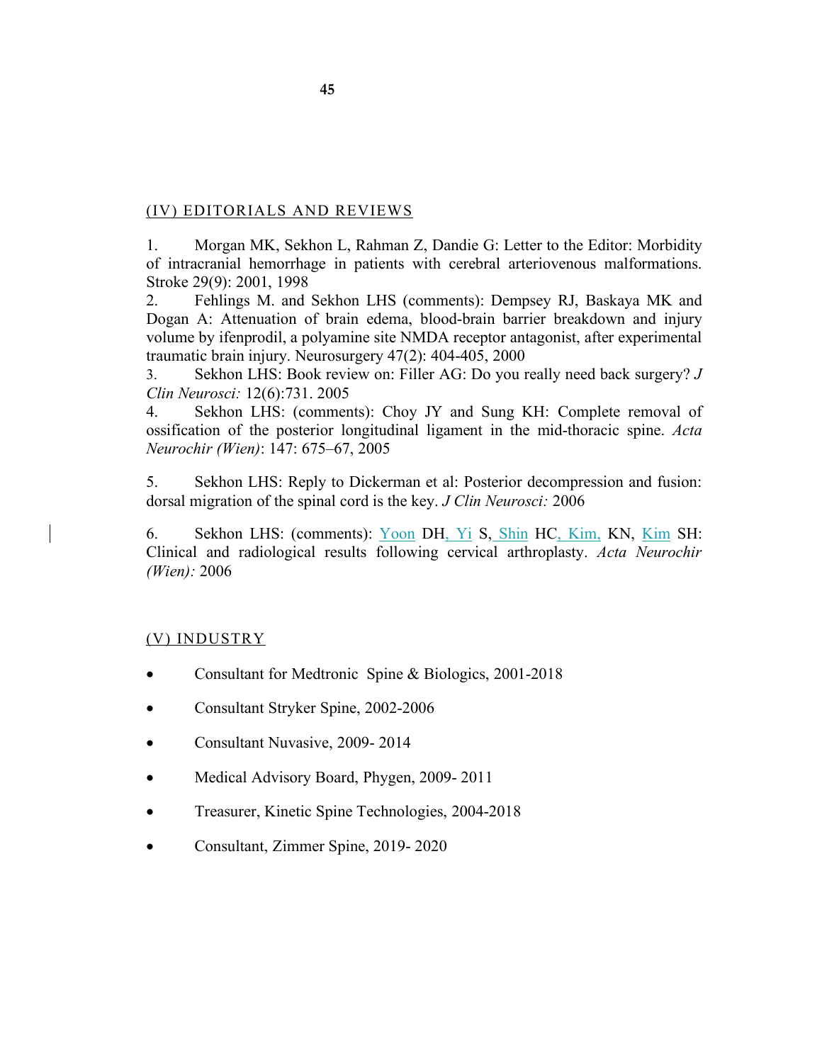## (IV) EDITORIALS AND REVIEWS

1. Morgan MK, Sekhon L, Rahman Z, Dandie G: Letter to the Editor: Morbidity of intracranial hemorrhage in patients with cerebral arteriovenous malformations. Stroke 29(9): 2001, 1998
2. Fehlings M. and Sekhon LHS (comments): Dempsey RJ, Baskaya MK and Dogan A: Attenuation of brain edema, blood-brain barrier breakdown and injury volume by ifenprodil, a polyamine site NMDA receptor antagonist, after experimental traumatic brain injury. Neurosurgery 47(2): 404-405, 2000
3. Sekhon LHS: Book review on: Filler AG: Do you really need back surgery? *J Clin Neurosci:* 12(6):731. 2005
4. Sekhon LHS: (comments): Choy JY and Sung KH: Complete removal of ossification of the posterior longitudinal ligament in the mid-thoracic spine. *Acta Neurochir (Wien)*: 147: 675–67, 2005

5. Sekhon LHS: Reply to Dickerman et al: Posterior decompression and fusion: dorsal migration of the spinal cord is the key. *J Clin Neurosci:* 2006

6. Sekhon LHS: (comments): Yoon DH, Yi S, Shin HC, Kim, KN, Kim SH: Clinical and radiological results following cervical arthroplasty. *Acta Neurochir (Wien):* 2006

## (V) INDUSTRY

- Consultant for Medtronic Spine & Biologics, 2001-2018
- Consultant Stryker Spine, 2002-2006
- Consultant Nuvasive, 2009- 2014
- Medical Advisory Board, Phygen, 2009- 2011
- Treasurer, Kinetic Spine Technologies, 2004-2018
- Consultant, Zimmer Spine, 2019- 2020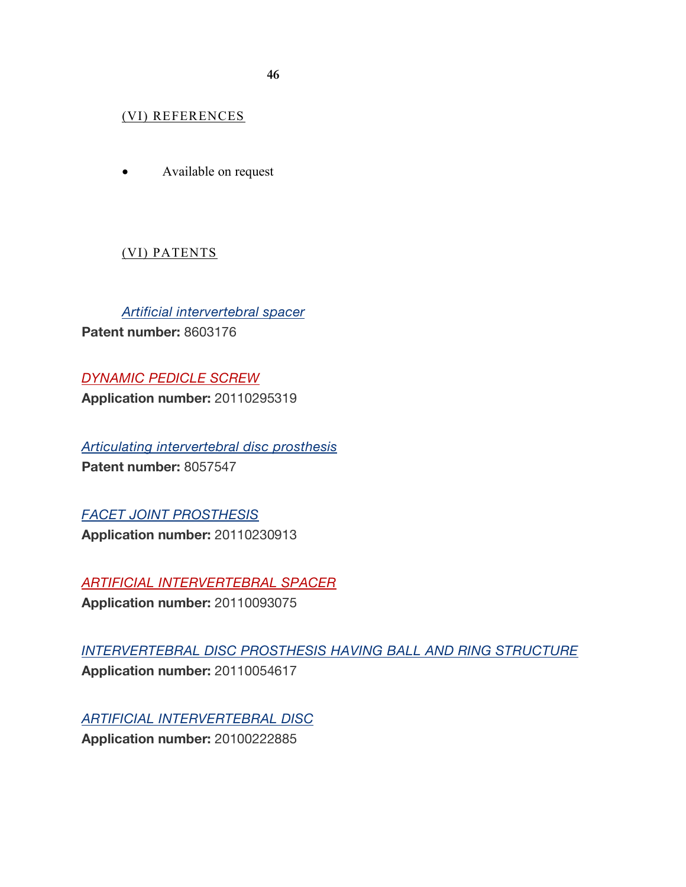## (VI) REFERENCES

- Available on request

## (VI) PATENTS

*Artificial intervertebral spacer*
**Patent number:** 8603176

*DYNAMIC PEDICLE SCREW*
**Application number:** 20110295319

*Articulating intervertebral disc prosthesis*
**Patent number:** 8057547

*FACET JOINT PROSTHESIS*
**Application number:** 20110230913

*ARTIFICIAL INTERVERTEBRAL SPACER*
**Application number:** 20110093075

*INTERVERTEBRAL DISC PROSTHESIS HAVING BALL AND RING STRUCTURE*
**Application number:** 20110054617

*ARTIFICIAL INTERVERTEBRAL DISC*
**Application number:** 20100222885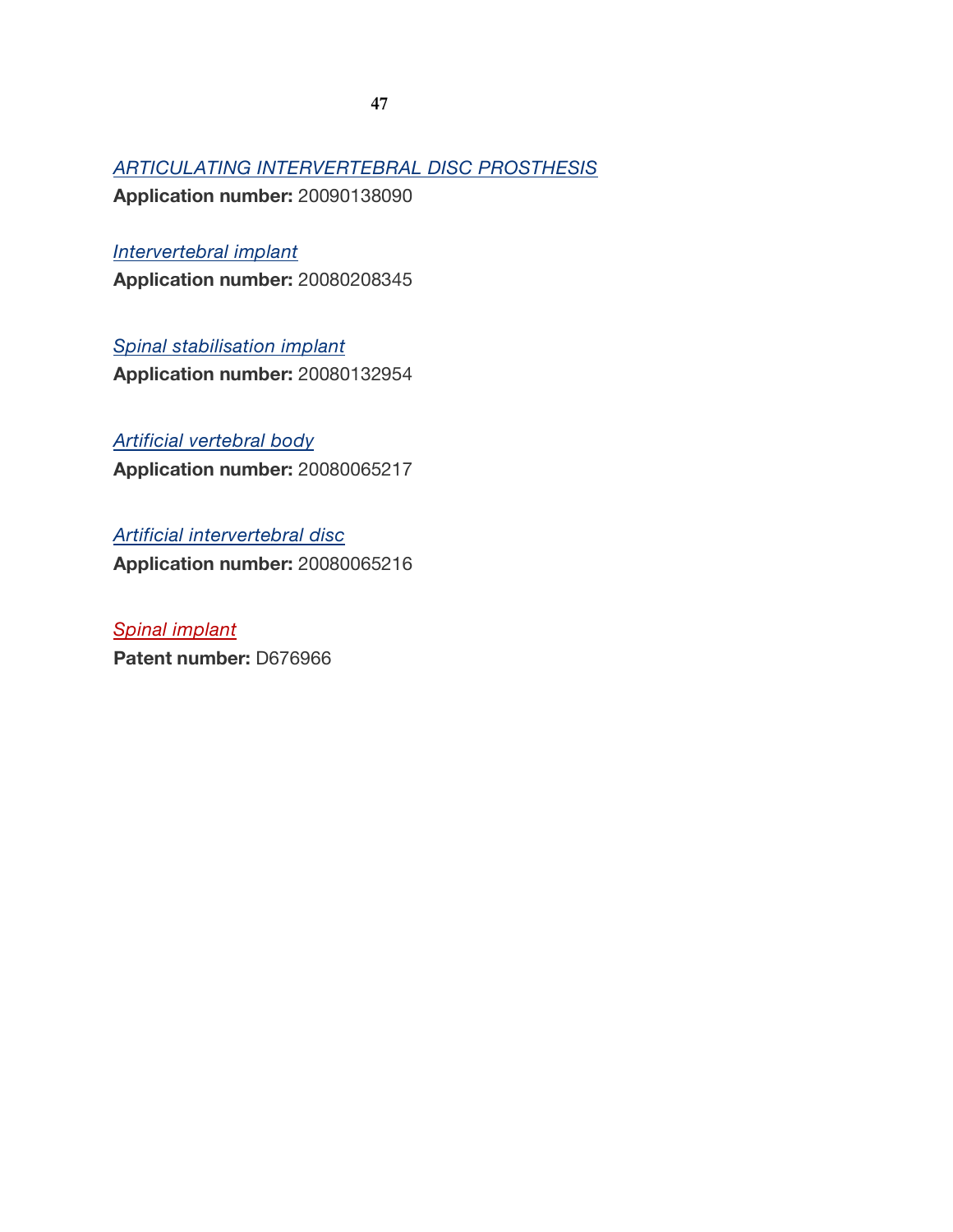*[ARTICULATING INTERVERTEBRAL DISC PROSTHESIS]*
**Application number:** 20090138090

*[Intervertebral implant]*
**Application number:** 20080208345

*[Spinal stabilisation implant]*
**Application number:** 20080132954

*[Artificial vertebral body]*
**Application number:** 20080065217

*[Artificial intervertebral disc]*
**Application number:** 20080065216

*[Spinal implant]*
**Patent number:** D676966